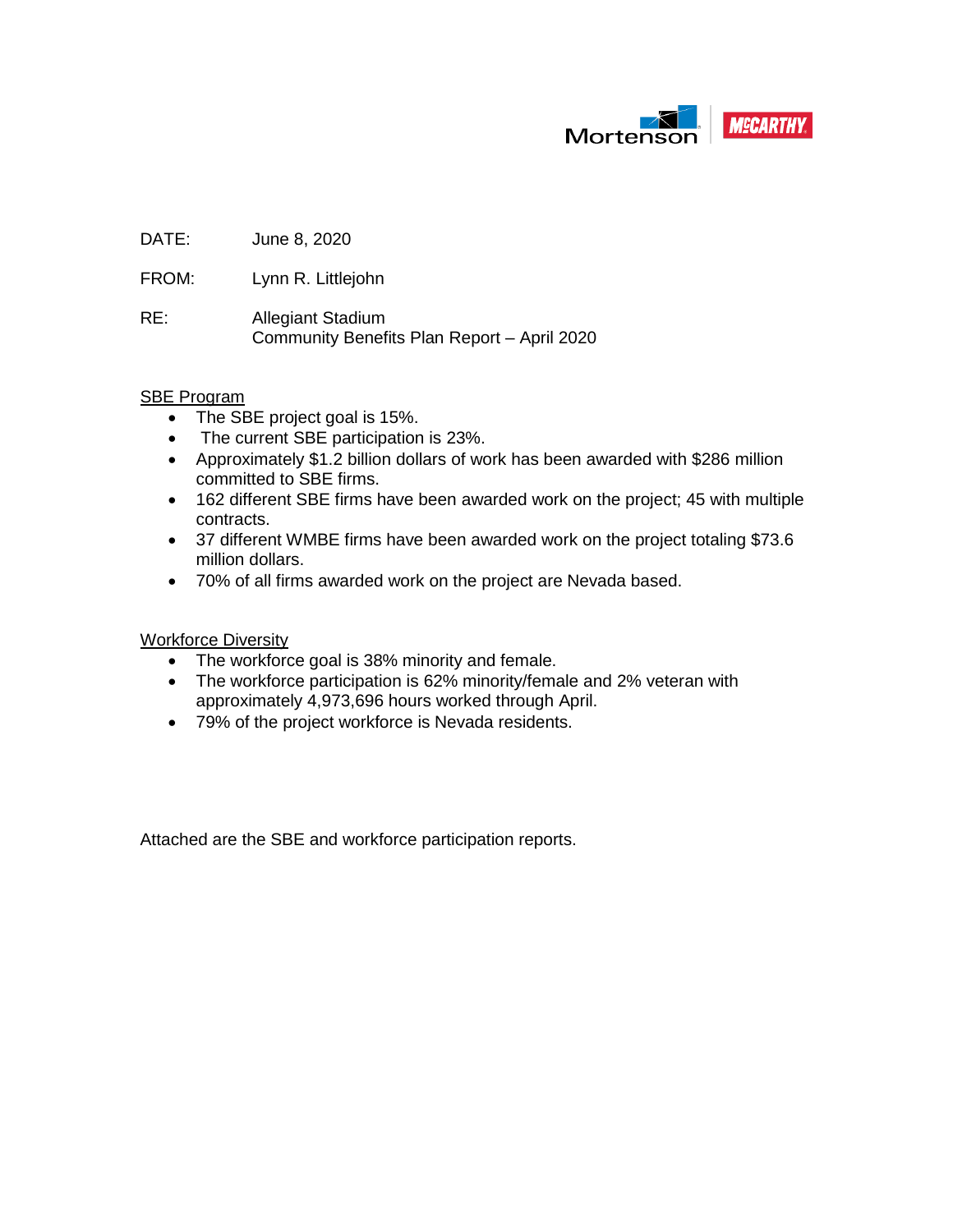Mortenson | McCARTHY

DATE: June 8, 2020

FROM: Lynn R. Littlejohn

RE: Allegiant Stadium
Community Benefits Plan Report – April 2020

## SBE Program

- The SBE project goal is 15%.
- The current SBE participation is 23%.
- Approximately $1.2 billion dollars of work has been awarded with $286 million committed to SBE firms.
- 162 different SBE firms have been awarded work on the project; 45 with multiple contracts.
- 37 different WMBE firms have been awarded work on the project totaling $73.6 million dollars.
- 70% of all firms awarded work on the project are Nevada based.

## Workforce Diversity

- The workforce goal is 38% minority and female.
- The workforce participation is 62% minority/female and 2% veteran with approximately 4,973,696 hours worked through April.
- 79% of the project workforce is Nevada residents.

Attached are the SBE and workforce participation reports.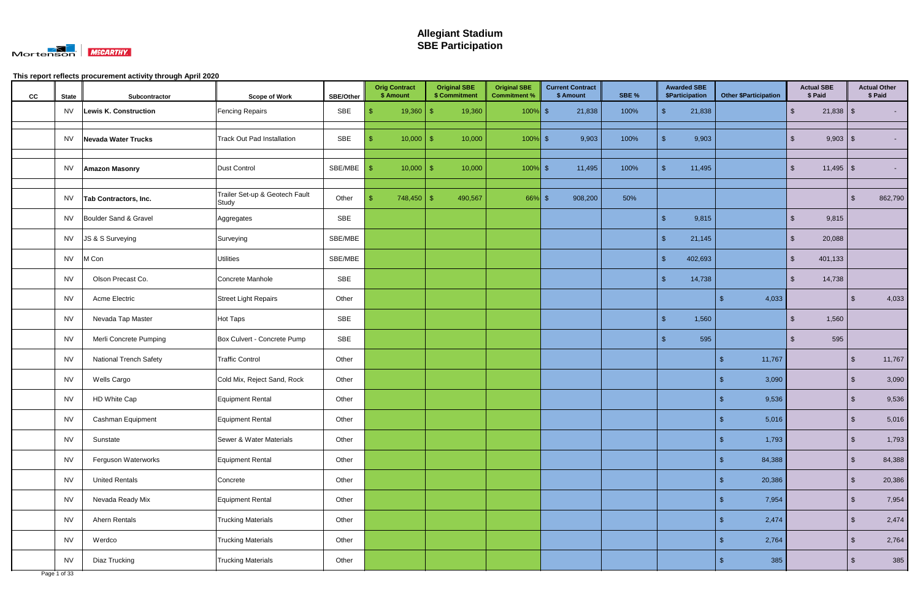# Allegiant Stadium
# SBE Participation

This report reflects procurement activity through April 2020

| CC | State | Subcontractor | Scope of Work | SBE/Other | Orig Contract $ Amount | Original SBE $ Commitment | Original SBE Commitment % | Current Contract $ Amount | SBE % | Awarded SBE $Participation | Other $Participation | Actual SBE $ Paid | Actual Other $ Paid |
|---|---|---|---|---|---|---|---|---|---|---|---|---|---|
| | NV | **Lewis K. Construction** | Fencing Repairs | SBE | $ 19,360 | $ 19,360 | 100% | $ 21,838 | 100% | $ 21,838 | | $ 21,838 | $ - |
| | NV | **Nevada Water Trucks** | Track Out Pad Installation | SBE | $ 10,000 | $ 10,000 | 100% | $ 9,903 | 100% | $ 9,903 | | $ 9,903 | $ - |
| | NV | **Amazon Masonry** | Dust Control | SBE/MBE | $ 10,000 | $ 10,000 | 100% | $ 11,495 | 100% | $ 11,495 | | $ 11,495 | $ - |
| | NV | **Tab Contractors, Inc.** | Trailer Set-up & Geotech Fault Study | Other | $ 748,450 | $ 490,567 | 66% | $ 908,200 | 50% | | | | $ 862,790 |
| | NV | Boulder Sand & Gravel | Aggregates | SBE | | | | | | $ 9,815 | | $ 9,815 | |
| | NV | JS & S Surveying | Surveying | SBE/MBE | | | | | | $ 21,145 | | $ 20,088 | |
| | NV | M Con | Utilities | SBE/MBE | | | | | | $ 402,693 | | $ 401,133 | |
| | NV | Olson Precast Co. | Concrete Manhole | SBE | | | | | | $ 14,738 | | $ 14,738 | |
| | NV | Acme Electric | Street Light Repairs | Other | | | | | | | $ 4,033 | | $ 4,033 |
| | NV | Nevada Tap Master | Hot Taps | SBE | | | | | | $ 1,560 | | $ 1,560 | |
| | NV | Merli Concrete Pumping | Box Culvert - Concrete Pump | SBE | | | | | | $ 595 | | $ 595 | |
| | NV | National Trench Safety | Traffic Control | Other | | | | | | | $ 11,767 | | $ 11,767 |
| | NV | Wells Cargo | Cold Mix, Reject Sand, Rock | Other | | | | | | | $ 3,090 | | $ 3,090 |
| | NV | HD White Cap | Equipment Rental | Other | | | | | | | $ 9,536 | | $ 9,536 |
| | NV | Cashman Equipment | Equipment Rental | Other | | | | | | | $ 5,016 | | $ 5,016 |
| | NV | Sunstate | Sewer & Water Materials | Other | | | | | | | $ 1,793 | | $ 1,793 |
| | NV | Ferguson Waterworks | Equipment Rental | Other | | | | | | | $ 84,388 | | $ 84,388 |
| | NV | United Rentals | Concrete | Other | | | | | | | $ 20,386 | | $ 20,386 |
| | NV | Nevada Ready Mix | Equipment Rental | Other | | | | | | | $ 7,954 | | $ 7,954 |
| | NV | Ahern Rentals | Trucking Materials | Other | | | | | | | $ 2,474 | | $ 2,474 |
| | NV | Werdco | Trucking Materials | Other | | | | | | | $ 2,764 | | $ 2,764 |
| | NV | Diaz Trucking | Trucking Materials | Other | | | | | | | $ 385 | | $ 385 |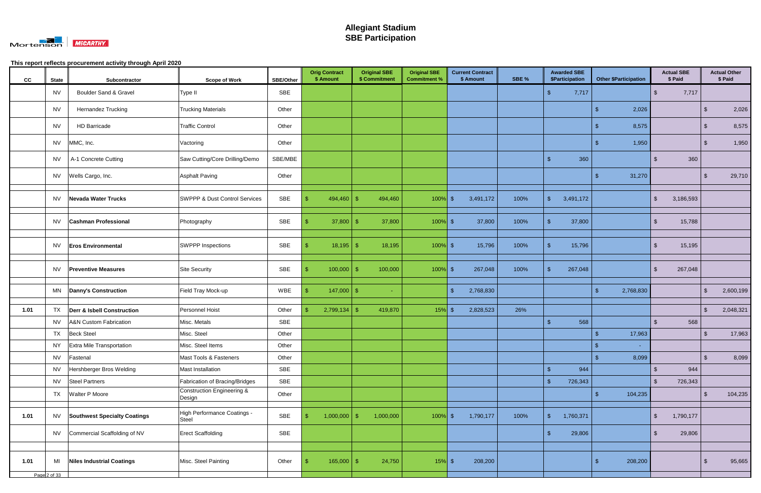# Allegiant Stadium
## SBE Participation

This report reflects procurement activity through April 2020

| CC | State | Subcontractor | Scope of Work | SBE/Other | Orig Contract $ Amount | Original SBE $ Commitment | Original SBE Commitment % | Current Contract $ Amount | SBE % | Awarded SBE $Participation | Other $Participation | Actual SBE $ Paid | Actual Other $ Paid |
|---|---|---|---|---|---|---|---|---|---|---|---|---|---|
| | NV | Boulder Sand & Gravel | Type II | SBE | | | | | | $ 7,717 | | $ 7,717 | |
| | NV | Hernandez Trucking | Trucking Materials | Other | | | | | | | $ 2,026 | | $ 2,026 |
| | NV | HD Barricade | Traffic Control | Other | | | | | | | $ 8,575 | | $ 8,575 |
| | NV | MMC, Inc. | Vactoring | Other | | | | | | | $ 1,950 | | $ 1,950 |
| | NV | A-1 Concrete Cutting | Saw Cutting/Core Drilling/Demo | SBE/MBE | | | | | | $ 360 | | $ 360 | |
| | NV | Wells Cargo, Inc. | Asphalt Paving | Other | | | | | | | $ 31,270 | | $ 29,710 |
| | NV | **Nevada Water Trucks** | SWPPP & Dust Control Services | SBE | $ 494,460 | $ 494,460 | 100% | $ 3,491,172 | 100% | $ 3,491,172 | | $ 3,186,593 | |
| | NV | **Cashman Professional** | Photography | SBE | $ 37,800 | $ 37,800 | 100% | $ 37,800 | 100% | $ 37,800 | | $ 15,788 | |
| | NV | **Eros Environmental** | SWPPP Inspections | SBE | $ 18,195 | $ 18,195 | 100% | $ 15,796 | 100% | $ 15,796 | | $ 15,195 | |
| | NV | **Preventive Measures** | Site Security | SBE | $ 100,000 | $ 100,000 | 100% | $ 267,048 | 100% | $ 267,048 | | $ 267,048 | |
| | MN | **Danny's Construction** | Field Tray Mock-up | WBE | $ 147,000 | $ - | | $ 2,768,830 | | | $ 2,768,830 | | $ 2,600,199 |
| 1.01 | TX | **Derr & Isbell Construction** | Personnel Hoist | Other | $ 2,799,134 | $ 419,870 | 15% | $ 2,828,523 | 26% | | | | $ 2,048,321 |
| | NV | A&N Custom Fabrication | Misc. Metals | SBE | | | | | | $ 568 | | $ 568 | |
| | TX | Beck Steel | Misc. Steel | Other | | | | | | | $ 17,963 | | $ 17,963 |
| | NY | Extra Mile Transportation | Misc. Steel Items | Other | | | | | | | $ - | | |
| | NV | Fastenal | Mast Tools & Fasteners | Other | | | | | | | $ 8,099 | | $ 8,099 |
| | NV | Hershberger Bros Welding | Mast Installation | SBE | | | | | | $ 944 | | $ 944 | |
| | NV | Steel Partners | Fabrication of Bracing/Bridges | SBE | | | | | | $ 726,343 | | $ 726,343 | |
| | TX | Walter P Moore | Construction Engineering & Design | Other | | | | | | | $ 104,235 | | $ 104,235 |
| 1.01 | NV | **Southwest Specialty Coatings** | High Performance Coatings - Steel | SBE | $ 1,000,000 | $ 1,000,000 | 100% | $ 1,790,177 | 100% | $ 1,760,371 | | $ 1,790,177 | |
| | NV | Commercial Scaffolding of NV | Erect Scaffolding | SBE | | | | | | $ 29,806 | | $ 29,806 | |
| 1.01 | MI | **Niles Industrial Coatings** | Misc. Steel Painting | Other | $ 165,000 | $ 24,750 | 15% | $ 208,200 | | | $ 208,200 | | $ 95,665 |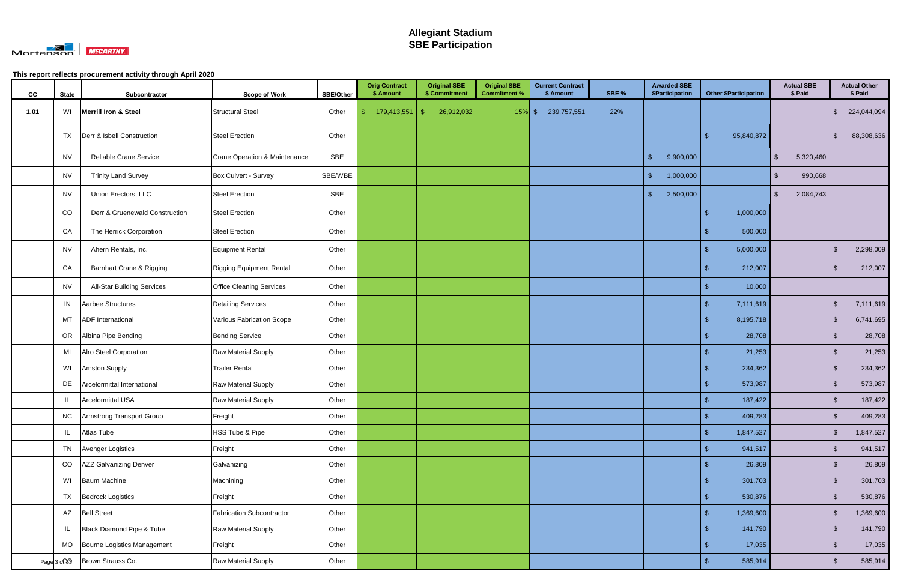# Allegiant Stadium
## SBE Participation

This report reflects procurement activity through April 2020

| CC | State | Subcontractor | Scope of Work | SBE/Other | Orig Contract $ Amount | Original SBE $ Commitment | Original SBE Commitment % | Current Contract $ Amount | SBE % | Awarded SBE $Participation | Other $Participation | Actual SBE $ Paid | Actual Other $ Paid |
|---|---|---|---|---|---|---|---|---|---|---|---|---|---|
| **1.01** | WI | **Merrill Iron & Steel** | Structural Steel | Other | $ 179,413,551 | $ 26,912,032 | 15% | $ 239,757,551 | 22% | | | | $ 224,044,094 |
| | TX | Derr & Isbell Construction | Steel Erection | Other | | | | | | | $ 95,840,872 | | $ 88,308,636 |
| | NV | Reliable Crane Service | Crane Operation & Maintenance | SBE | | | | | | $ 9,900,000 | | $ 5,320,460 | |
| | NV | Trinity Land Survey | Box Culvert - Survey | SBE/WBE | | | | | | $ 1,000,000 | | $ 990,668 | |
| | NV | Union Erectors, LLC | Steel Erection | SBE | | | | | | $ 2,500,000 | | $ 2,084,743 | |
| | CO | Derr & Gruenewald Construction | Steel Erection | Other | | | | | | | $ 1,000,000 | | |
| | CA | The Herrick Corporation | Steel Erection | Other | | | | | | | $ 500,000 | | |
| | NV | Ahern Rentals, Inc. | Equipment Rental | Other | | | | | | | $ 5,000,000 | | $ 2,298,009 |
| | CA | Barnhart Crane & Rigging | Rigging Equipment Rental | Other | | | | | | | $ 212,007 | | $ 212,007 |
| | NV | All-Star Building Services | Office Cleaning Services | Other | | | | | | | $ 10,000 | | |
| | IN | Aarbee Structures | Detailing Services | Other | | | | | | | $ 7,111,619 | | $ 7,111,619 |
| | MT | ADF International | Various Fabrication Scope | Other | | | | | | | $ 8,195,718 | | $ 6,741,695 |
| | OR | Albina Pipe Bending | Bending Service | Other | | | | | | | $ 28,708 | | $ 28,708 |
| | MI | Alro Steel Corporation | Raw Material Supply | Other | | | | | | | $ 21,253 | | $ 21,253 |
| | WI | Amston Supply | Trailer Rental | Other | | | | | | | $ 234,362 | | $ 234,362 |
| | DE | Arcelormittal International | Raw Material Supply | Other | | | | | | | $ 573,987 | | $ 573,987 |
| | IL | Arcelormittal USA | Raw Material Supply | Other | | | | | | | $ 187,422 | | $ 187,422 |
| | NC | Armstrong Transport Group | Freight | Other | | | | | | | $ 409,283 | | $ 409,283 |
| | IL | Atlas Tube | HSS Tube & Pipe | Other | | | | | | | $ 1,847,527 | | $ 1,847,527 |
| | TN | Avenger Logistics | Freight | Other | | | | | | | $ 941,517 | | $ 941,517 |
| | CO | AZZ Galvanizing Denver | Galvanizing | Other | | | | | | | $ 26,809 | | $ 26,809 |
| | WI | Baum Machine | Machining | Other | | | | | | | $ 301,703 | | $ 301,703 |
| | TX | Bedrock Logistics | Freight | Other | | | | | | | $ 530,876 | | $ 530,876 |
| | AZ | Bell Street | Fabrication Subcontractor | Other | | | | | | | $ 1,369,600 | | $ 1,369,600 |
| | IL | Black Diamond Pipe & Tube | Raw Material Supply | Other | | | | | | | $ 141,790 | | $ 141,790 |
| | MO | Bourne Logistics Management | Freight | Other | | | | | | | $ 17,035 | | $ 17,035 |
| | | Brown Strauss Co. | Raw Material Supply | Other | | | | | | | $ 585,914 | | $ 585,914 |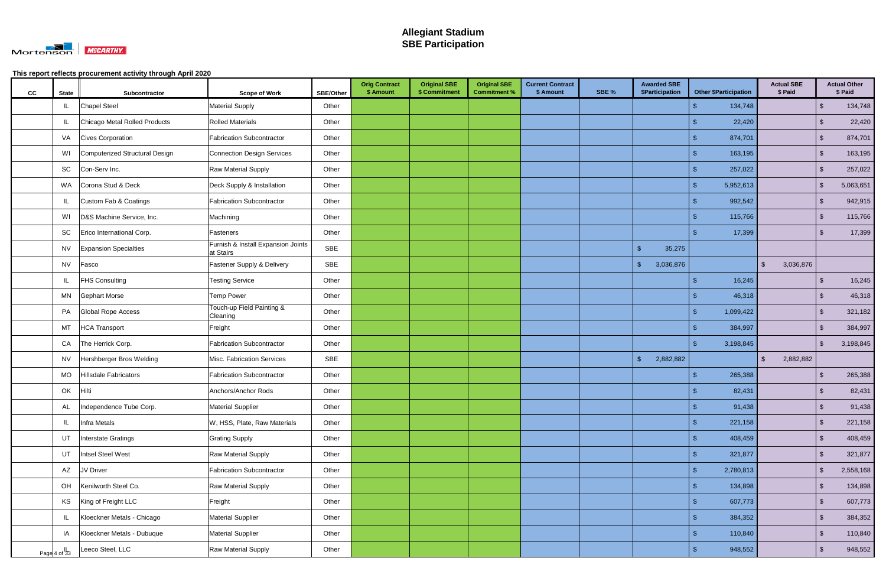# Allegiant Stadium
## SBE Participation

This report reflects procurement activity through April 2020

| CC | State | Subcontractor | Scope of Work | SBE/Other | Orig Contract $ Amount | Original SBE $ Commitment | Original SBE Commitment % | Current Contract $ Amount | SBE % | Awarded SBE $Participation | Other $Participation | Actual SBE $ Paid | Actual Other $ Paid |
|---|---|---|---|---|---|---|---|---|---|---|---|---|---|
| | IL | Chapel Steel | Material Supply | Other | | | | | | | $ 134,748 | | $ 134,748 |
| | IL | Chicago Metal Rolled Products | Rolled Materials | Other | | | | | | | $ 22,420 | | $ 22,420 |
| | VA | Cives Corporation | Fabrication Subcontractor | Other | | | | | | | $ 874,701 | | $ 874,701 |
| | WI | Computerized Structural Design | Connection Design Services | Other | | | | | | | $ 163,195 | | $ 163,195 |
| | SC | Con-Serv Inc. | Raw Material Supply | Other | | | | | | | $ 257,022 | | $ 257,022 |
| | WA | Corona Stud & Deck | Deck Supply & Installation | Other | | | | | | | $ 5,952,613 | | $ 5,063,651 |
| | IL | Custom Fab & Coatings | Fabrication Subcontractor | Other | | | | | | | $ 992,542 | | $ 942,915 |
| | WI | D&S Machine Service, Inc. | Machining | Other | | | | | | | $ 115,766 | | $ 115,766 |
| | SC | Erico International Corp. | Fasteners | Other | | | | | | | $ 17,399 | | $ 17,399 |
| | NV | Expansion Specialties | Furnish & Install Expansion Joints at Stairs | SBE | | | | | | $ 35,275 | | | |
| | NV | Fasco | Fastener Supply & Delivery | SBE | | | | | | $ 3,036,876 | | $ 3,036,876 | |
| | IL | FHS Consulting | Testing Service | Other | | | | | | | $ 16,245 | | $ 16,245 |
| | MN | Gephart Morse | Temp Power | Other | | | | | | | $ 46,318 | | $ 46,318 |
| | PA | Global Rope Access | Touch-up Field Painting & Cleaning | Other | | | | | | | $ 1,099,422 | | $ 321,182 |
| | MT | HCA Transport | Freight | Other | | | | | | | $ 384,997 | | $ 384,997 |
| | CA | The Herrick Corp. | Fabrication Subcontractor | Other | | | | | | | $ 3,198,845 | | $ 3,198,845 |
| | NV | Hershberger Bros Welding | Misc. Fabrication Services | SBE | | | | | | $ 2,882,882 | | $ 2,882,882 | |
| | MO | Hillsdale Fabricators | Fabrication Subcontractor | Other | | | | | | | $ 265,388 | | $ 265,388 |
| | OK | Hilti | Anchors/Anchor Rods | Other | | | | | | | $ 82,431 | | $ 82,431 |
| | AL | Independence Tube Corp. | Material Supplier | Other | | | | | | | $ 91,438 | | $ 91,438 |
| | IL | Infra Metals | W, HSS, Plate, Raw Materials | Other | | | | | | | $ 221,158 | | $ 221,158 |
| | UT | Interstate Gratings | Grating Supply | Other | | | | | | | $ 408,459 | | $ 408,459 |
| | UT | Intsel Steel West | Raw Material Supply | Other | | | | | | | $ 321,877 | | $ 321,877 |
| | AZ | JV Driver | Fabrication Subcontractor | Other | | | | | | | $ 2,780,813 | | $ 2,558,168 |
| | OH | Kenilworth Steel Co. | Raw Material Supply | Other | | | | | | | $ 134,898 | | $ 134,898 |
| | KS | King of Freight LLC | Freight | Other | | | | | | | $ 607,773 | | $ 607,773 |
| | IL | Kloeckner Metals - Chicago | Material Supplier | Other | | | | | | | $ 384,352 | | $ 384,352 |
| | IA | Kloeckner Metals - Dubuque | Material Supplier | Other | | | | | | | $ 110,840 | | $ 110,840 |
| | IL | Leeco Steel, LLC | Raw Material Supply | Other | | | | | | | $ 948,552 | | $ 948,552 |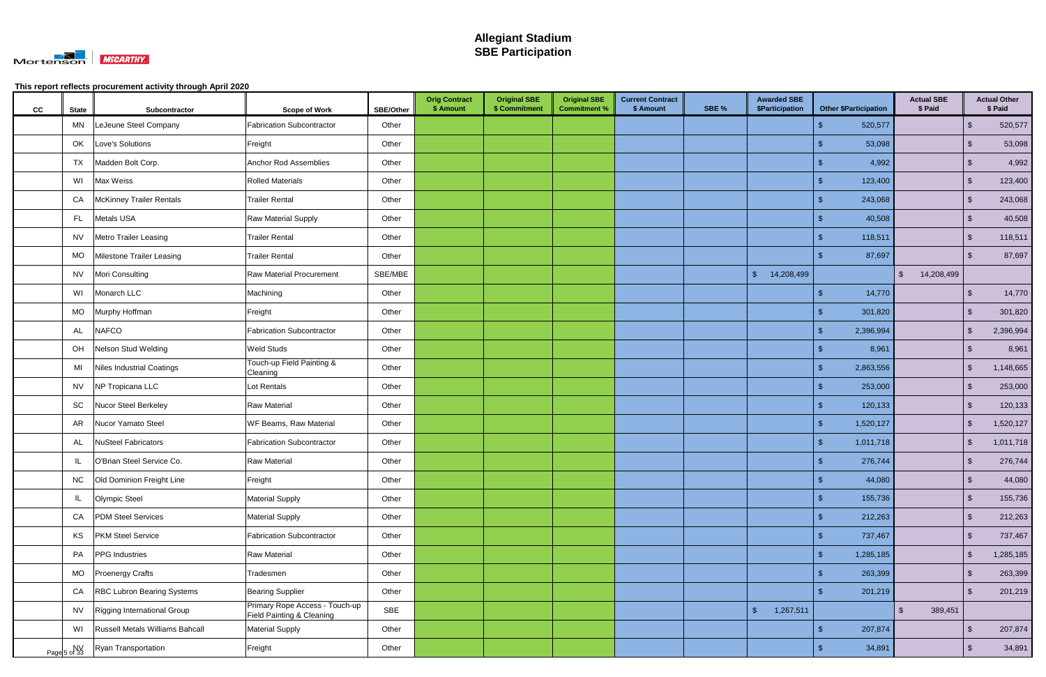# Allegiant Stadium
# SBE Participation

This report reflects procurement activity through April 2020

| CC | State | Subcontractor | Scope of Work | SBE/Other | Orig Contract $ Amount | Original SBE $ Commitment | Original SBE Commitment % | Current Contract $ Amount | SBE % | Awarded SBE $Participation | Other $Participation | Actual SBE $ Paid | Actual Other $ Paid |
|---|---|---|---|---|---|---|---|---|---|---|---|---|---|
| | MN | LeJeune Steel Company | Fabrication Subcontractor | Other | | | | | | | $ 520,577 | | $ 520,577 |
| | OK | Love's Solutions | Freight | Other | | | | | | | $ 53,098 | | $ 53,098 |
| | TX | Madden Bolt Corp. | Anchor Rod Assemblies | Other | | | | | | | $ 4,992 | | $ 4,992 |
| | WI | Max Weiss | Rolled Materials | Other | | | | | | | $ 123,400 | | $ 123,400 |
| | CA | McKinney Trailer Rentals | Trailer Rental | Other | | | | | | | $ 243,068 | | $ 243,068 |
| | FL | Metals USA | Raw Material Supply | Other | | | | | | | $ 40,508 | | $ 40,508 |
| | NV | Metro Trailer Leasing | Trailer Rental | Other | | | | | | | $ 118,511 | | $ 118,511 |
| | MO | Milestone Trailer Leasing | Trailer Rental | Other | | | | | | | $ 87,697 | | $ 87,697 |
| | NV | Mori Consulting | Raw Material Procurement | SBE/MBE | | | | | | $ 14,208,499 | | $ 14,208,499 | |
| | WI | Monarch LLC | Machining | Other | | | | | | | $ 14,770 | | $ 14,770 |
| | MO | Murphy Hoffman | Freight | Other | | | | | | | $ 301,820 | | $ 301,820 |
| | AL | NAFCO | Fabrication Subcontractor | Other | | | | | | | $ 2,396,994 | | $ 2,396,994 |
| | OH | Nelson Stud Welding | Weld Studs | Other | | | | | | | $ 8,961 | | $ 8,961 |
| | MI | Niles Industrial Coatings | Touch-up Field Painting & Cleaning | Other | | | | | | | $ 2,863,556 | | $ 1,148,665 |
| | NV | NP Tropicana LLC | Lot Rentals | Other | | | | | | | $ 253,000 | | $ 253,000 |
| | SC | Nucor Steel Berkeley | Raw Material | Other | | | | | | | $ 120,133 | | $ 120,133 |
| | AR | Nucor Yamato Steel | WF Beams, Raw Material | Other | | | | | | | $ 1,520,127 | | $ 1,520,127 |
| | AL | NuSteel Fabricators | Fabrication Subcontractor | Other | | | | | | | $ 1,011,718 | | $ 1,011,718 |
| | IL | O'Brian Steel Service Co. | Raw Material | Other | | | | | | | $ 276,744 | | $ 276,744 |
| | NC | Old Dominion Freight Line | Freight | Other | | | | | | | $ 44,080 | | $ 44,080 |
| | IL | Olympic Steel | Material Supply | Other | | | | | | | $ 155,736 | | $ 155,736 |
| | CA | PDM Steel Services | Material Supply | Other | | | | | | | $ 212,263 | | $ 212,263 |
| | KS | PKM Steel Service | Fabrication Subcontractor | Other | | | | | | | $ 737,467 | | $ 737,467 |
| | PA | PPG Industries | Raw Material | Other | | | | | | | $ 1,285,185 | | $ 1,285,185 |
| | MO | Proenergy Crafts | Tradesmen | Other | | | | | | | $ 263,399 | | $ 263,399 |
| | CA | RBC Lubron Bearing Systems | Bearing Supplier | Other | | | | | | | $ 201,219 | | $ 201,219 |
| | NV | Rigging International Group | Primary Rope Access - Touch-up Field Painting & Cleaning | SBE | | | | | | $ 1,267,511 | | $ 389,451 | |
| | WI | Russell Metals Williams Bahcall | Material Supply | Other | | | | | | | $ 207,874 | | $ 207,874 |
| | NV | Ryan Transportation | Freight | Other | | | | | | | $ 34,891 | | $ 34,891 |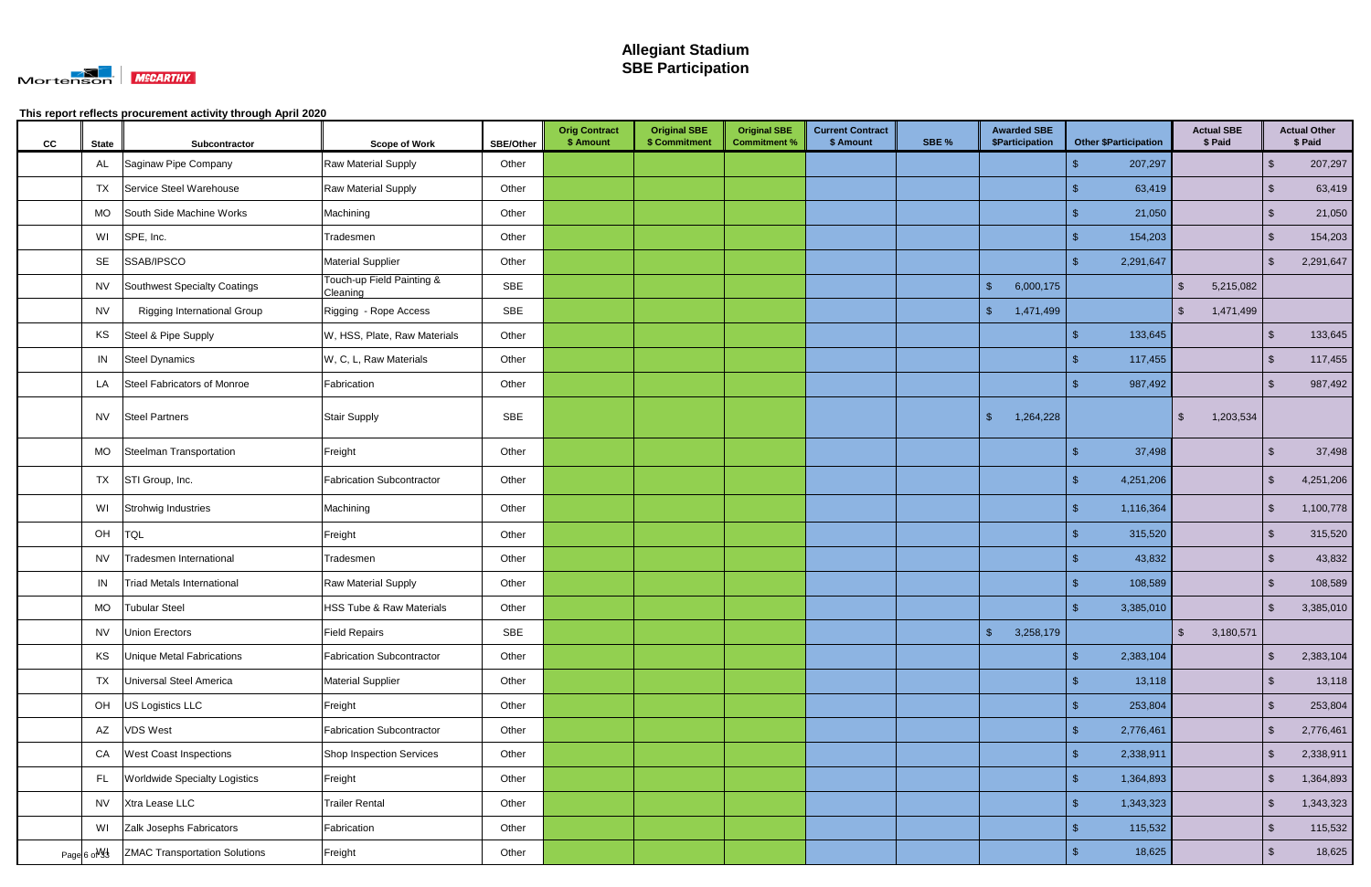# Allegiant Stadium
# SBE Participation

**This report reflects procurement activity through April 2020**

| CC | State | Subcontractor | Scope of Work | SBE/Other | Orig Contract $ Amount | Original SBE $ Commitment | Original SBE Commitment % | Current Contract $ Amount | SBE % | Awarded SBE $Participation | Other $Participation | Actual SBE $ Paid | Actual Other $ Paid |
|---|---|---|---|---|---|---|---|---|---|---|---|---|---|
| | AL | Saginaw Pipe Company | Raw Material Supply | Other | | | | | | | $ 207,297 | | $ 207,297 |
| | TX | Service Steel Warehouse | Raw Material Supply | Other | | | | | | | $ 63,419 | | $ 63,419 |
| | MO | South Side Machine Works | Machining | Other | | | | | | | $ 21,050 | | $ 21,050 |
| | WI | SPE, Inc. | Tradesmen | Other | | | | | | | $ 154,203 | | $ 154,203 |
| | SE | SSAB/IPSCO | Material Supplier | Other | | | | | | | $ 2,291,647 | | $ 2,291,647 |
| | NV | Southwest Specialty Coatings | Touch-up Field Painting & Cleaning | SBE | | | | | | $ 6,000,175 | | $ 5,215,082 | |
| | NV | Rigging International Group | Rigging - Rope Access | SBE | | | | | | $ 1,471,499 | | $ 1,471,499 | |
| | KS | Steel & Pipe Supply | W, HSS, Plate, Raw Materials | Other | | | | | | | $ 133,645 | | $ 133,645 |
| | IN | Steel Dynamics | W, C, L, Raw Materials | Other | | | | | | | $ 117,455 | | $ 117,455 |
| | LA | Steel Fabricators of Monroe | Fabrication | Other | | | | | | | $ 987,492 | | $ 987,492 |
| | NV | Steel Partners | Stair Supply | SBE | | | | | | $ 1,264,228 | | $ 1,203,534 | |
| | MO | Steelman Transportation | Freight | Other | | | | | | | $ 37,498 | | $ 37,498 |
| | TX | STI Group, Inc. | Fabrication Subcontractor | Other | | | | | | | $ 4,251,206 | | $ 4,251,206 |
| | WI | Strohwig Industries | Machining | Other | | | | | | | $ 1,116,364 | | $ 1,100,778 |
| | OH | TQL | Freight | Other | | | | | | | $ 315,520 | | $ 315,520 |
| | NV | Tradesmen International | Tradesmen | Other | | | | | | | $ 43,832 | | $ 43,832 |
| | IN | Triad Metals International | Raw Material Supply | Other | | | | | | | $ 108,589 | | $ 108,589 |
| | MO | Tubular Steel | HSS Tube & Raw Materials | Other | | | | | | | $ 3,385,010 | | $ 3,385,010 |
| | NV | Union Erectors | Field Repairs | SBE | | | | | | $ 3,258,179 | | $ 3,180,571 | |
| | KS | Unique Metal Fabrications | Fabrication Subcontractor | Other | | | | | | | $ 2,383,104 | | $ 2,383,104 |
| | TX | Universal Steel America | Material Supplier | Other | | | | | | | $ 13,118 | | $ 13,118 |
| | OH | US Logistics LLC | Freight | Other | | | | | | | $ 253,804 | | $ 253,804 |
| | AZ | VDS West | Fabrication Subcontractor | Other | | | | | | | $ 2,776,461 | | $ 2,776,461 |
| | CA | West Coast Inspections | Shop Inspection Services | Other | | | | | | | $ 2,338,911 | | $ 2,338,911 |
| | FL | Worldwide Specialty Logistics | Freight | Other | | | | | | | $ 1,364,893 | | $ 1,364,893 |
| | NV | Xtra Lease LLC | Trailer Rental | Other | | | | | | | $ 1,343,323 | | $ 1,343,323 |
| | WI | Zalk Josephs Fabricators | Fabrication | Other | | | | | | | $ 115,532 | | $ 115,532 |
| | WI | ZMAC Transportation Solutions | Freight | Other | | | | | | | $ 18,625 | | $ 18,625 |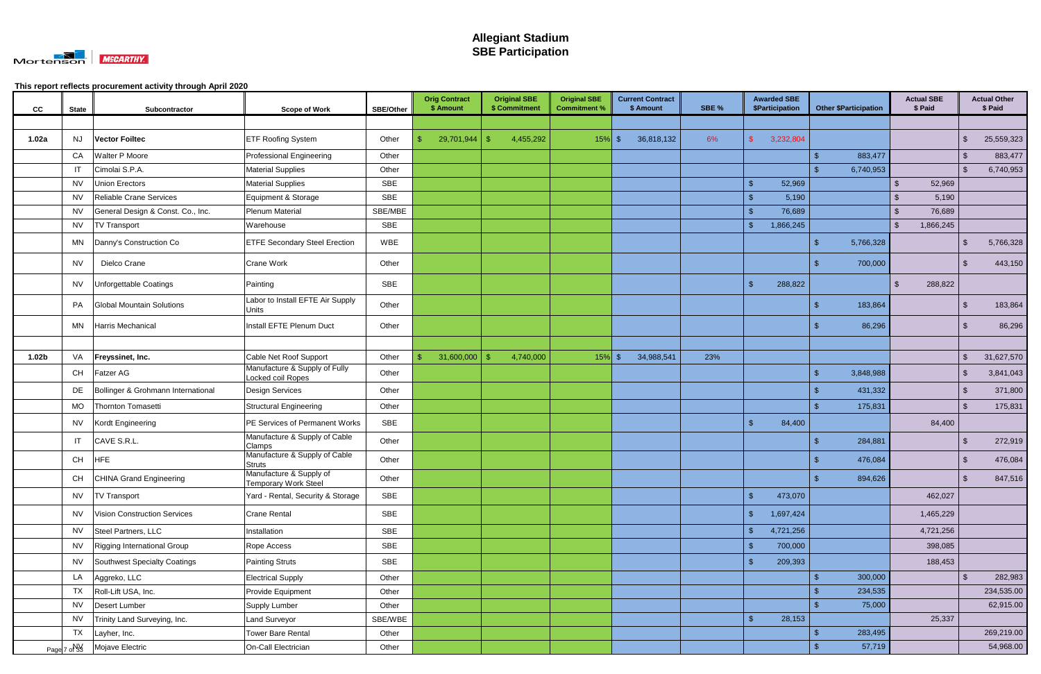# Allegiant Stadium
## SBE Participation

**This report reflects procurement activity through April 2020**

| CC | State | Subcontractor | Scope of Work | SBE/Other | Orig Contract $ Amount | Original SBE $ Commitment | Original SBE Commitment % | Current Contract $ Amount | SBE % | Awarded SBE $Participation | Other $Participation | Actual SBE $ Paid | Actual Other $ Paid |
|---|---|---|---|---|---|---|---|---|---|---|---|---|---|
| | | | | | | | | | | | | | |
| 1.02a | NJ | **Vector Foiltec** | ETF Roofing System | Other | $ 29,701,944 | $ 4,455,292 | 15% | $ 36,818,132 | 6% | $ 3,232,804 | | | $ 25,559,323 |
| | CA | Walter P Moore | Professional Engineering | Other | | | | | | | $ 883,477 | | $ 883,477 |
| | IT | Cimolai S.P.A. | Material Supplies | Other | | | | | | | $ 6,740,953 | | $ 6,740,953 |
| | NV | Union Erectors | Material Supplies | SBE | | | | | | $ 52,969 | | $ 52,969 | |
| | NV | Reliable Crane Services | Equipment & Storage | SBE | | | | | | $ 5,190 | | $ 5,190 | |
| | NV | General Design & Const. Co., Inc. | Plenum Material | SBE/MBE | | | | | | $ 76,689 | | $ 76,689 | |
| | NV | TV Transport | Warehouse | SBE | | | | | | $ 1,866,245 | | $ 1,866,245 | |
| | MN | Danny's Construction Co | ETFE Secondary Steel Erection | WBE | | | | | | | $ 5,766,328 | | $ 5,766,328 |
| | NV | Dielco Crane | Crane Work | Other | | | | | | | $ 700,000 | | $ 443,150 |
| | NV | Unforgettable Coatings | Painting | SBE | | | | | | $ 288,822 | | $ 288,822 | |
| | PA | Global Mountain Solutions | Labor to Install EFTE Air Supply Units | Other | | | | | | | $ 183,864 | | $ 183,864 |
| | MN | Harris Mechanical | Install EFTE Plenum Duct | Other | | | | | | | $ 86,296 | | $ 86,296 |
| | | | | | | | | | | | | | |
| 1.02b | VA | **Freyssinet, Inc.** | Cable Net Roof Support | Other | $ 31,600,000 | $ 4,740,000 | 15% | $ 34,988,541 | 23% | | | | $ 31,627,570 |
| | CH | Fatzer AG | Manufacture & Supply of Fully Locked coil Ropes | Other | | | | | | | $ 3,848,988 | | $ 3,841,043 |
| | DE | Bollinger & Grohmann International | Design Services | Other | | | | | | | $ 431,332 | | $ 371,800 |
| | MO | Thornton Tomasetti | Structural Engineering | Other | | | | | | | $ 175,831 | | $ 175,831 |
| | NV | Kordt Engineering | PE Services of Permanent Works | SBE | | | | | | $ 84,400 | | 84,400 | |
| | IT | CAVE S.R.L. | Manufacture & Supply of Cable Clamps | Other | | | | | | | $ 284,881 | | $ 272,919 |
| | CH | HFE | Manufacture & Supply of Cable Struts | Other | | | | | | | $ 476,084 | | $ 476,084 |
| | CH | CHINA Grand Engineering | Manufacture & Supply of Temporary Work Steel | Other | | | | | | | $ 894,626 | | $ 847,516 |
| | NV | TV Transport | Yard - Rental, Security & Storage | SBE | | | | | | $ 473,070 | | 462,027 | |
| | NV | Vision Construction Services | Crane Rental | SBE | | | | | | $ 1,697,424 | | 1,465,229 | |
| | NV | Steel Partners, LLC | Installation | SBE | | | | | | $ 4,721,256 | | 4,721,256 | |
| | NV | Rigging International Group | Rope Access | SBE | | | | | | $ 700,000 | | 398,085 | |
| | NV | Southwest Specialty Coatings | Painting Struts | SBE | | | | | | $ 209,393 | | 188,453 | |
| | LA | Aggreko, LLC | Electrical Supply | Other | | | | | | | $ 300,000 | | $ 282,983 |
| | TX | Roll-Lift USA, Inc. | Provide Equipment | Other | | | | | | | $ 234,535 | | 234,535.00 |
| | NV | Desert Lumber | Supply Lumber | Other | | | | | | | $ 75,000 | | 62,915.00 |
| | NV | Trinity Land Surveying, Inc. | Land Surveyor | SBE/WBE | | | | | | $ 28,153 | | 25,337 | |
| | TX | Layher, Inc. | Tower Bare Rental | Other | | | | | | | $ 283,495 | | 269,219.00 |
| | NV | Mojave Electric | On-Call Electrician | Other | | | | | | | $ 57,719 | | 54,968.00 |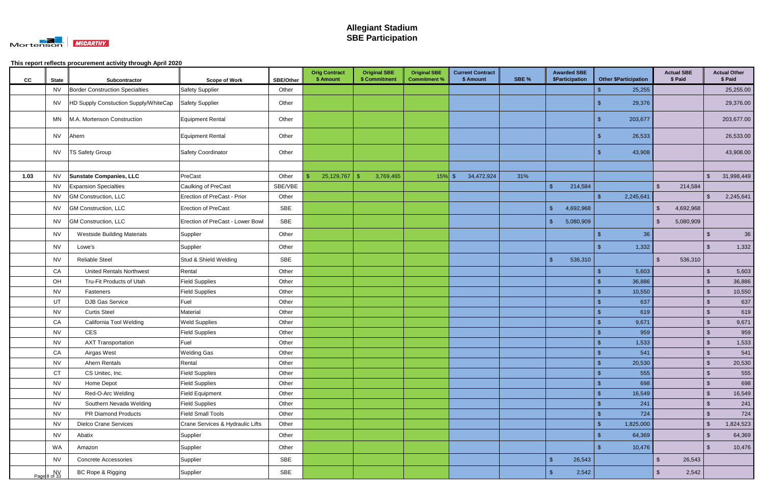# Allegiant Stadium
# SBE Participation

This report reflects procurement activity through April 2020

| CC | State | Subcontractor | Scope of Work | SBE/Other | Orig Contract $ Amount | Original SBE $ Commitment | Original SBE Commitment % | Current Contract $ Amount | SBE % | Awarded SBE $Participation | Other $Participation | Actual SBE $ Paid | Actual Other $ Paid |
|---|---|---|---|---|---|---|---|---|---|---|---|---|---|
| | NV | Border Construction Specialties | Safety Supplier | Other | | | | | | | $ 25,255 | | 25,255.00 |
| | NV | HD Supply Constuction Supply/WhiteCap | Safety Supplier | Other | | | | | | | $ 29,376 | | 29,376.00 |
| | MN | M.A. Mortenson Construction | Equipment Rental | Other | | | | | | | $ 203,677 | | 203,677.00 |
| | NV | Ahern | Equipment Rental | Other | | | | | | | $ 26,533 | | 26,533.00 |
| | NV | TS Safety Group | Safety Coordinator | Other | | | | | | | $ 43,908 | | 43,908.00 |
| | | | | | | | | | | | | | |
| **1.03** | NV | **Sunstate Companies, LLC** | PreCast | Other | $ 25,129,767 | $ 3,769,465 | 15% | $ 34,472,924 | 31% | | | | $ 31,998,449 |
| | NV | Expansion Specialties | Caulking of PreCast | SBE/VBE | | | | | | $ 214,584 | | $ 214,584 | |
| | NV | GM Construction, LLC | Erection of PreCast - Prior | Other | | | | | | | $ 2,245,641 | | $ 2,245,641 |
| | NV | GM Construction, LLC | Erection of PreCast | SBE | | | | | | $ 4,692,968 | | $ 4,692,968 | |
| | NV | GM Construction, LLC | Erection of PreCast - Lower Bowl | SBE | | | | | | $ 5,080,909 | | $ 5,080,909 | |
| | NV | Westside Building Materials | Supplier | Other | | | | | | | $ 36 | | $ 36 |
| | NV | Lowe's | Supplier | Other | | | | | | | $ 1,332 | | $ 1,332 |
| | NV | Reliable Steel | Stud & Shield Welding | SBE | | | | | | $ 536,310 | | $ 536,310 | |
| | CA | United Rentals Northwest | Rental | Other | | | | | | | $ 5,603 | | $ 5,603 |
| | OH | Tru-Fit Products of Utah | Field Supplies | Other | | | | | | | $ 36,886 | | $ 36,886 |
| | NV | Fasteners | Field Supplies | Other | | | | | | | $ 10,550 | | $ 10,550 |
| | UT | DJB Gas Service | Fuel | Other | | | | | | | $ 637 | | $ 637 |
| | NV | Curtis Steel | Material | Other | | | | | | | $ 619 | | $ 619 |
| | CA | California Tool Welding | Weld Supplies | Other | | | | | | | $ 9,671 | | $ 9,671 |
| | NV | CES | Field Supplies | Other | | | | | | | $ 959 | | $ 959 |
| | NV | AXT Transportation | Fuel | Other | | | | | | | $ 1,533 | | $ 1,533 |
| | CA | Airgas West | Welding Gas | Other | | | | | | | $ 541 | | $ 541 |
| | NV | Ahern Rentals | Rental | Other | | | | | | | $ 20,530 | | $ 20,530 |
| | CT | CS Unitec, Inc. | Field Supplies | Other | | | | | | | $ 555 | | $ 555 |
| | NV | Home Depot | Field Supplies | Other | | | | | | | $ 698 | | $ 698 |
| | NV | Red-O-Arc Welding | Field Equipment | Other | | | | | | | $ 16,549 | | $ 16,549 |
| | NV | Southern Nevada Welding | Field Supplies | Other | | | | | | | $ 241 | | $ 241 |
| | NV | PR Diamond Products | Field Small Tools | Other | | | | | | | $ 724 | | $ 724 |
| | NV | Dielco Crane Services | Crane Services & Hydraulic Lifts | Other | | | | | | | $ 1,825,000 | | $ 1,824,523 |
| | NV | Abatix | Supplier | Other | | | | | | | $ 64,369 | | $ 64,369 |
| | WA | Amazon | Supplier | Other | | | | | | | $ 10,476 | | $ 10,476 |
| | NV | Concrete Accessories | Supplier | SBE | | | | | | $ 26,543 | | $ 26,543 | |
| | NV | BC Rope & Rigging | Supplier | SBE | | | | | | $ 2,542 | | $ 2,542 | |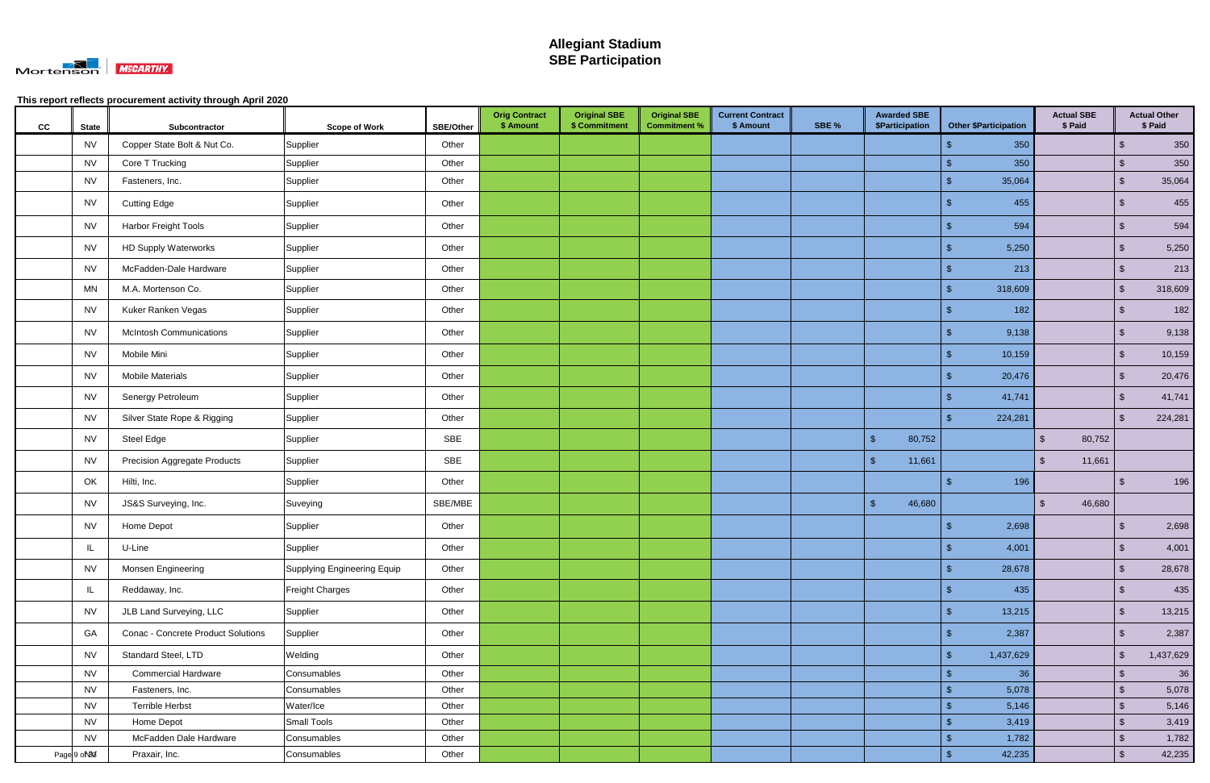# Allegiant Stadium
# SBE Participation

This report reflects procurement activity through April 2020

| CC | State | Subcontractor | Scope of Work | SBE/Other | Orig Contract $ Amount | Original SBE $ Commitment | Original SBE Commitment % | Current Contract $ Amount | SBE % | Awarded SBE $Participation | Other $Participation | Actual SBE $ Paid | Actual Other $ Paid |
|---|---|---|---|---|---|---|---|---|---|---|---|---|---|
| | NV | Copper State Bolt & Nut Co. | Supplier | Other | | | | | | | $ 350 | | $ 350 |
| | NV | Core T Trucking | Supplier | Other | | | | | | | $ 350 | | $ 350 |
| | NV | Fasteners, Inc. | Supplier | Other | | | | | | | $ 35,064 | | $ 35,064 |
| | NV | Cutting Edge | Supplier | Other | | | | | | | $ 455 | | $ 455 |
| | NV | Harbor Freight Tools | Supplier | Other | | | | | | | $ 594 | | $ 594 |
| | NV | HD Supply Waterworks | Supplier | Other | | | | | | | $ 5,250 | | $ 5,250 |
| | NV | McFadden-Dale Hardware | Supplier | Other | | | | | | | $ 213 | | $ 213 |
| | MN | M.A. Mortenson Co. | Supplier | Other | | | | | | | $ 318,609 | | $ 318,609 |
| | NV | Kuker Ranken Vegas | Supplier | Other | | | | | | | $ 182 | | $ 182 |
| | NV | McIntosh Communications | Supplier | Other | | | | | | | $ 9,138 | | $ 9,138 |
| | NV | Mobile Mini | Supplier | Other | | | | | | | $ 10,159 | | $ 10,159 |
| | NV | Mobile Materials | Supplier | Other | | | | | | | $ 20,476 | | $ 20,476 |
| | NV | Senergy Petroleum | Supplier | Other | | | | | | | $ 41,741 | | $ 41,741 |
| | NV | Silver State Rope & Rigging | Supplier | Other | | | | | | | $ 224,281 | | $ 224,281 |
| | NV | Steel Edge | Supplier | SBE | | | | | | $ 80,752 | | $ 80,752 | |
| | NV | Precision Aggregate Products | Supplier | SBE | | | | | | $ 11,661 | | $ 11,661 | |
| | OK | Hilti, Inc. | Supplier | Other | | | | | | | $ 196 | | $ 196 |
| | NV | JS&S Surveying, Inc. | Suveying | SBE/MBE | | | | | | $ 46,680 | | $ 46,680 | |
| | NV | Home Depot | Supplier | Other | | | | | | | $ 2,698 | | $ 2,698 |
| | IL | U-Line | Supplier | Other | | | | | | | $ 4,001 | | $ 4,001 |
| | NV | Monsen Engineering | Supplying Engineering Equip | Other | | | | | | | $ 28,678 | | $ 28,678 |
| | IL | Reddaway, Inc. | Freight Charges | Other | | | | | | | $ 435 | | $ 435 |
| | NV | JLB Land Surveying, LLC | Supplier | Other | | | | | | | $ 13,215 | | $ 13,215 |
| | GA | Conac - Concrete Product Solutions | Supplier | Other | | | | | | | $ 2,387 | | $ 2,387 |
| | NV | Standard Steel, LTD | Welding | Other | | | | | | | $ 1,437,629 | | $ 1,437,629 |
| | NV | Commercial Hardware | Consumables | Other | | | | | | | $ 36 | | $ 36 |
| | NV | Fasteners, Inc. | Consumables | Other | | | | | | | $ 5,078 | | $ 5,078 |
| | NV | Terrible Herbst | Water/Ice | Other | | | | | | | $ 5,146 | | $ 5,146 |
| | NV | Home Depot | Small Tools | Other | | | | | | | $ 3,419 | | $ 3,419 |
| | NV | McFadden Dale Hardware | Consumables | Other | | | | | | | $ 1,782 | | $ 1,782 |
| | | Praxair, Inc. | Consumables | Other | | | | | | | $ 42,235 | | $ 42,235 |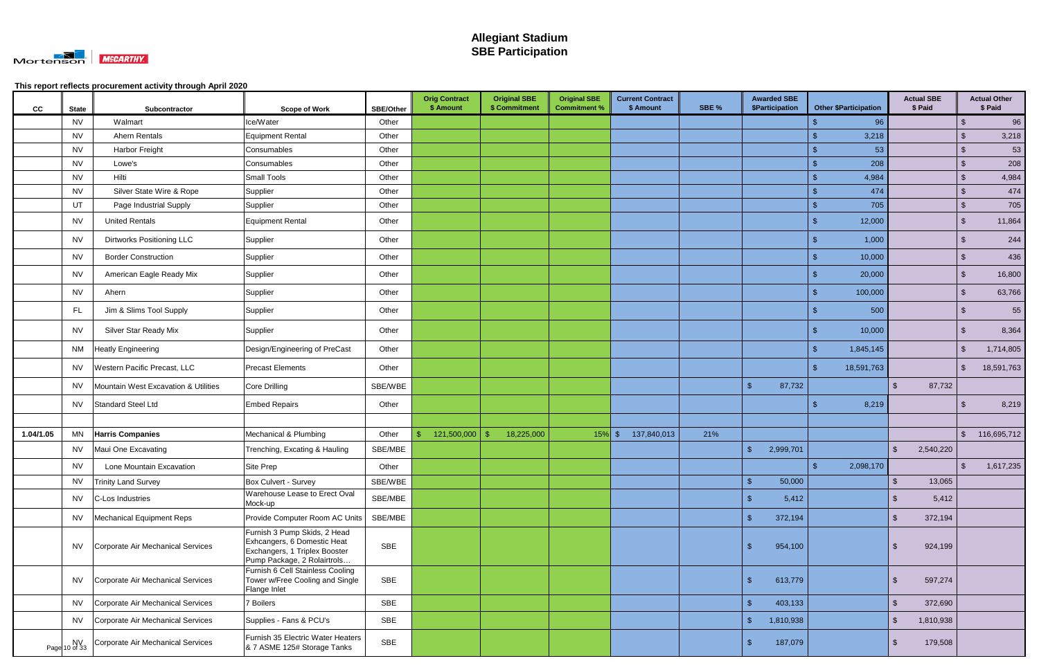# Allegiant Stadium
## SBE Participation

**This report reflects procurement activity through April 2020**

| CC | State | Subcontractor | Scope of Work | SBE/Other | Orig Contract $ Amount | Original SBE $ Commitment | Original SBE Commitment % | Current Contract $ Amount | SBE % | Awarded SBE $Participation | Other $Participation | Actual SBE $ Paid | Actual Other $ Paid |
|---|---|---|---|---|---|---|---|---|---|---|---|---|---|
| | NV | Walmart | Ice/Water | Other | | | | | | | $ 96 | | $ 96 |
| | NV | Ahern Rentals | Equipment Rental | Other | | | | | | | $ 3,218 | | $ 3,218 |
| | NV | Harbor Freight | Consumables | Other | | | | | | | $ 53 | | $ 53 |
| | NV | Lowe's | Consumables | Other | | | | | | | $ 208 | | $ 208 |
| | NV | Hilti | Small Tools | Other | | | | | | | $ 4,984 | | $ 4,984 |
| | NV | Silver State Wire & Rope | Supplier | Other | | | | | | | $ 474 | | $ 474 |
| | UT | Page Industrial Supply | Supplier | Other | | | | | | | $ 705 | | $ 705 |
| | NV | United Rentals | Equipment Rental | Other | | | | | | | $ 12,000 | | $ 11,864 |
| | NV | Dirtworks Positioning LLC | Supplier | Other | | | | | | | $ 1,000 | | $ 244 |
| | NV | Border Construction | Supplier | Other | | | | | | | $ 10,000 | | $ 436 |
| | NV | American Eagle Ready Mix | Supplier | Other | | | | | | | $ 20,000 | | $ 16,800 |
| | NV | Ahern | Supplier | Other | | | | | | | $ 100,000 | | $ 63,766 |
| | FL | Jim & Slims Tool Supply | Supplier | Other | | | | | | | $ 500 | | $ 55 |
| | NV | Silver Star Ready Mix | Supplier | Other | | | | | | | $ 10,000 | | $ 8,364 |
| | NM | Heatly Engineering | Design/Engineering of PreCast | Other | | | | | | | $ 1,845,145 | | $ 1,714,805 |
| | NV | Western Pacific Precast, LLC | Precast Elements | Other | | | | | | | $ 18,591,763 | | $ 18,591,763 |
| | NV | Mountain West Excavation & Utilities | Core Drilling | SBE/WBE | | | | | | $ 87,732 | | $ 87,732 | |
| | NV | Standard Steel Ltd | Embed Repairs | Other | | | | | | | $ 8,219 | | $ 8,219 |
| | | | | | | | | | | | | | |
| 1.04/1.05 | MN | **Harris Companies** | Mechanical & Plumbing | Other | $ 121,500,000 | $ 18,225,000 | 15% | $ 137,840,013 | 21% | | | | $ 116,695,712 |
| | NV | Maui One Excavating | Trenching, Excating & Hauling | SBE/MBE | | | | | | $ 2,999,701 | | $ 2,540,220 | |
| | NV | Lone Mountain Excavation | Site Prep | Other | | | | | | | $ 2,098,170 | | $ 1,617,235 |
| | NV | Trinity Land Survey | Box Culvert - Survey | SBE/WBE | | | | | | $ 50,000 | | $ 13,065 | |
| | NV | C-Los Industries | Warehouse Lease to Erect Oval Mock-up | SBE/MBE | | | | | | $ 5,412 | | $ 5,412 | |
| | NV | Mechanical Equipment Reps | Provide Computer Room AC Units | SBE/MBE | | | | | | $ 372,194 | | $ 372,194 | |
| | NV | Corporate Air Mechanical Services | Furnish 3 Pump Skids, 2 Head Exhcangers, 6 Domestic Heat Exchangers, 1 Triplex Booster Pump Package, 2 Rolairtrols… | SBE | | | | | | $ 954,100 | | $ 924,199 | |
| | NV | Corporate Air Mechanical Services | Furnish 6 Cell Stainless Cooling Tower w/Free Cooling and Single Flange Inlet | SBE | | | | | | $ 613,779 | | $ 597,274 | |
| | NV | Corporate Air Mechanical Services | 7 Boilers | SBE | | | | | | $ 403,133 | | $ 372,690 | |
| | NV | Corporate Air Mechanical Services | Supplies - Fans & PCU's | SBE | | | | | | $ 1,810,938 | | $ 1,810,938 | |
| | NV | Corporate Air Mechanical Services | Furnish 35 Electric Water Heaters & 7 ASME 125# Storage Tanks | SBE | | | | | | $ 187,079 | | $ 179,508 | |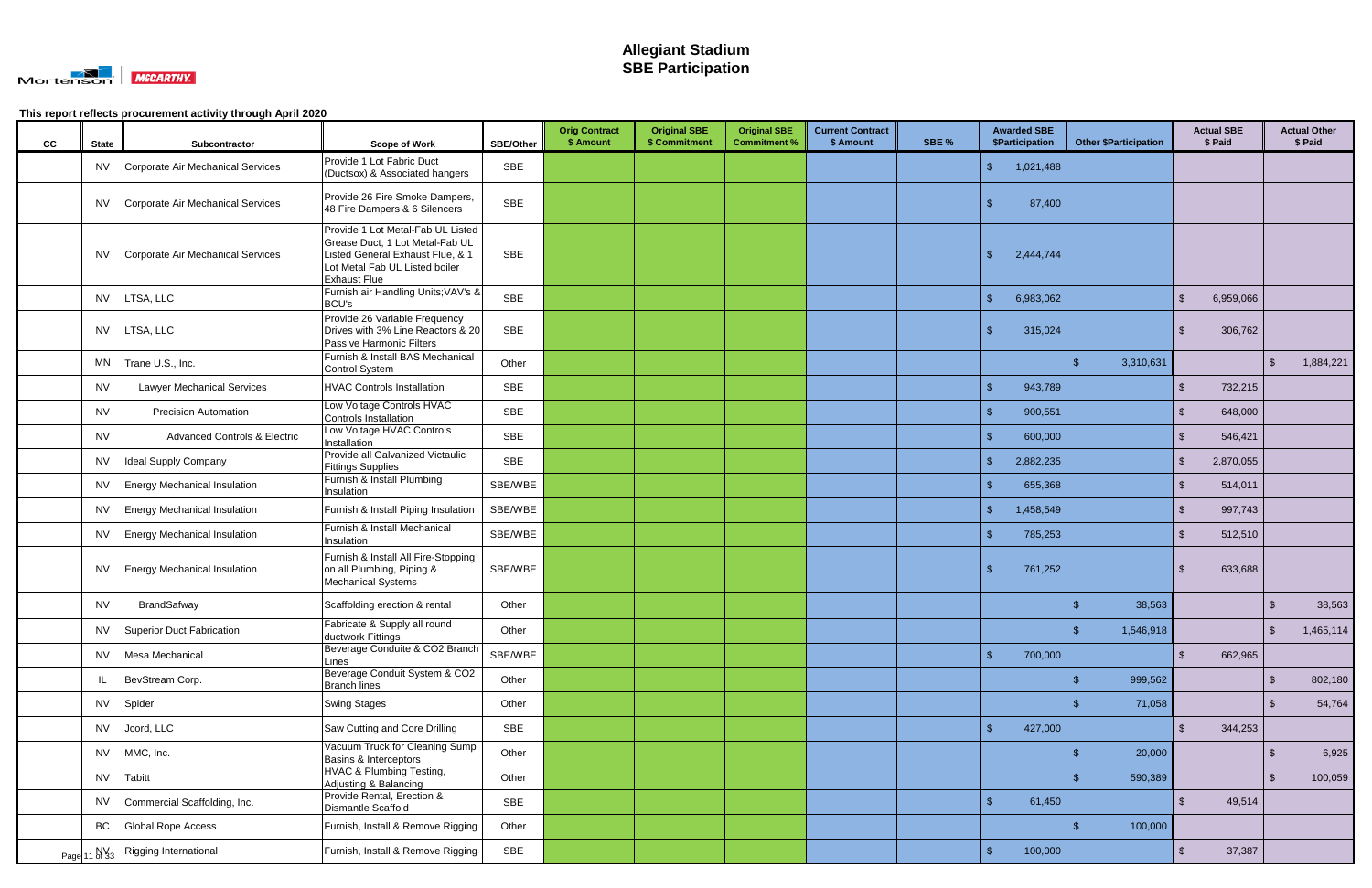# Allegiant Stadium
## SBE Participation

**This report reflects procurement activity through April 2020**

| CC | State | Subcontractor | Scope of Work | SBE/Other | Orig Contract $ Amount | Original SBE $ Commitment | Original SBE Commitment % | Current Contract $ Amount | SBE % | Awarded SBE $Participation | Other $Participation | Actual SBE $ Paid | Actual Other $ Paid |
|---|---|---|---|---|---|---|---|---|---|---|---|---|---|
| | NV | Corporate Air Mechanical Services | Provide 1 Lot Fabric Duct (Ductsox) & Associated hangers | SBE | | | | | | $ 1,021,488 | | | |
| | NV | Corporate Air Mechanical Services | Provide 26 Fire Smoke Dampers, 48 Fire Dampers & 6 Silencers | SBE | | | | | | $ 87,400 | | | |
| | NV | Corporate Air Mechanical Services | Provide 1 Lot Metal-Fab UL Listed Grease Duct, 1 Lot Metal-Fab UL Listed General Exhaust Flue, & 1 Lot Metal Fab UL Listed boiler Exhaust Flue | SBE | | | | | | $ 2,444,744 | | | |
| | NV | LTSA, LLC | Furnish air Handling Units;VAV's & BCU's | SBE | | | | | | $ 6,983,062 | | $ 6,959,066 | |
| | NV | LTSA, LLC | Provide 26 Variable Frequency Drives with 3% Line Reactors & 20 Passive Harmonic Filters | SBE | | | | | | $ 315,024 | | $ 306,762 | |
| | MN | Trane U.S., Inc. | Furnish & Install BAS Mechanical Control System | Other | | | | | | | $ 3,310,631 | | $ 1,884,221 |
| | NV | Lawyer Mechanical Services | HVAC Controls Installation | SBE | | | | | | $ 943,789 | | $ 732,215 | |
| | NV | Precision Automation | Low Voltage Controls HVAC Controls Installation | SBE | | | | | | $ 900,551 | | $ 648,000 | |
| | NV | Advanced Controls & Electric | Low Voltage HVAC Controls Installation | SBE | | | | | | $ 600,000 | | $ 546,421 | |
| | NV | Ideal Supply Company | Provide all Galvanized Victaulic Fittings Supplies | SBE | | | | | | $ 2,882,235 | | $ 2,870,055 | |
| | NV | Energy Mechanical Insulation | Furnish & Install Plumbing Insulation | SBE/WBE | | | | | | $ 655,368 | | $ 514,011 | |
| | NV | Energy Mechanical Insulation | Furnish & Install Piping Insulation | SBE/WBE | | | | | | $ 1,458,549 | | $ 997,743 | |
| | NV | Energy Mechanical Insulation | Furnish & Install Mechanical Insulation | SBE/WBE | | | | | | $ 785,253 | | $ 512,510 | |
| | NV | Energy Mechanical Insulation | Furnish & Install All Fire-Stopping on all Plumbing, Piping & Mechanical Systems | SBE/WBE | | | | | | $ 761,252 | | $ 633,688 | |
| | NV | BrandSafway | Scaffolding erection & rental | Other | | | | | | | $ 38,563 | | $ 38,563 |
| | NV | Superior Duct Fabrication | Fabricate & Supply all round ductwork Fittings | Other | | | | | | | $ 1,546,918 | | $ 1,465,114 |
| | NV | Mesa Mechanical | Beverage Conduite & CO2 Branch Lines | SBE/WBE | | | | | | $ 700,000 | | $ 662,965 | |
| | IL | BevStream Corp. | Beverage Conduit System & CO2 Branch lines | Other | | | | | | | $ 999,562 | | $ 802,180 |
| | NV | Spider | Swing Stages | Other | | | | | | | $ 71,058 | | $ 54,764 |
| | NV | Jcord, LLC | Saw Cutting and Core Drilling | SBE | | | | | | $ 427,000 | | $ 344,253 | |
| | NV | MMC, Inc. | Vacuum Truck for Cleaning Sump Basins & Interceptors | Other | | | | | | | $ 20,000 | | $ 6,925 |
| | NV | Tabitt | HVAC & Plumbing Testing, Adjusting & Balancing | Other | | | | | | | $ 590,389 | | $ 100,059 |
| | NV | Commercial Scaffolding, Inc. | Provide Rental, Erection & Dismantle Scaffold | SBE | | | | | | $ 61,450 | | $ 49,514 | |
| | BC | Global Rope Access | Furnish, Install & Remove Rigging | Other | | | | | | | $ 100,000 | | |
| | NV | Rigging International | Furnish, Install & Remove Rigging | SBE | | | | | | $ 100,000 | | $ 37,387 | |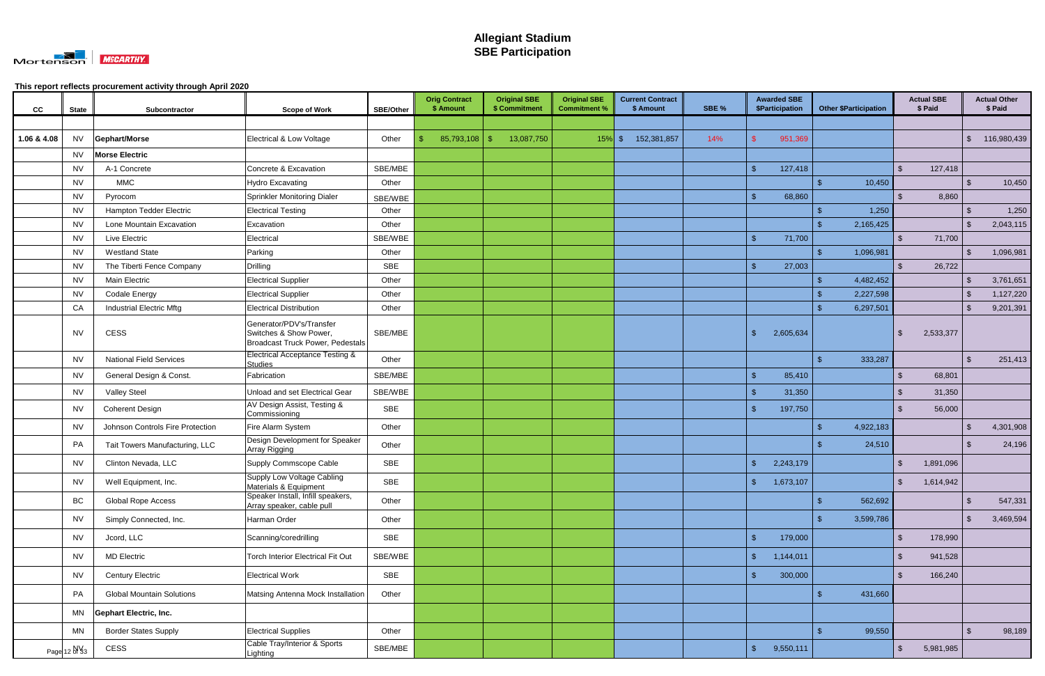# Allegiant Stadium
## SBE Participation

Mortenson | McCARTHY

**This report reflects procurement activity through April 2020**

| CC | State | Subcontractor | Scope of Work | SBE/Other | Orig Contract $ Amount | Original SBE $ Commitment | Original SBE Commitment % | Current Contract $ Amount | SBE % | Awarded SBE $Participation | Other $Participation | Actual SBE $ Paid | Actual Other $ Paid |
|---|---|---|---|---|---|---|---|---|---|---|---|---|---|
| 1.06 & 4.08 | NV | **Gephart/Morse** | Electrical & Low Voltage | Other | $ 85,793,108 | $ 13,087,750 | 15% | $ 152,381,857 | 14% | $ 951,369 | | | $ 116,980,439 |
| | NV | **Morse Electric** | | | | | | | | | | | |
| | NV | A-1 Concrete | Concrete & Excavation | SBE/MBE | | | | | | $ 127,418 | | $ 127,418 | |
| | NV | MMC | Hydro Excavating | Other | | | | | | | $ 10,450 | | $ 10,450 |
| | NV | Pyrocom | Sprinkler Monitoring Dialer | SBE/WBE | | | | | | $ 68,860 | | $ 8,860 | |
| | NV | Hampton Tedder Electric | Electrical Testing | Other | | | | | | | $ 1,250 | | $ 1,250 |
| | NV | Lone Mountain Excavation | Excavation | Other | | | | | | | $ 2,165,425 | | $ 2,043,115 |
| | NV | Live Electric | Electrical | SBE/WBE | | | | | | $ 71,700 | | $ 71,700 | |
| | NV | Westland State | Parking | Other | | | | | | | $ 1,096,981 | | $ 1,096,981 |
| | NV | The Tiberti Fence Company | Drilling | SBE | | | | | | $ 27,003 | | $ 26,722 | |
| | NV | Main Electric | Electrical Supplier | Other | | | | | | | $ 4,482,452 | | $ 3,761,651 |
| | NV | Codale Energy | Electrical Supplier | Other | | | | | | | $ 2,227,598 | | $ 1,127,220 |
| | CA | Industrial Electric Mftg | Electrical Distribution | Other | | | | | | | $ 6,297,501 | | $ 9,201,391 |
| | NV | CESS | Generator/PDV's/Transfer Switches & Show Power, Broadcast Truck Power, Pedestals | SBE/MBE | | | | | | $ 2,605,634 | | $ 2,533,377 | |
| | NV | National Field Services | Electrical Acceptance Testing & Studies | Other | | | | | | | $ 333,287 | | $ 251,413 |
| | NV | General Design & Const. | Fabrication | SBE/MBE | | | | | | $ 85,410 | | $ 68,801 | |
| | NV | Valley Steel | Unload and set Electrical Gear | SBE/WBE | | | | | | $ 31,350 | | $ 31,350 | |
| | NV | Coherent Design | AV Design Assist, Testing & Commissioning | SBE | | | | | | $ 197,750 | | $ 56,000 | |
| | NV | Johnson Controls Fire Protection | Fire Alarm System | Other | | | | | | | $ 4,922,183 | | $ 4,301,908 |
| | PA | Tait Towers Manufacturing, LLC | Design Development for Speaker Array Rigging | Other | | | | | | | $ 24,510 | | $ 24,196 |
| | NV | Clinton Nevada, LLC | Supply Commscope Cable | SBE | | | | | | $ 2,243,179 | | $ 1,891,096 | |
| | NV | Well Equipment, Inc. | Supply Low Voltage Cabling Materials & Equipment | SBE | | | | | | $ 1,673,107 | | $ 1,614,942 | |
| | BC | Global Rope Access | Speaker Install, Infill speakers, Array speaker, cable pull | Other | | | | | | | $ 562,692 | | $ 547,331 |
| | NV | Simply Connected, Inc. | Harman Order | Other | | | | | | | $ 3,599,786 | | $ 3,469,594 |
| | NV | Jcord, LLC | Scanning/coredrilling | SBE | | | | | | $ 179,000 | | $ 178,990 | |
| | NV | MD Electric | Torch Interior Electrical Fit Out | SBE/WBE | | | | | | $ 1,144,011 | | $ 941,528 | |
| | NV | Century Electric | Electrical Work | SBE | | | | | | $ 300,000 | | $ 166,240 | |
| | PA | Global Mountain Solutions | Matsing Antenna Mock Installation | Other | | | | | | | $ 431,660 | | |
| | MN | **Gephart Electric, Inc.** | | | | | | | | | | | |
| | MN | Border States Supply | Electrical Supplies | Other | | | | | | | $ 99,550 | | $ 98,189 |
| | NV | CESS | Cable Tray/Interior & Sports Lighting | SBE/MBE | | | | | | $ 9,550,111 | | $ 5,981,985 | |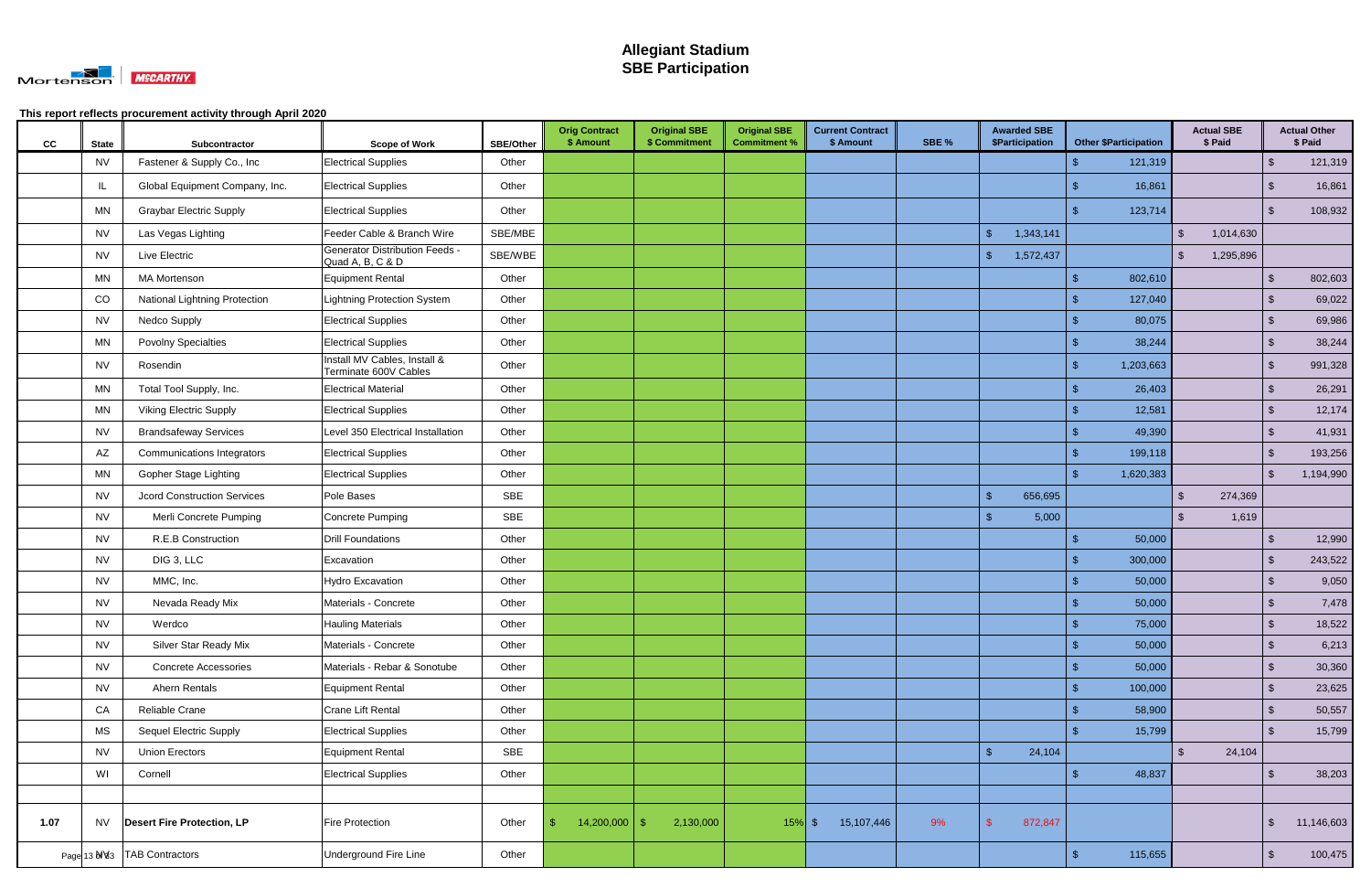# Allegiant Stadium
## SBE Participation

**This report reflects procurement activity through April 2020**

| CC | State | Subcontractor | Scope of Work | SBE/Other | Orig Contract $ Amount | Original SBE $ Commitment | Original SBE Commitment % | Current Contract $ Amount | SBE % | Awarded SBE $Participation | Other $Participation | Actual SBE $ Paid | Actual Other $ Paid |
|---|---|---|---|---|---|---|---|---|---|---|---|---|---|
| | NV | Fastener & Supply Co., Inc | Electrical Supplies | Other | | | | | | | $ 121,319 | | $ 121,319 |
| | IL | Global Equipment Company, Inc. | Electrical Supplies | Other | | | | | | | $ 16,861 | | $ 16,861 |
| | MN | Graybar Electric Supply | Electrical Supplies | Other | | | | | | | $ 123,714 | | $ 108,932 |
| | NV | Las Vegas Lighting | Feeder Cable & Branch Wire | SBE/MBE | | | | | | $ 1,343,141 | | $ 1,014,630 | |
| | NV | Live Electric | Generator Distribution Feeds - Quad A, B, C & D | SBE/WBE | | | | | | $ 1,572,437 | | $ 1,295,896 | |
| | MN | MA Mortenson | Equipment Rental | Other | | | | | | | $ 802,610 | | $ 802,603 |
| | CO | National Lightning Protection | Lightning Protection System | Other | | | | | | | $ 127,040 | | $ 69,022 |
| | NV | Nedco Supply | Electrical Supplies | Other | | | | | | | $ 80,075 | | $ 69,986 |
| | MN | Povolny Specialties | Electrical Supplies | Other | | | | | | | $ 38,244 | | $ 38,244 |
| | NV | Rosendin | Install MV Cables, Install & Terminate 600V Cables | Other | | | | | | | $ 1,203,663 | | $ 991,328 |
| | MN | Total Tool Supply, Inc. | Electrical Material | Other | | | | | | | $ 26,403 | | $ 26,291 |
| | MN | Viking Electric Supply | Electrical Supplies | Other | | | | | | | $ 12,581 | | $ 12,174 |
| | NV | Brandsafeway Services | Level 350 Electrical Installation | Other | | | | | | | $ 49,390 | | $ 41,931 |
| | AZ | Communications Integrators | Electrical Supplies | Other | | | | | | | $ 199,118 | | $ 193,256 |
| | MN | Gopher Stage Lighting | Electrical Supplies | Other | | | | | | | $ 1,620,383 | | $ 1,194,990 |
| | NV | Jcord Construction Services | Pole Bases | SBE | | | | | | $ 656,695 | | $ 274,369 | |
| | NV | Merli Concrete Pumping | Concrete Pumping | SBE | | | | | | $ 5,000 | | $ 1,619 | |
| | NV | R.E.B Construction | Drill Foundations | Other | | | | | | | $ 50,000 | | $ 12,990 |
| | NV | DIG 3, LLC | Excavation | Other | | | | | | | $ 300,000 | | $ 243,522 |
| | NV | MMC, Inc. | Hydro Excavation | Other | | | | | | | $ 50,000 | | $ 9,050 |
| | NV | Nevada Ready Mix | Materials - Concrete | Other | | | | | | | $ 50,000 | | $ 7,478 |
| | NV | Werdco | Hauling Materials | Other | | | | | | | $ 75,000 | | $ 18,522 |
| | NV | Silver Star Ready Mix | Materials - Concrete | Other | | | | | | | $ 50,000 | | $ 6,213 |
| | NV | Concrete Accessories | Materials - Rebar & Sonotube | Other | | | | | | | $ 50,000 | | $ 30,360 |
| | NV | Ahern Rentals | Equipment Rental | Other | | | | | | | $ 100,000 | | $ 23,625 |
| | CA | Reliable Crane | Crane Lift Rental | Other | | | | | | | $ 58,900 | | $ 50,557 |
| | MS | Sequel Electric Supply | Electrical Supplies | Other | | | | | | | $ 15,799 | | $ 15,799 |
| | NV | Union Erectors | Equipment Rental | SBE | | | | | | $ 24,104 | | $ 24,104 | |
| | WI | Cornell | Electrical Supplies | Other | | | | | | | $ 48,837 | | $ 38,203 |
| | | | | | | | | | | | | | |
| 1.07 | NV | **Desert Fire Protection, LP** | Fire Protection | Other | $ 14,200,000 | $ 2,130,000 | 15% | $ 15,107,446 | 9% | $ 872,847 | | | $ 11,146,603 |
| | NV | TAB Contractors | Underground Fire Line | Other | | | | | | | $ 115,655 | | $ 100,475 |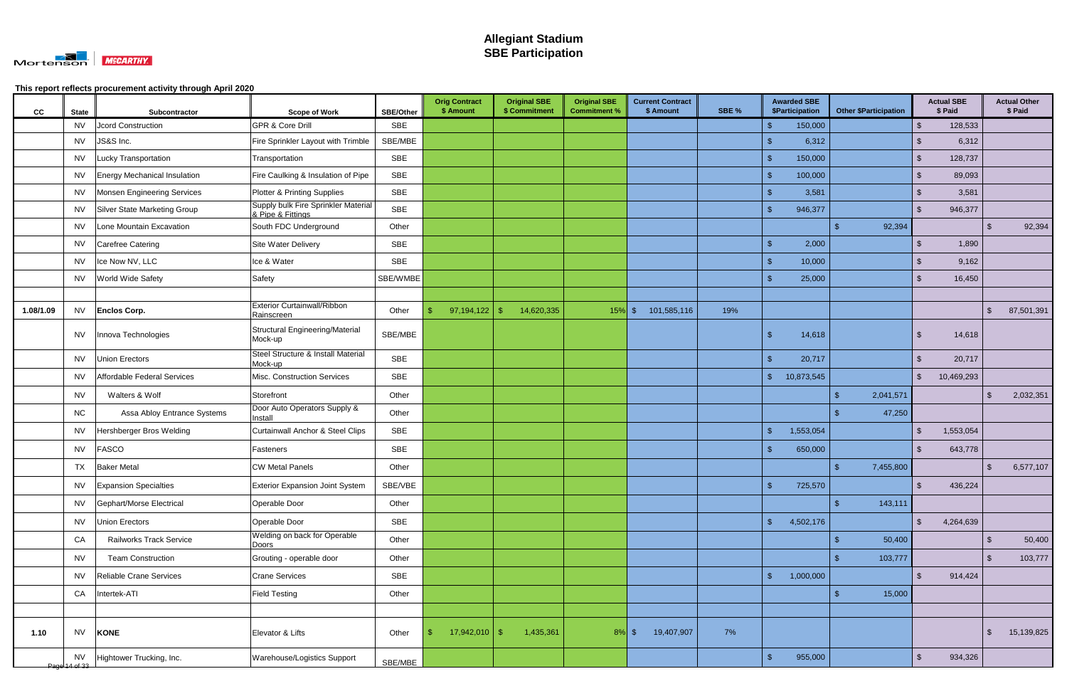# Allegiant Stadium
# SBE Participation

This report reflects procurement activity through April 2020

| CC | State | Subcontractor | Scope of Work | SBE/Other | Orig Contract $ Amount | Original SBE $ Commitment | Original SBE Commitment % | Current Contract $ Amount | SBE % | Awarded SBE $Participation | Other $Participation | Actual SBE $ Paid | Actual Other $ Paid |
|---|---|---|---|---|---|---|---|---|---|---|---|---|---|
| | NV | Jcord Construction | GPR & Core Drill | SBE | | | | | | $ 150,000 | | $ 128,533 | |
| | NV | JS&S Inc. | Fire Sprinkler Layout with Trimble | SBE/MBE | | | | | | $ 6,312 | | $ 6,312 | |
| | NV | Lucky Transportation | Transportation | SBE | | | | | | $ 150,000 | | $ 128,737 | |
| | NV | Energy Mechanical Insulation | Fire Caulking & Insulation of Pipe | SBE | | | | | | $ 100,000 | | $ 89,093 | |
| | NV | Monsen Engineering Services | Plotter & Printing Supplies | SBE | | | | | | $ 3,581 | | $ 3,581 | |
| | NV | Silver State Marketing Group | Supply bulk Fire Sprinkler Material & Pipe & Fittings | SBE | | | | | | $ 946,377 | | $ 946,377 | |
| | NV | Lone Mountain Excavation | South FDC Underground | Other | | | | | | | $ 92,394 | | $ 92,394 |
| | NV | Carefree Catering | Site Water Delivery | SBE | | | | | | $ 2,000 | | $ 1,890 | |
| | NV | Ice Now NV, LLC | Ice & Water | SBE | | | | | | $ 10,000 | | $ 9,162 | |
| | NV | World Wide Safety | Safety | SBE/WMBE | | | | | | $ 25,000 | | $ 16,450 | |
| | | | | | | | | | | | | | |
| 1.08/1.09 | NV | **Enclos Corp.** | Exterior Curtainwall/Ribbon Rainscreen | Other | $ 97,194,122 | $ 14,620,335 | 15% | $ 101,585,116 | 19% | | | | $ 87,501,391 |
| | NV | Innova Technologies | Structural Engineering/Material Mock-up | SBE/MBE | | | | | | $ 14,618 | | $ 14,618 | |
| | NV | Union Erectors | Steel Structure & Install Material Mock-up | SBE | | | | | | $ 20,717 | | $ 20,717 | |
| | NV | Affordable Federal Services | Misc. Construction Services | SBE | | | | | | $ 10,873,545 | | $ 10,469,293 | |
| | NV | Walters & Wolf | Storefront | Other | | | | | | | $ 2,041,571 | | $ 2,032,351 |
| | NC | Assa Abloy Entrance Systems | Door Auto Operators Supply & Install | Other | | | | | | | $ 47,250 | | |
| | NV | Hershberger Bros Welding | Curtainwall Anchor & Steel Clips | SBE | | | | | | $ 1,553,054 | | $ 1,553,054 | |
| | NV | FASCO | Fasteners | SBE | | | | | | $ 650,000 | | $ 643,778 | |
| | TX | Baker Metal | CW Metal Panels | Other | | | | | | | $ 7,455,800 | | $ 6,577,107 |
| | NV | Expansion Specialties | Exterior Expansion Joint System | SBE/VBE | | | | | | $ 725,570 | | $ 436,224 | |
| | NV | Gephart/Morse Electrical | Operable Door | Other | | | | | | | $ 143,111 | | |
| | NV | Union Erectors | Operable Door | SBE | | | | | | $ 4,502,176 | | $ 4,264,639 | |
| | CA | Railworks Track Service | Welding on back for Operable Doors | Other | | | | | | | $ 50,400 | | $ 50,400 |
| | NV | Team Construction | Grouting - operable door | Other | | | | | | | $ 103,777 | | $ 103,777 |
| | NV | Reliable Crane Services | Crane Services | SBE | | | | | | $ 1,000,000 | | $ 914,424 | |
| | CA | Intertek-ATI | Field Testing | Other | | | | | | | $ 15,000 | | |
| | | | | | | | | | | | | | |
| 1.10 | NV | **KONE** | Elevator & Lifts | Other | $ 17,942,010 | $ 1,435,361 | 8% | $ 19,407,907 | 7% | | | | $ 15,139,825 |
| | NV | Hightower Trucking, Inc. | Warehouse/Logistics Support | SBE/MBE | | | | | | $ 955,000 | | $ 934,326 | |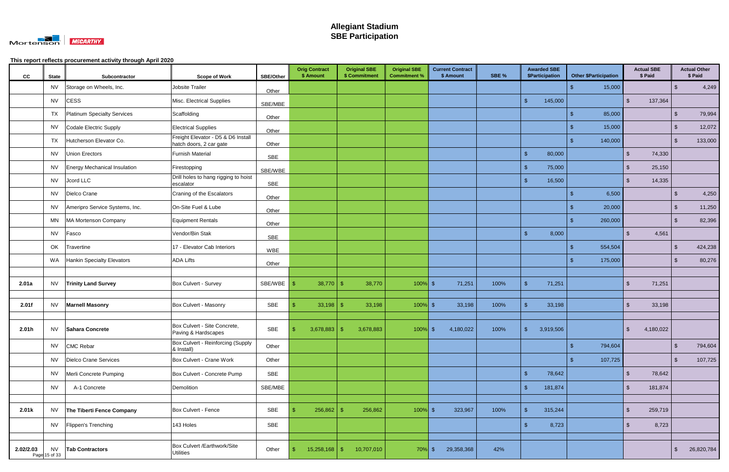# Allegiant Stadium
## SBE Participation

**This report reflects procurement activity through April 2020**

| CC | State | Subcontractor | Scope of Work | SBE/Other | Orig Contract $ Amount | Original SBE $ Commitment | Original SBE Commitment % | Current Contract $ Amount | SBE % | Awarded SBE $Participation | Other $Participation | Actual SBE $ Paid | Actual Other $ Paid |
|---|---|---|---|---|---|---|---|---|---|---|---|---|---|
| | NV | Storage on Wheels, Inc. | Jobsite Trailer | Other | | | | | | | $ 15,000 | | $ 4,249 |
| | NV | CESS | Misc. Electrical Supplies | SBE/MBE | | | | | | $ 145,000 | | $ 137,364 | |
| | TX | Platinum Specialty Services | Scaffolding | Other | | | | | | | $ 85,000 | | $ 79,994 |
| | NV | Codale Electric Supply | Electrical Supplies | Other | | | | | | | $ 15,000 | | $ 12,072 |
| | TX | Hutcherson Elevator Co. | Freight Elevator - D5 & D6 Install hatch doors, 2 car gate | Other | | | | | | | $ 140,000 | | $ 133,000 |
| | NV | Union Erectors | Furnish Material | SBE | | | | | | $ 80,000 | | $ 74,330 | |
| | NV | Energy Mechanical Insulation | Firestopping | SBE/WBE | | | | | | $ 75,000 | | $ 25,150 | |
| | NV | Jcord LLC | Drill holes to hang rigging to hoist escalator | SBE | | | | | | $ 16,500 | | $ 14,335 | |
| | NV | Dielco Crane | Craning of the Escalators | Other | | | | | | | $ 6,500 | | $ 4,250 |
| | NV | Ameripro Service Systems, Inc. | On-Site Fuel & Lube | Other | | | | | | | $ 20,000 | | $ 11,250 |
| | MN | MA Mortenson Company | Equipment Rentals | Other | | | | | | | $ 260,000 | | $ 82,396 |
| | NV | Fasco | Vendor/Bin Stak | SBE | | | | | | $ 8,000 | | $ 4,561 | |
| | OK | Travertine | 17 - Elevator Cab Interiors | WBE | | | | | | | $ 554,504 | | $ 424,238 |
| | WA | Hankin Specialty Elevators | ADA Lifts | Other | | | | | | | $ 175,000 | | $ 80,276 |
| | | | | | | | | | | | | | |
| **2.01a** | NV | **Trinity Land Survey** | Box Culvert - Survey | SBE/WBE | $ 38,770 | $ 38,770 | 100% | $ 71,251 | 100% | $ 71,251 | | $ 71,251 | |
| | | | | | | | | | | | | | |
| **2.01f** | NV | **Marnell Masonry** | Box Culvert - Masonry | SBE | $ 33,198 | $ 33,198 | 100% | $ 33,198 | 100% | $ 33,198 | | $ 33,198 | |
| | | | | | | | | | | | | | |
| **2.01h** | NV | **Sahara Concrete** | Box Culvert - Site Concrete, Paving & Hardscapes | SBE | $ 3,678,883 | $ 3,678,883 | 100% | $ 4,180,022 | 100% | $ 3,919,506 | | $ 4,180,022 | |
| | NV | CMC Rebar | Box Culvert - Reinforcing (Supply & Install) | Other | | | | | | | $ 794,604 | | $ 794,604 |
| | NV | Dielco Crane Services | Box Culvert - Crane Work | Other | | | | | | | $ 107,725 | | $ 107,725 |
| | NV | Merli Concrete Pumping | Box Culvert - Concrete Pump | SBE | | | | | | $ 78,642 | | $ 78,642 | |
| | NV | A-1 Concrete | Demolition | SBE/MBE | | | | | | $ 181,874 | | $ 181,874 | |
| | | | | | | | | | | | | | |
| **2.01k** | NV | **The Tiberti Fence Company** | Box Culvert - Fence | SBE | $ 256,862 | $ 256,862 | 100% | $ 323,967 | 100% | $ 315,244 | | $ 259,719 | |
| | NV | Flippen's Trenching | 143 Holes | SBE | | | | | | $ 8,723 | | $ 8,723 | |
| | | | | | | | | | | | | | |
| **2.02/2.03** | NV | **Tab Contractors** | Box Culvert /Earthwork/Site Utilities | Other | $ 15,258,168 | $ 10,707,010 | 70% | $ 29,358,368 | 42% | | | | $ 26,820,784 |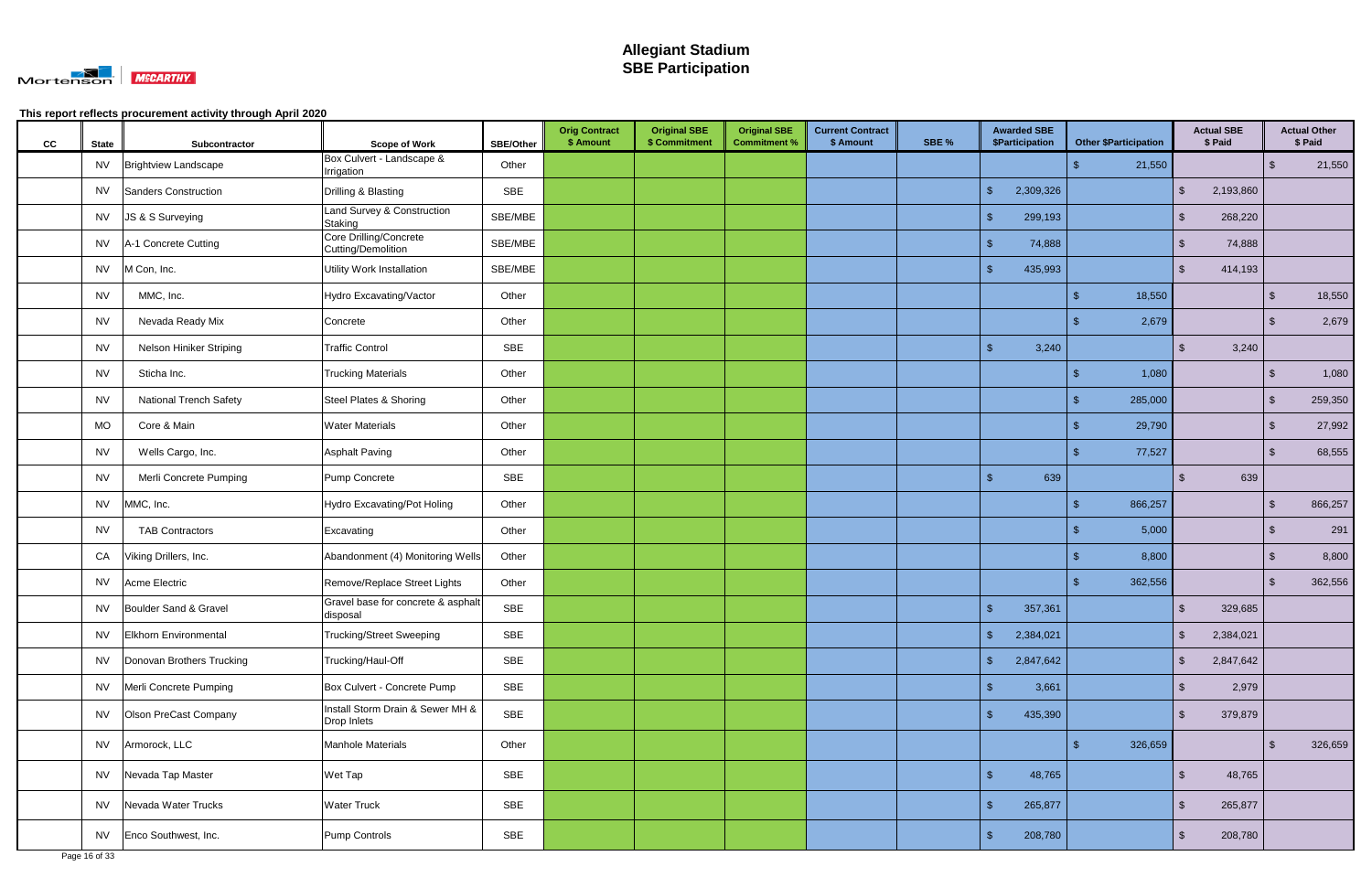# Allegiant Stadium
## SBE Participation

**This report reflects procurement activity through April 2020**

| CC | State | Subcontractor | Scope of Work | SBE/Other | Orig Contract $ Amount | Original SBE $ Commitment | Original SBE Commitment % | Current Contract $ Amount | SBE % | Awarded SBE $Participation | Other $Participation | Actual SBE $ Paid | Actual Other $ Paid |
|---|---|---|---|---|---|---|---|---|---|---|---|---|---|
| | NV | Brightview Landscape | Box Culvert - Landscape & Irrigation | Other | | | | | | | $ 21,550 | | $ 21,550 |
| | NV | Sanders Construction | Drilling & Blasting | SBE | | | | | | $ 2,309,326 | | $ 2,193,860 | |
| | NV | JS & S Surveying | Land Survey & Construction Staking | SBE/MBE | | | | | | $ 299,193 | | $ 268,220 | |
| | NV | A-1 Concrete Cutting | Core Drilling/Concrete Cutting/Demolition | SBE/MBE | | | | | | $ 74,888 | | $ 74,888 | |
| | NV | M Con, Inc. | Utility Work Installation | SBE/MBE | | | | | | $ 435,993 | | $ 414,193 | |
| | NV | MMC, Inc. | Hydro Excavating/Vactor | Other | | | | | | | $ 18,550 | | $ 18,550 |
| | NV | Nevada Ready Mix | Concrete | Other | | | | | | | $ 2,679 | | $ 2,679 |
| | NV | Nelson Hiniker Striping | Traffic Control | SBE | | | | | | $ 3,240 | | $ 3,240 | |
| | NV | Sticha Inc. | Trucking Materials | Other | | | | | | | $ 1,080 | | $ 1,080 |
| | NV | National Trench Safety | Steel Plates & Shoring | Other | | | | | | | $ 285,000 | | $ 259,350 |
| | MO | Core & Main | Water Materials | Other | | | | | | | $ 29,790 | | $ 27,992 |
| | NV | Wells Cargo, Inc. | Asphalt Paving | Other | | | | | | | $ 77,527 | | $ 68,555 |
| | NV | Merli Concrete Pumping | Pump Concrete | SBE | | | | | | $ 639 | | $ 639 | |
| | NV | MMC, Inc. | Hydro Excavating/Pot Holing | Other | | | | | | | $ 866,257 | | $ 866,257 |
| | NV | TAB Contractors | Excavating | Other | | | | | | | $ 5,000 | | $ 291 |
| | CA | Viking Drillers, Inc. | Abandonment (4) Monitoring Wells | Other | | | | | | | $ 8,800 | | $ 8,800 |
| | NV | Acme Electric | Remove/Replace Street Lights | Other | | | | | | | $ 362,556 | | $ 362,556 |
| | NV | Boulder Sand & Gravel | Gravel base for concrete & asphalt disposal | SBE | | | | | | $ 357,361 | | $ 329,685 | |
| | NV | Elkhorn Environmental | Trucking/Street Sweeping | SBE | | | | | | $ 2,384,021 | | $ 2,384,021 | |
| | NV | Donovan Brothers Trucking | Trucking/Haul-Off | SBE | | | | | | $ 2,847,642 | | $ 2,847,642 | |
| | NV | Merli Concrete Pumping | Box Culvert - Concrete Pump | SBE | | | | | | $ 3,661 | | $ 2,979 | |
| | NV | Olson PreCast Company | Install Storm Drain & Sewer MH & Drop Inlets | SBE | | | | | | $ 435,390 | | $ 379,879 | |
| | NV | Armorock, LLC | Manhole Materials | Other | | | | | | | $ 326,659 | | $ 326,659 |
| | NV | Nevada Tap Master | Wet Tap | SBE | | | | | | $ 48,765 | | $ 48,765 | |
| | NV | Nevada Water Trucks | Water Truck | SBE | | | | | | $ 265,877 | | $ 265,877 | |
| | NV | Enco Southwest, Inc. | Pump Controls | SBE | | | | | | $ 208,780 | | $ 208,780 | |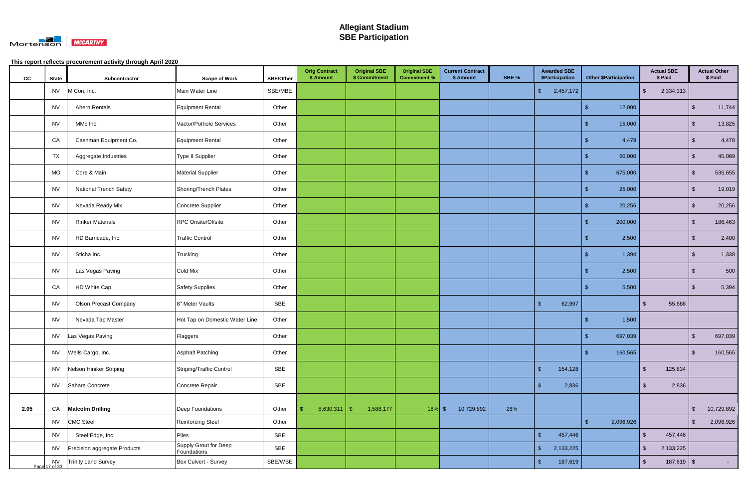# Allegiant Stadium
## SBE Participation

This report reflects procurement activity through April 2020

| CC | State | Subcontractor | Scope of Work | SBE/Other | Orig Contract $ Amount | Original SBE $ Commitment | Original SBE Commitment % | Current Contract $ Amount | SBE % | Awarded SBE $Participation | Other $Participation | Actual SBE $ Paid | Actual Other $ Paid |
|---|---|---|---|---|---|---|---|---|---|---|---|---|---|
| | NV | M Con, Inc. | Main Water Line | SBE/MBE | | | | | | $ 2,457,172 | | $ 2,334,313 | |
| | NV | Ahern Rentals | Equipment Rental | Other | | | | | | | $ 12,000 | | $ 11,744 |
| | NV | MMc Inc. | Vactor/Pothole Services | Other | | | | | | | $ 15,000 | | $ 13,825 |
| | CA | Cashman Equipment Co. | Equipment Rental | Other | | | | | | | $ 4,478 | | $ 4,478 |
| | TX | Aggregate Industries | Type II Supplier | Other | | | | | | | $ 50,000 | | $ 45,089 |
| | MO | Core & Main | Material Supplier | Other | | | | | | | $ 675,000 | | $ 536,655 |
| | NV | National Trench Safety | Shoring/Trench Plates | Other | | | | | | | $ 25,000 | | $ 19,019 |
| | NV | Nevada Ready Mix | Concrete Supplier | Other | | | | | | | $ 20,256 | | $ 20,256 |
| | NV | Rinker Materials | RPC Onsite/Offsite | Other | | | | | | | $ 200,000 | | $ 186,463 |
| | NV | HD Barricade, Inc. | Traffic Control | Other | | | | | | | $ 2,500 | | $ 2,400 |
| | NV | Sticha Inc. | Trucking | Other | | | | | | | $ 1,394 | | $ 1,338 |
| | NV | Las Vegas Paving | Cold Mix | Other | | | | | | | $ 2,500 | | $ 500 |
| | CA | HD White Cap | Safety Supplies | Other | | | | | | | $ 5,500 | | $ 5,394 |
| | NV | Olson Precast Company | 8" Meter Vaults | SBE | | | | | | $ 62,997 | | $ 55,686 | |
| | NV | Nevada Tap Master | Hot Tap on Domestic Water Line | Other | | | | | | | $ 1,500 | | |
| | NV | Las Vegas Paving | Flaggers | Other | | | | | | | $ 697,039 | | $ 697,039 |
| | NV | Wells Cargo, Inc. | Asphalt Patching | Other | | | | | | | $ 160,565 | | $ 160,565 |
| | NV | Nelson Hiniker Striping | Striping/Traffic Control | SBE | | | | | | $ 154,128 | | $ 125,834 | |
| | NV | Sahara Concrete | Concrete Repair | SBE | | | | | | $ 2,836 | | $ 2,836 | |
| | | | | | | | | | | | | | |
| **2.05** | CA | **Malcolm Drilling** | Deep Foundations | Other | $ 8,630,311 | $ 1,588,177 | 18% | $ 10,729,892 | 26% | | | | $ 10,729,892 |
| | NV | CMC Steel | Reinforcing Steel | Other | | | | | | | $ 2,096,926 | | $ 2,096,926 |
| | NV | Steel Edge, Inc. | Piles | SBE | | | | | | $ 457,446 | | $ 457,446 | |
| | NV | Precision aggregate Products | Supply Grout for Deep Foundations | SBE | | | | | | $ 2,133,225 | | $ 2,133,225 | |
| | NV | Trinity Land Survey | Box Culvert - Survey | SBE/WBE | | | | | | $ 187,619 | | $ 187,619 | $ - |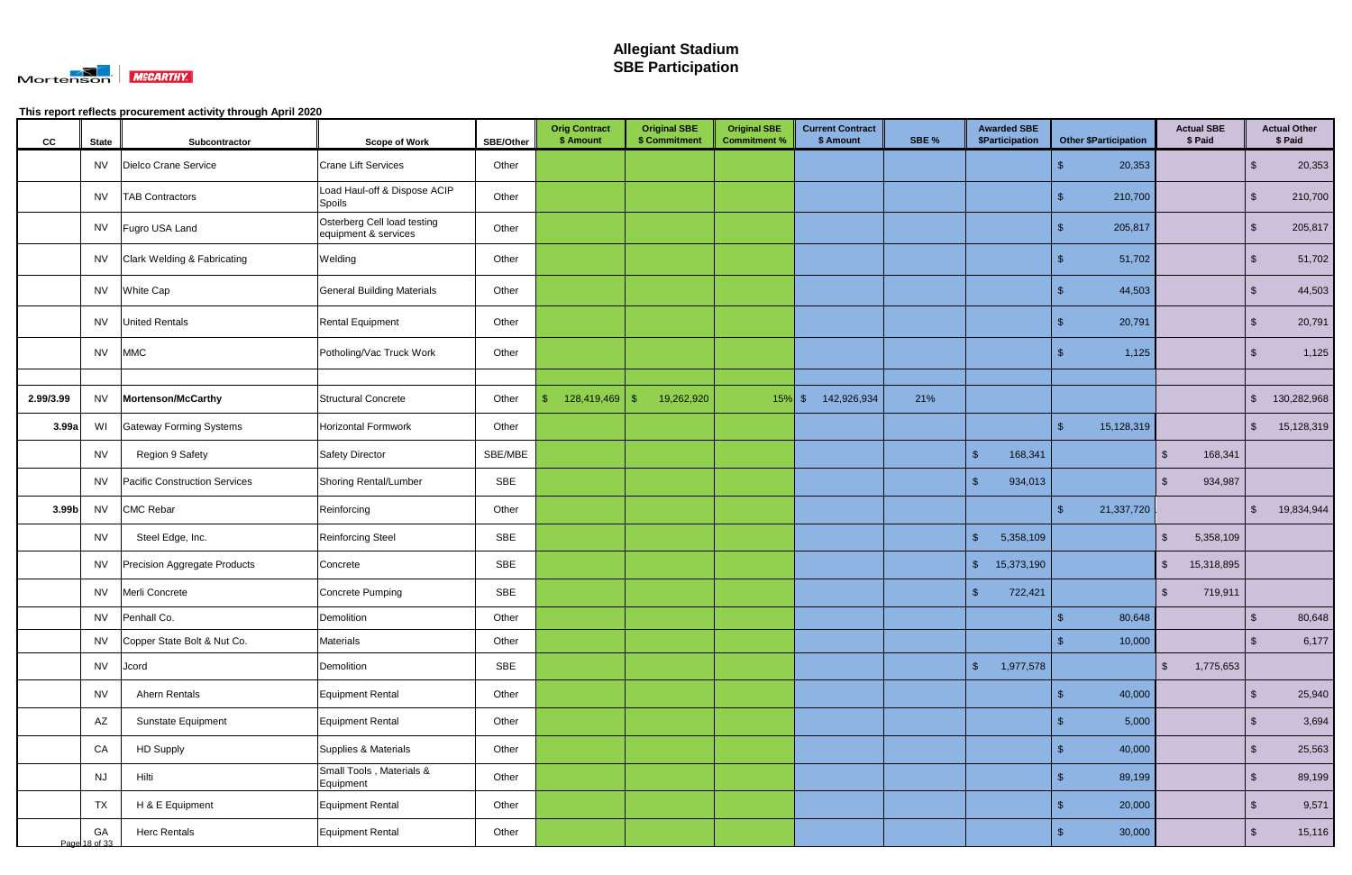# Allegiant Stadium
# SBE Participation

This report reflects procurement activity through April 2020

| CC | State | Subcontractor | Scope of Work | SBE/Other | Orig Contract $ Amount | Original SBE $ Commitment | Original SBE Commitment % | Current Contract $ Amount | SBE % | Awarded SBE $Participation | Other $Participation | Actual SBE $ Paid | Actual Other $ Paid |
|---|---|---|---|---|---|---|---|---|---|---|---|---|---|
| | NV | Dielco Crane Service | Crane Lift Services | Other | | | | | | | $ 20,353 | | $ 20,353 |
| | NV | TAB Contractors | Load Haul-off & Dispose ACIP Spoils | Other | | | | | | | $ 210,700 | | $ 210,700 |
| | NV | Fugro USA Land | Osterberg Cell load testing equipment & services | Other | | | | | | | $ 205,817 | | $ 205,817 |
| | NV | Clark Welding & Fabricating | Welding | Other | | | | | | | $ 51,702 | | $ 51,702 |
| | NV | White Cap | General Building Materials | Other | | | | | | | $ 44,503 | | $ 44,503 |
| | NV | United Rentals | Rental Equipment | Other | | | | | | | $ 20,791 | | $ 20,791 |
| | NV | MMC | Potholing/Vac Truck Work | Other | | | | | | | $ 1,125 | | $ 1,125 |
| | | | | | | | | | | | | | |
| **2.99/3.99** | NV | **Mortenson/McCarthy** | Structural Concrete | Other | $ 128,419,469 | $ 19,262,920 | 15% | $ 142,926,934 | 21% | | | | $ 130,282,968 |
| **3.99a** | WI | Gateway Forming Systems | Horizontal Formwork | Other | | | | | | | $ 15,128,319 | | $ 15,128,319 |
| | NV | Region 9 Safety | Safety Director | SBE/MBE | | | | | | $ 168,341 | | $ 168,341 | |
| | NV | Pacific Construction Services | Shoring Rental/Lumber | SBE | | | | | | $ 934,013 | | $ 934,987 | |
| **3.99b** | NV | CMC Rebar | Reinforcing | Other | | | | | | | $ 21,337,720 | | $ 19,834,944 |
| | NV | Steel Edge, Inc. | Reinforcing Steel | SBE | | | | | | $ 5,358,109 | | $ 5,358,109 | |
| | NV | Precision Aggregate Products | Concrete | SBE | | | | | | $ 15,373,190 | | $ 15,318,895 | |
| | NV | Merli Concrete | Concrete Pumping | SBE | | | | | | $ 722,421 | | $ 719,911 | |
| | NV | Penhall Co. | Demolition | Other | | | | | | | $ 80,648 | | $ 80,648 |
| | NV | Copper State Bolt & Nut Co. | Materials | Other | | | | | | | $ 10,000 | | $ 6,177 |
| | NV | Jcord | Demolition | SBE | | | | | | $ 1,977,578 | | $ 1,775,653 | |
| | NV | Ahern Rentals | Equipment Rental | Other | | | | | | | $ 40,000 | | $ 25,940 |
| | AZ | Sunstate Equipment | Equipment Rental | Other | | | | | | | $ 5,000 | | $ 3,694 |
| | CA | HD Supply | Supplies & Materials | Other | | | | | | | $ 40,000 | | $ 25,563 |
| | NJ | Hilti | Small Tools , Materials & Equipment | Other | | | | | | | $ 89,199 | | $ 89,199 |
| | TX | H & E Equipment | Equipment Rental | Other | | | | | | | $ 20,000 | | $ 9,571 |
| | GA | Herc Rentals | Equipment Rental | Other | | | | | | | $ 30,000 | | $ 15,116 |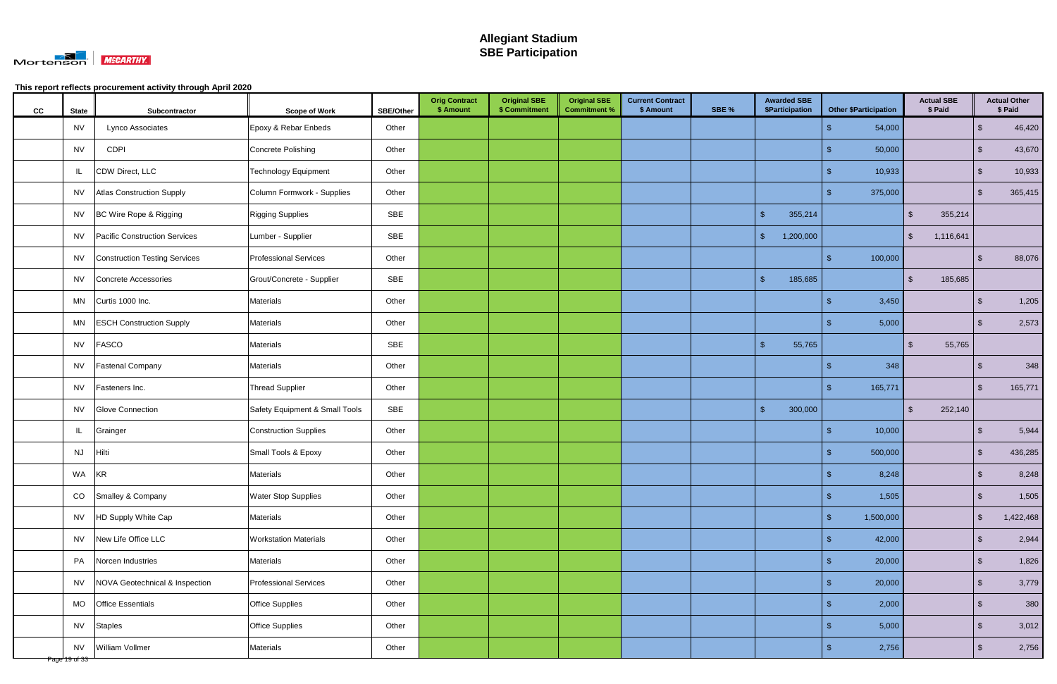# Allegiant Stadium
# SBE Participation

This report reflects procurement activity through April 2020

| CC | State | Subcontractor | Scope of Work | SBE/Other | Orig Contract $ Amount | Original SBE $ Commitment | Original SBE Commitment % | Current Contract $ Amount | SBE % | Awarded SBE $Participation | Other $Participation | Actual SBE $ Paid | Actual Other $ Paid |
|---|---|---|---|---|---|---|---|---|---|---|---|---|---|
| | NV | Lynco Associates | Epoxy & Rebar Enbeds | Other | | | | | | | $ 54,000 | | $ 46,420 |
| | NV | CDPI | Concrete Polishing | Other | | | | | | | $ 50,000 | | $ 43,670 |
| | IL | CDW Direct, LLC | Technology Equipment | Other | | | | | | | $ 10,933 | | $ 10,933 |
| | NV | Atlas Construction Supply | Column Formwork - Supplies | Other | | | | | | | $ 375,000 | | $ 365,415 |
| | NV | BC Wire Rope & Rigging | Rigging Supplies | SBE | | | | | | $ 355,214 | | $ 355,214 | |
| | NV | Pacific Construction Services | Lumber - Supplier | SBE | | | | | | $ 1,200,000 | | $ 1,116,641 | |
| | NV | Construction Testing Services | Professional Services | Other | | | | | | | $ 100,000 | | $ 88,076 |
| | NV | Concrete Accessories | Grout/Concrete - Supplier | SBE | | | | | | $ 185,685 | | $ 185,685 | |
| | MN | Curtis 1000 Inc. | Materials | Other | | | | | | | $ 3,450 | | $ 1,205 |
| | MN | ESCH Construction Supply | Materials | Other | | | | | | | $ 5,000 | | $ 2,573 |
| | NV | FASCO | Materials | SBE | | | | | | $ 55,765 | | $ 55,765 | |
| | NV | Fastenal Company | Materials | Other | | | | | | | $ 348 | | $ 348 |
| | NV | Fasteners Inc. | Thread Supplier | Other | | | | | | | $ 165,771 | | $ 165,771 |
| | NV | Glove Connection | Safety Equipment & Small Tools | SBE | | | | | | $ 300,000 | | $ 252,140 | |
| | IL | Grainger | Construction Supplies | Other | | | | | | | $ 10,000 | | $ 5,944 |
| | NJ | Hilti | Small Tools & Epoxy | Other | | | | | | | $ 500,000 | | $ 436,285 |
| | WA | KR | Materials | Other | | | | | | | $ 8,248 | | $ 8,248 |
| | CO | Smalley & Company | Water Stop Supplies | Other | | | | | | | $ 1,505 | | $ 1,505 |
| | NV | HD Supply White Cap | Materials | Other | | | | | | | $ 1,500,000 | | $ 1,422,468 |
| | NV | New Life Office LLC | Workstation Materials | Other | | | | | | | $ 42,000 | | $ 2,944 |
| | PA | Norcen Industries | Materials | Other | | | | | | | $ 20,000 | | $ 1,826 |
| | NV | NOVA Geotechnical & Inspection | Professional Services | Other | | | | | | | $ 20,000 | | $ 3,779 |
| | MO | Office Essentials | Office Supplies | Other | | | | | | | $ 2,000 | | $ 380 |
| | NV | Staples | Office Supplies | Other | | | | | | | $ 5,000 | | $ 3,012 |
| | NV | William Vollmer | Materials | Other | | | | | | | $ 2,756 | | $ 2,756 |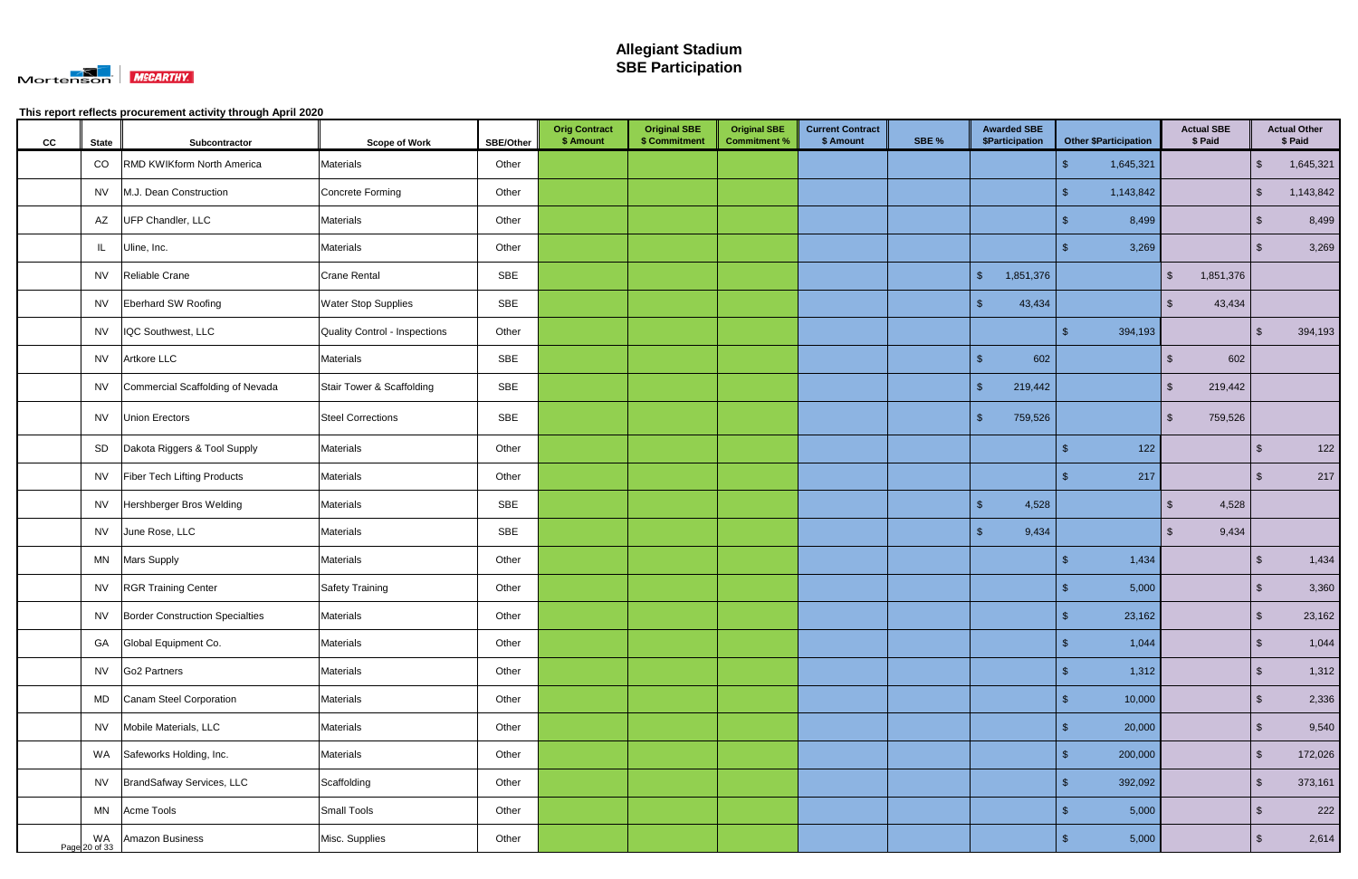# Allegiant Stadium
## SBE Participation

This report reflects procurement activity through April 2020

| CC | State | Subcontractor | Scope of Work | SBE/Other | Orig Contract $ Amount | Original SBE $ Commitment | Original SBE Commitment % | Current Contract $ Amount | SBE % | Awarded SBE $Participation | Other $Participation | Actual SBE $ Paid | Actual Other $ Paid |
|---|---|---|---|---|---|---|---|---|---|---|---|---|---|
| | CO | RMD KWIKform North America | Materials | Other | | | | | | | $ 1,645,321 | | $ 1,645,321 |
| | NV | M.J. Dean Construction | Concrete Forming | Other | | | | | | | $ 1,143,842 | | $ 1,143,842 |
| | AZ | UFP Chandler, LLC | Materials | Other | | | | | | | $ 8,499 | | $ 8,499 |
| | IL | Uline, Inc. | Materials | Other | | | | | | | $ 3,269 | | $ 3,269 |
| | NV | Reliable Crane | Crane Rental | SBE | | | | | | $ 1,851,376 | | $ 1,851,376 | |
| | NV | Eberhard SW Roofing | Water Stop Supplies | SBE | | | | | | $ 43,434 | | $ 43,434 | |
| | NV | IQC Southwest, LLC | Quality Control - Inspections | Other | | | | | | | $ 394,193 | | $ 394,193 |
| | NV | Artkore LLC | Materials | SBE | | | | | | $ 602 | | $ 602 | |
| | NV | Commercial Scaffolding of Nevada | Stair Tower & Scaffolding | SBE | | | | | | $ 219,442 | | $ 219,442 | |
| | NV | Union Erectors | Steel Corrections | SBE | | | | | | $ 759,526 | | $ 759,526 | |
| | SD | Dakota Riggers & Tool Supply | Materials | Other | | | | | | | $ 122 | | $ 122 |
| | NV | Fiber Tech Lifting Products | Materials | Other | | | | | | | $ 217 | | $ 217 |
| | NV | Hershberger Bros Welding | Materials | SBE | | | | | | $ 4,528 | | $ 4,528 | |
| | NV | June Rose, LLC | Materials | SBE | | | | | | $ 9,434 | | $ 9,434 | |
| | MN | Mars Supply | Materials | Other | | | | | | | $ 1,434 | | $ 1,434 |
| | NV | RGR Training Center | Safety Training | Other | | | | | | | $ 5,000 | | $ 3,360 |
| | NV | Border Construction Specialties | Materials | Other | | | | | | | $ 23,162 | | $ 23,162 |
| | GA | Global Equipment Co. | Materials | Other | | | | | | | $ 1,044 | | $ 1,044 |
| | NV | Go2 Partners | Materials | Other | | | | | | | $ 1,312 | | $ 1,312 |
| | MD | Canam Steel Corporation | Materials | Other | | | | | | | $ 10,000 | | $ 2,336 |
| | NV | Mobile Materials, LLC | Materials | Other | | | | | | | $ 20,000 | | $ 9,540 |
| | WA | Safeworks Holding, Inc. | Materials | Other | | | | | | | $ 200,000 | | $ 172,026 |
| | NV | BrandSafway Services, LLC | Scaffolding | Other | | | | | | | $ 392,092 | | $ 373,161 |
| | MN | Acme Tools | Small Tools | Other | | | | | | | $ 5,000 | | $ 222 |
| | WA | Amazon Business | Misc. Supplies | Other | | | | | | | $ 5,000 | | $ 2,614 |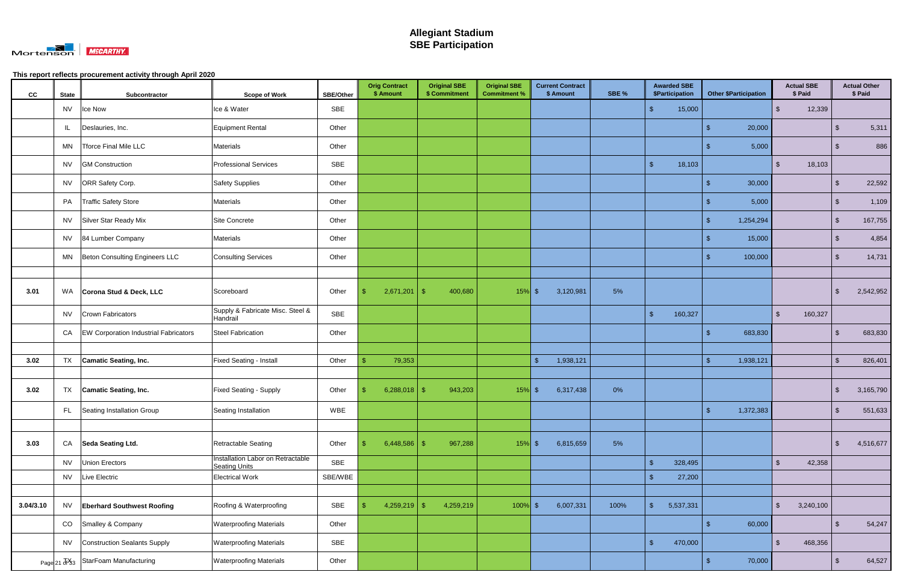# Allegiant Stadium
## SBE Participation

This report reflects procurement activity through April 2020

| CC | State | Subcontractor | Scope of Work | SBE/Other | Orig Contract $ Amount | Original SBE $ Commitment | Original SBE Commitment % | Current Contract $ Amount | SBE % | Awarded SBE $Participation | Other $Participation | Actual SBE $ Paid | Actual Other $ Paid |
|---|---|---|---|---|---|---|---|---|---|---|---|---|---|
| | NV | Ice Now | Ice & Water | SBE | | | | | | $ 15,000 | | $ 12,339 | |
| | IL | Deslauries, Inc. | Equipment Rental | Other | | | | | | | $ 20,000 | | $ 5,311 |
| | MN | Tforce Final Mile LLC | Materials | Other | | | | | | | $ 5,000 | | $ 886 |
| | NV | GM Construction | Professional Services | SBE | | | | | | $ 18,103 | | $ 18,103 | |
| | NV | ORR Safety Corp. | Safety Supplies | Other | | | | | | | $ 30,000 | | $ 22,592 |
| | PA | Traffic Safety Store | Materials | Other | | | | | | | $ 5,000 | | $ 1,109 |
| | NV | Silver Star Ready Mix | Site Concrete | Other | | | | | | | $ 1,254,294 | | $ 167,755 |
| | NV | 84 Lumber Company | Materials | Other | | | | | | | $ 15,000 | | $ 4,854 |
| | MN | Beton Consulting Engineers LLC | Consulting Services | Other | | | | | | | $ 100,000 | | $ 14,731 |
| | | | | | | | | | | | | | |
| 3.01 | WA | **Corona Stud & Deck, LLC** | Scoreboard | Other | $ 2,671,201 | $ 400,680 | 15% | $ 3,120,981 | 5% | | | | $ 2,542,952 |
| | NV | Crown Fabricators | Supply & Fabricate Misc. Steel & Handrail | SBE | | | | | | $ 160,327 | | $ 160,327 | |
| | CA | EW Corporation Industrial Fabricators | Steel Fabrication | Other | | | | | | | $ 683,830 | | $ 683,830 |
| | | | | | | | | | | | | | |
| 3.02 | TX | **Camatic Seating, Inc.** | Fixed Seating - Install | Other | $ 79,353 | | | $ 1,938,121 | | | $ 1,938,121 | | $ 826,401 |
| | | | | | | | | | | | | | |
| 3.02 | TX | **Camatic Seating, Inc.** | Fixed Seating - Supply | Other | $ 6,288,018 | $ 943,203 | 15% | $ 6,317,438 | 0% | | | | $ 3,165,790 |
| | FL | Seating Installation Group | Seating Installation | WBE | | | | | | | $ 1,372,383 | | $ 551,633 |
| | | | | | | | | | | | | | |
| 3.03 | CA | **Seda Seating Ltd.** | Retractable Seating | Other | $ 6,448,586 | $ 967,288 | 15% | $ 6,815,659 | 5% | | | | $ 4,516,677 |
| | NV | Union Erectors | Installation Labor on Retractable Seating Units | SBE | | | | | | $ 328,495 | | $ 42,358 | |
| | NV | Live Electric | Electrical Work | SBE/WBE | | | | | | $ 27,200 | | | |
| | | | | | | | | | | | | | |
| 3.04/3.10 | NV | **Eberhard Southwest Roofing** | Roofing & Waterproofing | SBE | $ 4,259,219 | $ 4,259,219 | 100% | $ 6,007,331 | 100% | $ 5,537,331 | | $ 3,240,100 | |
| | CO | Smalley & Company | Waterproofing Materials | Other | | | | | | | $ 60,000 | | $ 54,247 |
| | NV | Construction Sealants Supply | Waterproofing Materials | SBE | | | | | | $ 470,000 | | $ 468,356 | |
| | TX | StarFoam Manufacturing | Waterproofing Materials | Other | | | | | | | $ 70,000 | | $ 64,527 |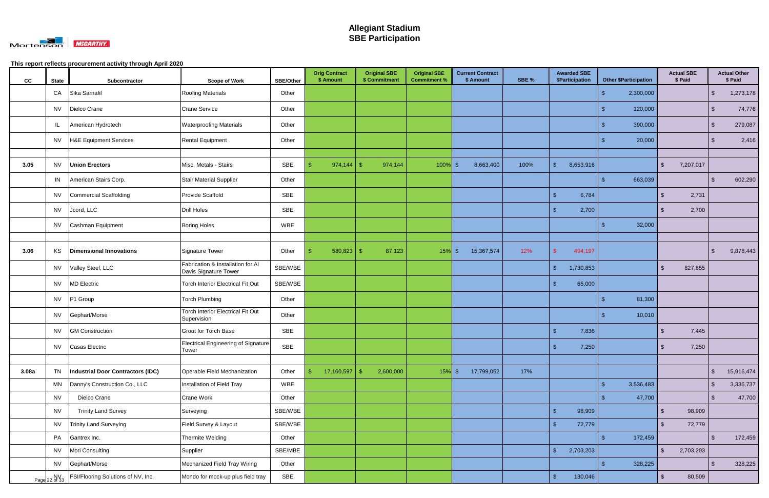# Allegiant Stadium
## SBE Participation

This report reflects procurement activity through April 2020

| CC | State | Subcontractor | Scope of Work | SBE/Other | Orig Contract $ Amount | Original SBE $ Commitment | Original SBE Commitment % | Current Contract $ Amount | SBE % | Awarded SBE $Participation | Other $Participation | Actual SBE $ Paid | Actual Other $ Paid |
|---|---|---|---|---|---|---|---|---|---|---|---|---|---|
| | CA | Sika Sarnafil | Roofing Materials | Other | | | | | | | $ 2,300,000 | | $ 1,273,178 |
| | NV | Dielco Crane | Crane Service | Other | | | | | | | $ 120,000 | | $ 74,776 |
| | IL | American Hydrotech | Waterproofing Materials | Other | | | | | | | $ 390,000 | | $ 279,087 |
| | NV | H&E Equipment Services | Rental Equipment | Other | | | | | | | $ 20,000 | | $ 2,416 |
| | | | | | | | | | | | | | |
| **3.05** | NV | **Union Erectors** | Misc. Metals - Stairs | SBE | $ 974,144 | $ 974,144 | 100% | $ 8,663,400 | 100% | $ 8,653,916 | | $ 7,207,017 | |
| | IN | American Stairs Corp. | Stair Material Supplier | Other | | | | | | | $ 663,039 | | $ 602,290 |
| | NV | Commercial Scaffolding | Provide Scaffold | SBE | | | | | | $ 6,784 | | $ 2,731 | |
| | NV | Jcord, LLC | Drill Holes | SBE | | | | | | $ 2,700 | | $ 2,700 | |
| | NV | Cashman Equipment | Boring Holes | WBE | | | | | | | $ 32,000 | | |
| | | | | | | | | | | | | | |
| **3.06** | KS | **Dimensional Innovations** | Signature Tower | Other | $ 580,823 | $ 87,123 | 15% | $ 15,367,574 | 12% | $ 494,197 | | | $ 9,878,443 |
| | NV | Valley Steel, LLC | Fabrication & Installation for Al Davis Signature Tower | SBE/WBE | | | | | | $ 1,730,853 | | $ 827,855 | |
| | NV | MD Electric | Torch Interior Electrical Fit Out | SBE/WBE | | | | | | $ 65,000 | | | |
| | NV | P1 Group | Torch Plumbing | Other | | | | | | | $ 81,300 | | |
| | NV | Gephart/Morse | Torch Interior Electrical Fit Out Supervision | Other | | | | | | | $ 10,010 | | |
| | NV | GM Construction | Grout for Torch Base | SBE | | | | | | $ 7,836 | | $ 7,445 | |
| | NV | Casas Electric | Electrical Engineering of Signature Tower | SBE | | | | | | $ 7,250 | | $ 7,250 | |
| | | | | | | | | | | | | | |
| **3.08a** | TN | **Industrial Door Contractors (IDC)** | Operable Field Mechanization | Other | $ 17,160,597 | $ 2,600,000 | 15% | $ 17,799,052 | 17% | | | | $ 15,916,474 |
| | MN | Danny's Construction Co., LLC | Installation of Field Tray | WBE | | | | | | | $ 3,536,483 | | $ 3,336,737 |
| | NV | Dielco Crane | Crane Work | Other | | | | | | | $ 47,700 | | $ 47,700 |
| | NV | Trinity Land Survey | Surveying | SBE/WBE | | | | | | $ 98,909 | | $ 98,909 | |
| | NV | Trinity Land Surveying | Field Survey & Layout | SBE/WBE | | | | | | $ 72,779 | | $ 72,779 | |
| | PA | Gantrex Inc. | Thermite Welding | Other | | | | | | | $ 172,459 | | $ 172,459 |
| | NV | Mori Consulting | Supplier | SBE/MBE | | | | | | $ 2,703,203 | | $ 2,703,203 | |
| | NV | Gephart/Morse | Mechanized Field Tray Wiring | Other | | | | | | | $ 328,225 | | $ 328,225 |
| | NV | FSI/Flooring Solutions of NV, Inc. | Mondo for mock-up plus field tray | SBE | | | | | | $ 130,046 | | $ 80,509 | |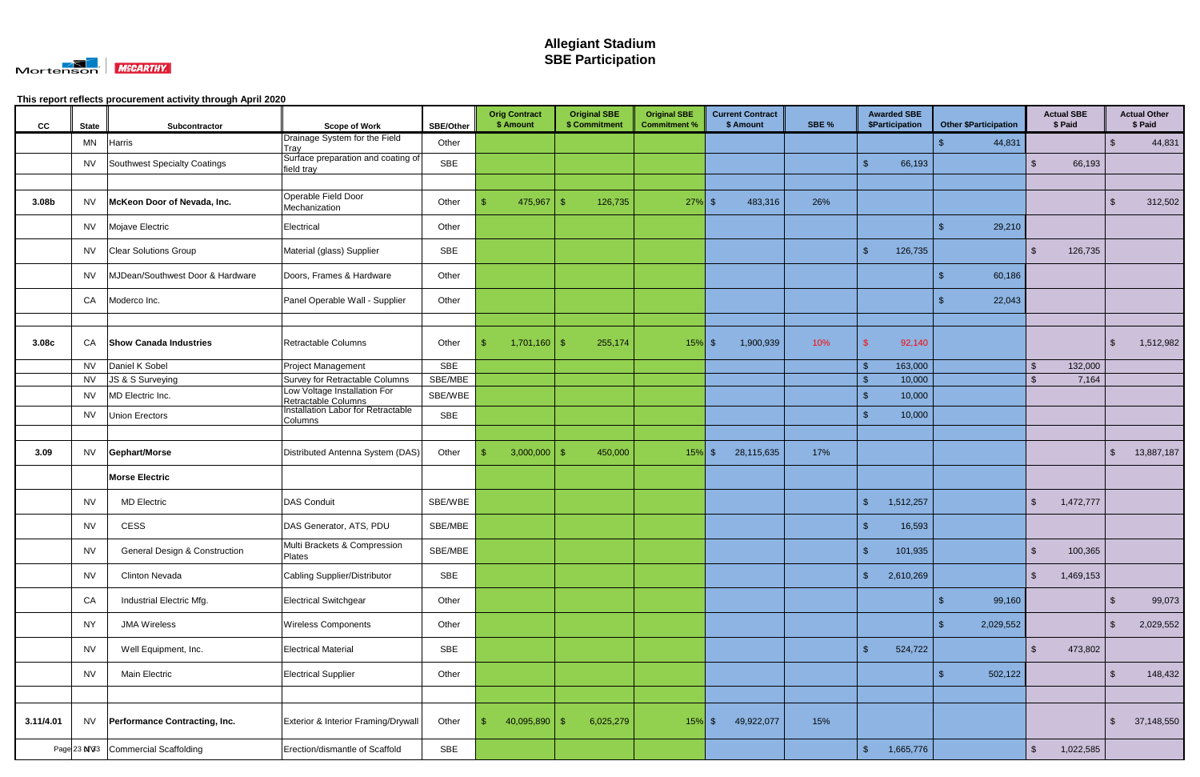# Allegiant Stadium
## SBE Participation

This report reflects procurement activity through April 2020

| CC | State | Subcontractor | Scope of Work | SBE/Other | Orig Contract $ Amount | Original SBE $ Commitment | Original SBE Commitment % | Current Contract $ Amount | SBE % | Awarded SBE $Participation | Other $Participation | Actual SBE $ Paid | Actual Other $ Paid |
|---|---|---|---|---|---|---|---|---|---|---|---|---|---|
| | MN | Harris | Drainage System for the Field Tray | Other | | | | | | | $ 44,831 | | $ 44,831 |
| | NV | Southwest Specialty Coatings | Surface preparation and coating of field tray | SBE | | | | | | $ 66,193 | | $ 66,193 | |
| | | | | | | | | | | | | | |
| 3.08b | NV | **McKeon Door of Nevada, Inc.** | Operable Field Door Mechanization | Other | $ 475,967 | $ 126,735 | 27% | $ 483,316 | 26% | | | | $ 312,502 |
| | NV | Mojave Electric | Electrical | Other | | | | | | | $ 29,210 | | |
| | NV | Clear Solutions Group | Material (glass) Supplier | SBE | | | | | | $ 126,735 | | $ 126,735 | |
| | NV | MJDean/Southwest Door & Hardware | Doors, Frames & Hardware | Other | | | | | | | $ 60,186 | | |
| | CA | Moderco Inc. | Panel Operable Wall - Supplier | Other | | | | | | | $ 22,043 | | |
| | | | | | | | | | | | | | |
| 3.08c | CA | **Show Canada Industries** | Retractable Columns | Other | $ 1,701,160 | $ 255,174 | 15% | $ 1,900,939 | 10% | $ 92,140 | | | $ 1,512,982 |
| | NV | Daniel K Sobel | Project Management | SBE | | | | | | $ 163,000 | | $ 132,000 | |
| | NV | JS & S Surveying | Survey for Retractable Columns | SBE/MBE | | | | | | $ 10,000 | | $ 7,164 | |
| | NV | MD Electric Inc. | Low Voltage Installation For Retractable Columns | SBE/WBE | | | | | | $ 10,000 | | | |
| | NV | Union Erectors | Installation Labor for Retractable Columns | SBE | | | | | | $ 10,000 | | | |
| | | | | | | | | | | | | | |
| 3.09 | NV | **Gephart/Morse** | Distributed Antenna System (DAS) | Other | $ 3,000,000 | $ 450,000 | 15% | $ 28,115,635 | 17% | | | | $ 13,887,187 |
| | | **Morse Electric** | | | | | | | | | | | |
| | NV | MD Electric | DAS Conduit | SBE/WBE | | | | | | $ 1,512,257 | | $ 1,472,777 | |
| | NV | CESS | DAS Generator, ATS, PDU | SBE/MBE | | | | | | $ 16,593 | | | |
| | NV | General Design & Construction | Multi Brackets & Compression Plates | SBE/MBE | | | | | | $ 101,935 | | $ 100,365 | |
| | NV | Clinton Nevada | Cabling Supplier/Distributor | SBE | | | | | | $ 2,610,269 | | $ 1,469,153 | |
| | CA | Industrial Electric Mfg. | Electrical Switchgear | Other | | | | | | | $ 99,160 | | $ 99,073 |
| | NY | JMA Wireless | Wireless Components | Other | | | | | | | $ 2,029,552 | | $ 2,029,552 |
| | NV | Well Equipment, Inc. | Electrical Material | SBE | | | | | | $ 524,722 | | $ 473,802 | |
| | NV | Main Electric | Electrical Supplier | Other | | | | | | | $ 502,122 | | $ 148,432 |
| | | | | | | | | | | | | | |
| 3.11/4.01 | NV | **Performance Contracting, Inc.** | Exterior & Interior Framing/Drywall | Other | $ 40,095,890 | $ 6,025,279 | 15% | $ 49,922,077 | 15% | | | | $ 37,148,550 |
| | NV | Commercial Scaffolding | Erection/dismantle of Scaffold | SBE | | | | | | $ 1,665,776 | | $ 1,022,585 | |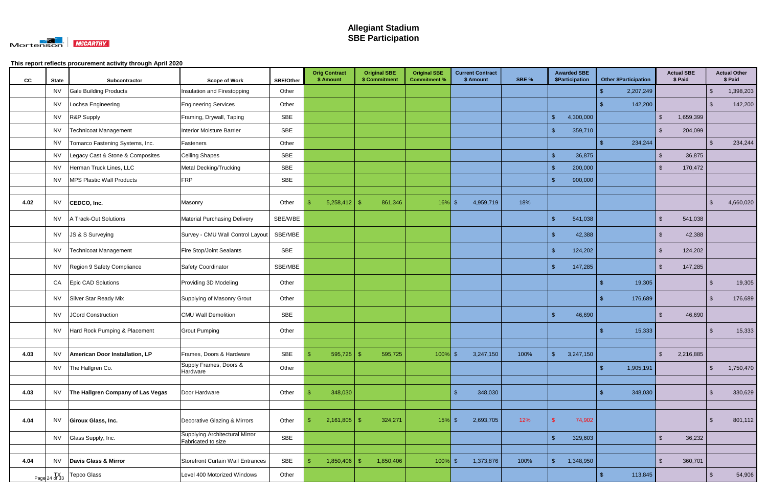# Allegiant Stadium
## SBE Participation

This report reflects procurement activity through April 2020

| CC | State | Subcontractor | Scope of Work | SBE/Other | Orig Contract $ Amount | Original SBE $ Commitment | Original SBE Commitment % | Current Contract $ Amount | SBE % | Awarded SBE $Participation | Other $Participation | Actual SBE $ Paid | Actual Other $ Paid |
|---|---|---|---|---|---|---|---|---|---|---|---|---|---|
| | NV | Gale Building Products | Insulation and Firestopping | Other | | | | | | | $ 2,207,249 | | $ 1,398,203 |
| | NV | Lochsa Engineering | Engineering Services | Other | | | | | | | $ 142,200 | | $ 142,200 |
| | NV | R&P Supply | Framing, Drywall, Taping | SBE | | | | | | $ 4,300,000 | | $ 1,659,399 | |
| | NV | Technicoat Management | Interior Moisture Barrier | SBE | | | | | | $ 359,710 | | $ 204,099 | |
| | NV | Tomarco Fastening Systems, Inc. | Fasteners | Other | | | | | | | $ 234,244 | | $ 234,244 |
| | NV | Legacy Cast & Stone & Composites | Ceiling Shapes | SBE | | | | | | $ 36,875 | | $ 36,875 | |
| | NV | Herman Truck Lines, LLC | Metal Decking/Trucking | SBE | | | | | | $ 200,000 | | $ 170,472 | |
| | NV | MPS Plastic Wall Products | FRP | SBE | | | | | | $ 900,000 | | | |
| | | | | | | | | | | | | | |
| 4.02 | NV | **CEDCO, Inc.** | Masonry | Other | $ 5,258,412 | $ 861,346 | 16% | $ 4,959,719 | 18% | | | | $ 4,660,020 |
| | NV | A Track-Out Solutions | Material Purchasing Delivery | SBE/WBE | | | | | | $ 541,038 | | $ 541,038 | |
| | NV | JS & S Surveying | Survey - CMU Wall Control Layout | SBE/MBE | | | | | | $ 42,388 | | $ 42,388 | |
| | NV | Technicoat Management | Fire Stop/Joint Sealants | SBE | | | | | | $ 124,202 | | $ 124,202 | |
| | NV | Region 9 Safety Compliance | Safety Coordinator | SBE/MBE | | | | | | $ 147,285 | | $ 147,285 | |
| | CA | Epic CAD Solutions | Providing 3D Modeling | Other | | | | | | | $ 19,305 | | $ 19,305 |
| | NV | Silver Star Ready Mix | Supplying of Masonry Grout | Other | | | | | | | $ 176,689 | | $ 176,689 |
| | NV | JCord Construction | CMU Wall Demolition | SBE | | | | | | $ 46,690 | | $ 46,690 | |
| | NV | Hard Rock Pumping & Placement | Grout Pumping | Other | | | | | | | $ 15,333 | | $ 15,333 |
| | | | | | | | | | | | | | |
| 4.03 | NV | **American Door Installation, LP** | Frames, Doors & Hardware | SBE | $ 595,725 | $ 595,725 | 100% | $ 3,247,150 | 100% | $ 3,247,150 | | $ 2,216,885 | |
| | NV | The Hallgren Co. | Supply Frames, Doors & Hardware | Other | | | | | | | $ 1,905,191 | | $ 1,750,470 |
| | | | | | | | | | | | | | |
| 4.03 | NV | **The Hallgren Company of Las Vegas** | Door Hardware | Other | $ 348,030 | | | $ 348,030 | | | $ 348,030 | | $ 330,629 |
| | | | | | | | | | | | | | |
| 4.04 | NV | **Giroux Glass, Inc.** | Decorative Glazing & Mirrors | Other | $ 2,161,805 | $ 324,271 | 15% | $ 2,693,705 | 12% | $ 74,902 | | | $ 801,112 |
| | NV | Glass Supply, Inc. | Supplying Architectural Mirror Fabricated to size | SBE | | | | | | $ 329,603 | | $ 36,232 | |
| | | | | | | | | | | | | | |
| 4.04 | NV | **Davis Glass & Mirror** | Storefront Curtain Wall Entrances | SBE | $ 1,850,406 | $ 1,850,406 | 100% | $ 1,373,876 | 100% | $ 1,348,950 | | $ 360,701 | |
| | TX | Tepco Glass | Level 400 Motorized Windows | Other | | | | | | | $ 113,845 | | $ 54,906 |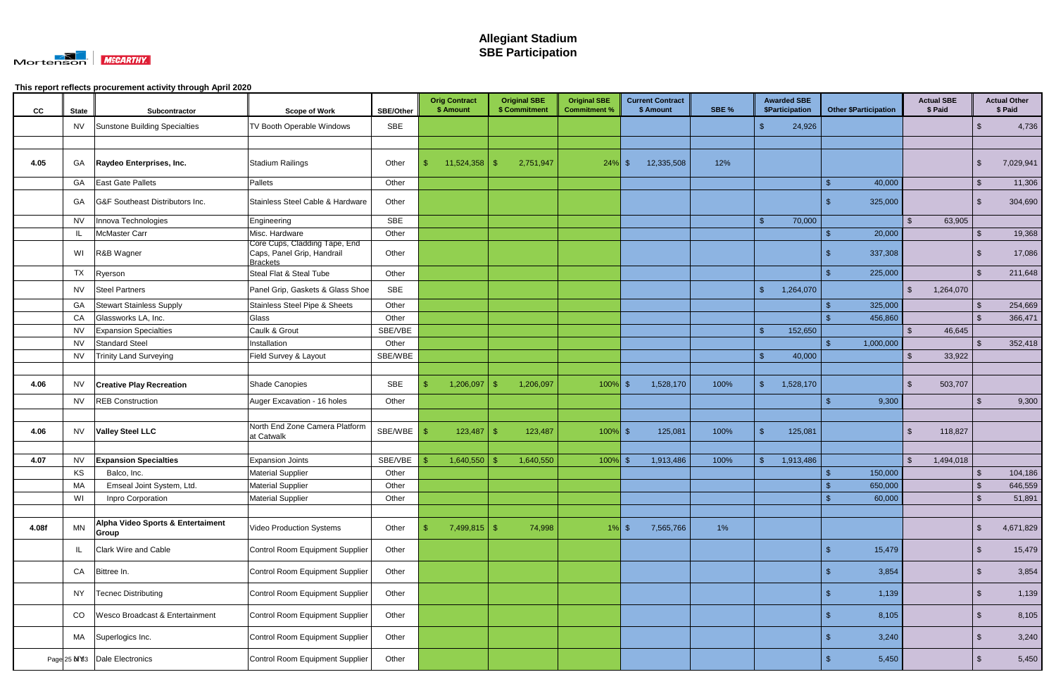# Allegiant Stadium
## SBE Participation

**This report reflects procurement activity through April 2020**

| CC | State | Subcontractor | Scope of Work | SBE/Other | Orig Contract $ Amount | Original SBE $ Commitment | Original SBE Commitment % | Current Contract $ Amount | SBE % | Awarded SBE $Participation | Other $Participation | Actual SBE $ Paid | Actual Other $ Paid |
|---|---|---|---|---|---|---|---|---|---|---|---|---|---|
| | NV | Sunstone Building Specialties | TV Booth Operable Windows | SBE | | | | | | $ 24,926 | | | $ 4,736 |
| | | | | | | | | | | | | | |
| 4.05 | GA | **Raydeo Enterprises, Inc.** | Stadium Railings | Other | $ 11,524,358 | $ 2,751,947 | 24% | $ 12,335,508 | 12% | | | | $ 7,029,941 |
| | GA | East Gate Pallets | Pallets | Other | | | | | | | $ 40,000 | | $ 11,306 |
| | GA | G&F Southeast Distributors Inc. | Stainless Steel Cable & Hardware | Other | | | | | | | $ 325,000 | | $ 304,690 |
| | NV | Innova Technologies | Engineering | SBE | | | | | | $ 70,000 | | $ 63,905 | |
| | IL | McMaster Carr | Misc. Hardware | Other | | | | | | | $ 20,000 | | $ 19,368 |
| | WI | R&B Wagner | Core Cups, Cladding Tape, End Caps, Panel Grip, Handrail Brackets | Other | | | | | | | $ 337,308 | | $ 17,086 |
| | TX | Ryerson | Steal Flat & Steal Tube | Other | | | | | | | $ 225,000 | | $ 211,648 |
| | NV | Steel Partners | Panel Grip, Gaskets & Glass Shoe | SBE | | | | | | $ 1,264,070 | | $ 1,264,070 | |
| | GA | Stewart Stainless Supply | Stainless Steel Pipe & Sheets | Other | | | | | | | $ 325,000 | | $ 254,669 |
| | CA | Glassworks LA, Inc. | Glass | Other | | | | | | | $ 456,860 | | $ 366,471 |
| | NV | Expansion Specialties | Caulk & Grout | SBE/VBE | | | | | | $ 152,650 | | $ 46,645 | |
| | NV | Standard Steel | Installation | Other | | | | | | | $ 1,000,000 | | $ 352,418 |
| | NV | Trinity Land Surveying | Field Survey & Layout | SBE/WBE | | | | | | $ 40,000 | | $ 33,922 | |
| | | | | | | | | | | | | | |
| 4.06 | NV | **Creative Play Recreation** | Shade Canopies | SBE | $ 1,206,097 | $ 1,206,097 | 100% | $ 1,528,170 | 100% | $ 1,528,170 | | $ 503,707 | |
| | NV | REB Construction | Auger Excavation - 16 holes | Other | | | | | | | $ 9,300 | | $ 9,300 |
| | | | | | | | | | | | | | |
| 4.06 | NV | **Valley Steel LLC** | North End Zone Camera Platform at Catwalk | SBE/WBE | $ 123,487 | $ 123,487 | 100% | $ 125,081 | 100% | $ 125,081 | | $ 118,827 | |
| | | | | | | | | | | | | | |
| 4.07 | NV | **Expansion Specialties** | Expansion Joints | SBE/VBE | $ 1,640,550 | $ 1,640,550 | 100% | $ 1,913,486 | 100% | $ 1,913,486 | | $ 1,494,018 | |
| | KS | Balco, Inc. | Material Supplier | Other | | | | | | | $ 150,000 | | $ 104,186 |
| | MA | Emseal Joint System, Ltd. | Material Supplier | Other | | | | | | | $ 650,000 | | $ 646,559 |
| | WI | Inpro Corporation | Material Supplier | Other | | | | | | | $ 60,000 | | $ 51,891 |
| | | | | | | | | | | | | | |
| 4.08f | MN | **Alpha Video Sports & Entertaiment Group** | Video Production Systems | Other | $ 7,499,815 | $ 74,998 | 1% | $ 7,565,766 | 1% | | | | $ 4,671,829 |
| | IL | Clark Wire and Cable | Control Room Equipment Supplier | Other | | | | | | | $ 15,479 | | $ 15,479 |
| | CA | Bittree In. | Control Room Equipment Supplier | Other | | | | | | | $ 3,854 | | $ 3,854 |
| | NY | Tecnec Distributing | Control Room Equipment Supplier | Other | | | | | | | $ 1,139 | | $ 1,139 |
| | CO | Wesco Broadcast & Entertainment | Control Room Equipment Supplier | Other | | | | | | | $ 8,105 | | $ 8,105 |
| | MA | Superlogics Inc. | Control Room Equipment Supplier | Other | | | | | | | $ 3,240 | | $ 3,240 |
| | NY | Dale Electronics | Control Room Equipment Supplier | Other | | | | | | | $ 5,450 | | $ 5,450 |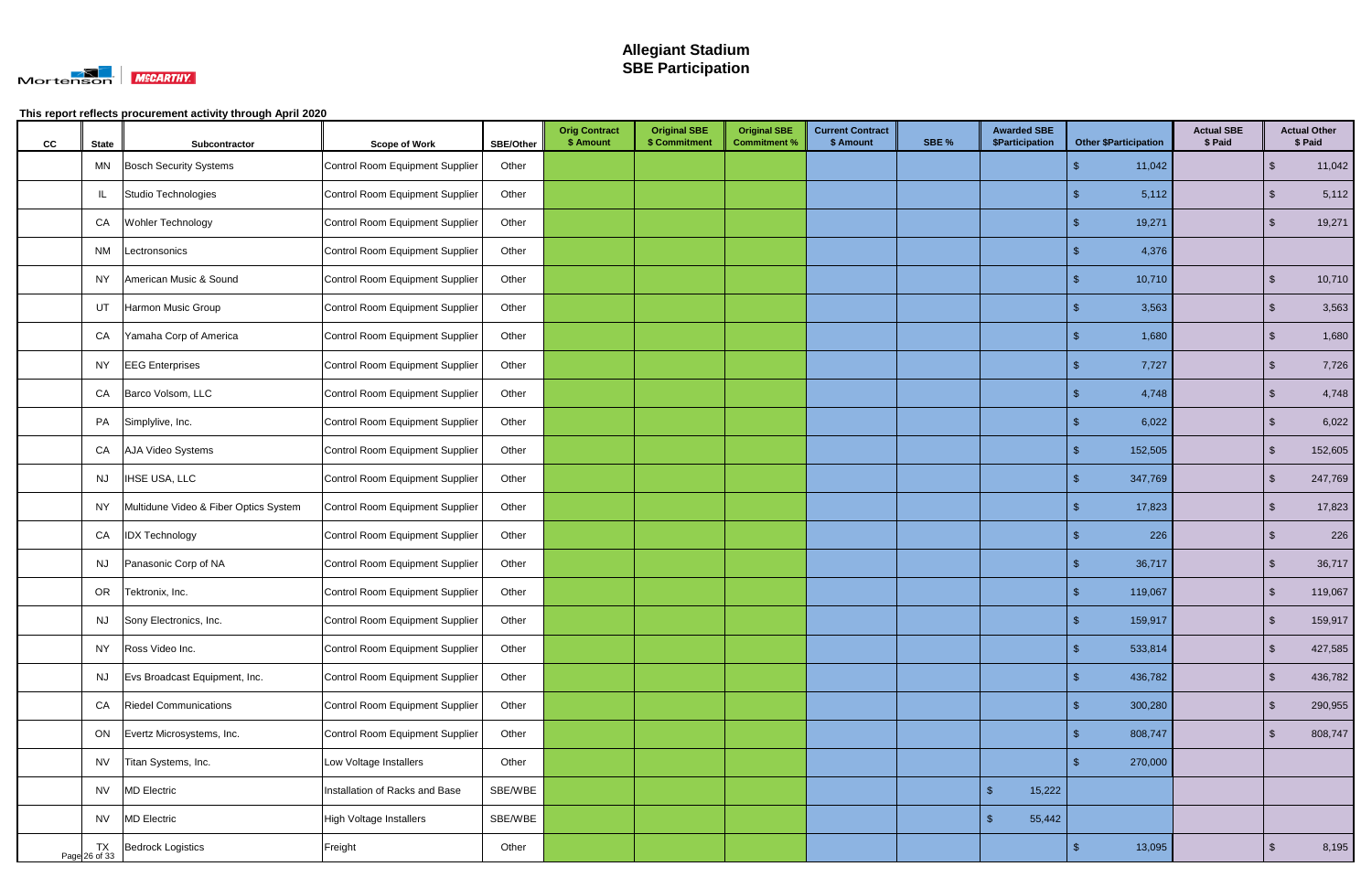# Allegiant Stadium
# SBE Participation

**This report reflects procurement activity through April 2020**

| CC | State | Subcontractor | Scope of Work | SBE/Other | Orig Contract $ Amount | Original SBE $ Commitment | Original SBE Commitment % | Current Contract $ Amount | SBE % | Awarded SBE $Participation | Other $Participation | Actual SBE $ Paid | Actual Other $ Paid |
|---|---|---|---|---|---|---|---|---|---|---|---|---|---|
| | MN | Bosch Security Systems | Control Room Equipment Supplier | Other | | | | | | | $ 11,042 | | $ 11,042 |
| | IL | Studio Technologies | Control Room Equipment Supplier | Other | | | | | | | $ 5,112 | | $ 5,112 |
| | CA | Wohler Technology | Control Room Equipment Supplier | Other | | | | | | | $ 19,271 | | $ 19,271 |
| | NM | Lectronsonics | Control Room Equipment Supplier | Other | | | | | | | $ 4,376 | | |
| | NY | American Music & Sound | Control Room Equipment Supplier | Other | | | | | | | $ 10,710 | | $ 10,710 |
| | UT | Harmon Music Group | Control Room Equipment Supplier | Other | | | | | | | $ 3,563 | | $ 3,563 |
| | CA | Yamaha Corp of America | Control Room Equipment Supplier | Other | | | | | | | $ 1,680 | | $ 1,680 |
| | NY | EEG Enterprises | Control Room Equipment Supplier | Other | | | | | | | $ 7,727 | | $ 7,726 |
| | CA | Barco Volsom, LLC | Control Room Equipment Supplier | Other | | | | | | | $ 4,748 | | $ 4,748 |
| | PA | Simplylive, Inc. | Control Room Equipment Supplier | Other | | | | | | | $ 6,022 | | $ 6,022 |
| | CA | AJA Video Systems | Control Room Equipment Supplier | Other | | | | | | | $ 152,505 | | $ 152,605 |
| | NJ | IHSE USA, LLC | Control Room Equipment Supplier | Other | | | | | | | $ 347,769 | | $ 247,769 |
| | NY | Multidune Video & Fiber Optics System | Control Room Equipment Supplier | Other | | | | | | | $ 17,823 | | $ 17,823 |
| | CA | IDX Technology | Control Room Equipment Supplier | Other | | | | | | | $ 226 | | $ 226 |
| | NJ | Panasonic Corp of NA | Control Room Equipment Supplier | Other | | | | | | | $ 36,717 | | $ 36,717 |
| | OR | Tektronix, Inc. | Control Room Equipment Supplier | Other | | | | | | | $ 119,067 | | $ 119,067 |
| | NJ | Sony Electronics, Inc. | Control Room Equipment Supplier | Other | | | | | | | $ 159,917 | | $ 159,917 |
| | NY | Ross Video Inc. | Control Room Equipment Supplier | Other | | | | | | | $ 533,814 | | $ 427,585 |
| | NJ | Evs Broadcast Equipment, Inc. | Control Room Equipment Supplier | Other | | | | | | | $ 436,782 | | $ 436,782 |
| | CA | Riedel Communications | Control Room Equipment Supplier | Other | | | | | | | $ 300,280 | | $ 290,955 |
| | ON | Evertz Microsystems, Inc. | Control Room Equipment Supplier | Other | | | | | | | $ 808,747 | | $ 808,747 |
| | NV | Titan Systems, Inc. | Low Voltage Installers | Other | | | | | | | $ 270,000 | | |
| | NV | MD Electric | Installation of Racks and Base | SBE/WBE | | | | | | $ 15,222 | | | |
| | NV | MD Electric | High Voltage Installers | SBE/WBE | | | | | | $ 55,442 | | | |
| | TX | Bedrock Logistics | Freight | Other | | | | | | | $ 13,095 | | $ 8,195 |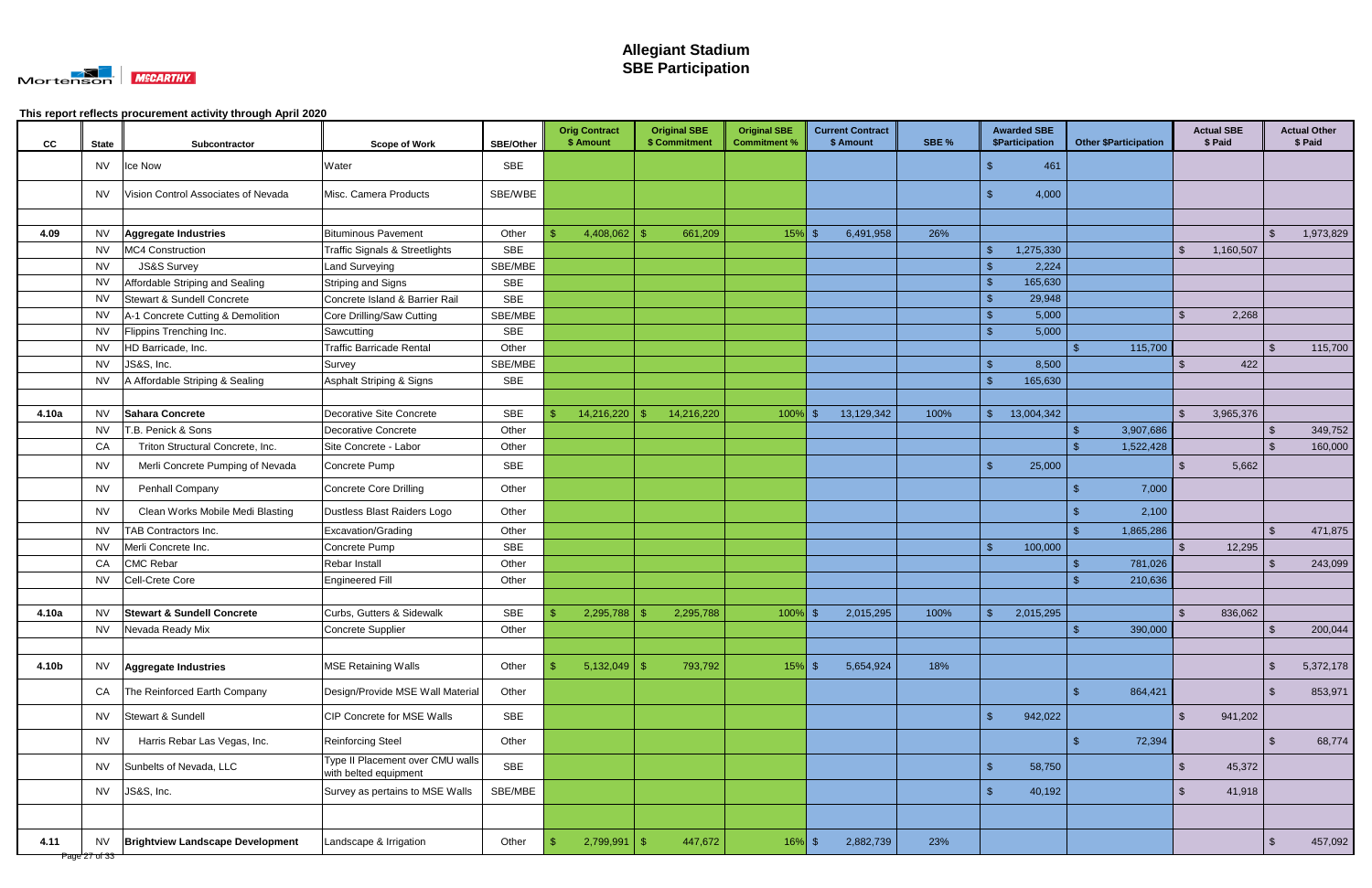# Allegiant Stadium
# SBE Participation

This report reflects procurement activity through April 2020

| CC | State | Subcontractor | Scope of Work | SBE/Other | Orig Contract $ Amount | Original SBE $ Commitment | Original SBE Commitment % | Current Contract $ Amount | SBE % | Awarded SBE $Participation | Other $Participation | Actual SBE $ Paid | Actual Other $ Paid |
|---|---|---|---|---|---|---|---|---|---|---|---|---|---|
| | NV | Ice Now | Water | SBE | | | | | | $ 461 | | | |
| | NV | Vision Control Associates of Nevada | Misc. Camera Products | SBE/WBE | | | | | | $ 4,000 | | | |
| | | | | | | | | | | | | | |
| 4.09 | NV | **Aggregate Industries** | Bituminous Pavement | Other | $ 4,408,062 | $ 661,209 | 15% | $ 6,491,958 | 26% | | | | $ 1,973,829 |
| | NV | MC4 Construction | Traffic Signals & Streetlights | SBE | | | | | | $ 1,275,330 | | $ 1,160,507 | |
| | NV | JS&S Survey | Land Surveying | SBE/MBE | | | | | | $ 2,224 | | | |
| | NV | Affordable Striping and Sealing | Striping and Signs | SBE | | | | | | $ 165,630 | | | |
| | NV | Stewart & Sundell Concrete | Concrete Island & Barrier Rail | SBE | | | | | | $ 29,948 | | | |
| | NV | A-1 Concrete Cutting & Demolition | Core Drilling/Saw Cutting | SBE/MBE | | | | | | $ 5,000 | | $ 2,268 | |
| | NV | Flippins Trenching Inc. | Sawcutting | SBE | | | | | | $ 5,000 | | | |
| | NV | HD Barricade, Inc. | Traffic Barricade Rental | Other | | | | | | | $ 115,700 | | $ 115,700 |
| | NV | JS&S, Inc. | Survey | SBE/MBE | | | | | | $ 8,500 | | $ 422 | |
| | NV | A Affordable Striping & Sealing | Asphalt Striping & Signs | SBE | | | | | | $ 165,630 | | | |
| | | | | | | | | | | | | | |
| 4.10a | NV | **Sahara Concrete** | Decorative Site Concrete | SBE | $ 14,216,220 | $ 14,216,220 | 100% | $ 13,129,342 | 100% | $ 13,004,342 | | $ 3,965,376 | |
| | NV | T.B. Penick & Sons | Decorative Concrete | Other | | | | | | | $ 3,907,686 | | $ 349,752 |
| | CA | Triton Structural Concrete, Inc. | Site Concrete - Labor | Other | | | | | | | $ 1,522,428 | | $ 160,000 |
| | NV | Merli Concrete Pumping of Nevada | Concrete Pump | SBE | | | | | | $ 25,000 | | $ 5,662 | |
| | NV | Penhall Company | Concrete Core Drilling | Other | | | | | | | $ 7,000 | | |
| | NV | Clean Works Mobile Medi Blasting | Dustless Blast Raiders Logo | Other | | | | | | | $ 2,100 | | |
| | NV | TAB Contractors Inc. | Excavation/Grading | Other | | | | | | | $ 1,865,286 | | $ 471,875 |
| | NV | Merli Concrete Inc. | Concrete Pump | SBE | | | | | | $ 100,000 | | $ 12,295 | |
| | CA | CMC Rebar | Rebar Install | Other | | | | | | | $ 781,026 | | $ 243,099 |
| | NV | Cell-Crete Core | Engineered Fill | Other | | | | | | | $ 210,636 | | |
| | | | | | | | | | | | | | |
| 4.10a | NV | **Stewart & Sundell Concrete** | Curbs, Gutters & Sidewalk | SBE | $ 2,295,788 | $ 2,295,788 | 100% | $ 2,015,295 | 100% | $ 2,015,295 | | $ 836,062 | |
| | NV | Nevada Ready Mix | Concrete Supplier | Other | | | | | | | $ 390,000 | | $ 200,044 |
| | | | | | | | | | | | | | |
| 4.10b | NV | **Aggregate Industries** | MSE Retaining Walls | Other | $ 5,132,049 | $ 793,792 | 15% | $ 5,654,924 | 18% | | | | $ 5,372,178 |
| | CA | The Reinforced Earth Company | Design/Provide MSE Wall Material | Other | | | | | | | $ 864,421 | | $ 853,971 |
| | NV | Stewart & Sundell | CIP Concrete for MSE Walls | SBE | | | | | | $ 942,022 | | $ 941,202 | |
| | NV | Harris Rebar Las Vegas, Inc. | Reinforcing Steel | Other | | | | | | | $ 72,394 | | $ 68,774 |
| | NV | Sunbelts of Nevada, LLC | Type II Placement over CMU walls with belted equipment | SBE | | | | | | $ 58,750 | | $ 45,372 | |
| | NV | JS&S, Inc. | Survey as pertains to MSE Walls | SBE/MBE | | | | | | $ 40,192 | | $ 41,918 | |
| | | | | | | | | | | | | | |
| 4.11 | NV | **Brightview Landscape Development** | Landscape & Irrigation | Other | $ 2,799,991 | $ 447,672 | 16% | $ 2,882,739 | 23% | | | | $ 457,092 |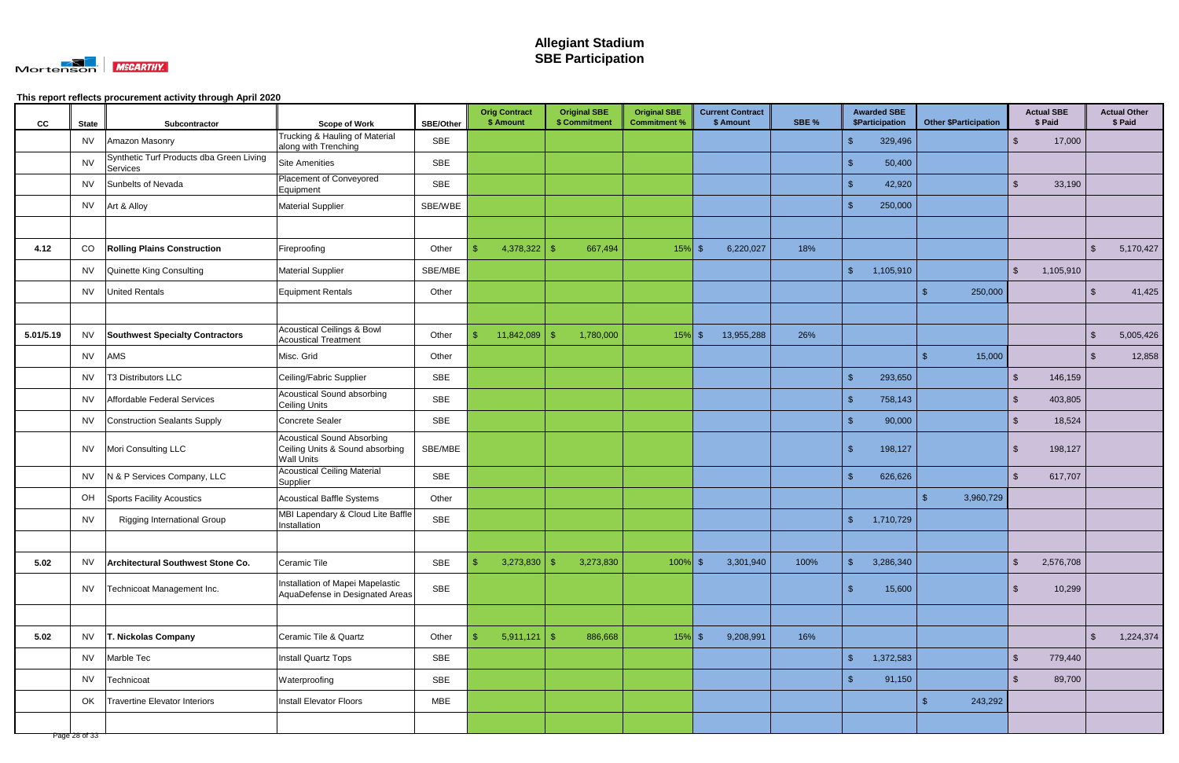# Allegiant Stadium
# SBE Participation

This report reflects procurement activity through April 2020

| CC | State | Subcontractor | Scope of Work | SBE/Other | Orig Contract $ Amount | Original SBE $ Commitment | Original SBE Commitment % | Current Contract $ Amount | SBE % | Awarded SBE $Participation | Other $Participation | Actual SBE $ Paid | Actual Other $ Paid |
|---|---|---|---|---|---|---|---|---|---|---|---|---|---|
| | NV | Amazon Masonry | Trucking & Hauling of Material along with Trenching | SBE | | | | | | $ 329,496 | | $ 17,000 | |
| | NV | Synthetic Turf Products dba Green Living Services | Site Amenities | SBE | | | | | | $ 50,400 | | | |
| | NV | Sunbelts of Nevada | Placement of Conveyored Equipment | SBE | | | | | | $ 42,920 | | $ 33,190 | |
| | NV | Art & Alloy | Material Supplier | SBE/WBE | | | | | | $ 250,000 | | | |
| | | | | | | | | | | | | | |
| 4.12 | CO | **Rolling Plains Construction** | Fireproofing | Other | $ 4,378,322 | $ 667,494 | 15% | $ 6,220,027 | 18% | | | | $ 5,170,427 |
| | NV | Quinette King Consulting | Material Supplier | SBE/MBE | | | | | | $ 1,105,910 | | $ 1,105,910 | |
| | NV | United Rentals | Equipment Rentals | Other | | | | | | | $ 250,000 | | $ 41,425 |
| | | | | | | | | | | | | | |
| 5.01/5.19 | NV | **Southwest Specialty Contractors** | Acoustical Ceilings & Bowl Acoustical Treatment | Other | $ 11,842,089 | $ 1,780,000 | 15% | $ 13,955,288 | 26% | | | | $ 5,005,426 |
| | NV | AMS | Misc. Grid | Other | | | | | | | $ 15,000 | | $ 12,858 |
| | NV | T3 Distributors LLC | Ceiling/Fabric Supplier | SBE | | | | | | $ 293,650 | | $ 146,159 | |
| | NV | Affordable Federal Services | Acoustical Sound absorbing Ceiling Units | SBE | | | | | | $ 758,143 | | $ 403,805 | |
| | NV | Construction Sealants Supply | Concrete Sealer | SBE | | | | | | $ 90,000 | | $ 18,524 | |
| | NV | Mori Consulting LLC | Acoustical Sound Absorbing Ceiling Units & Sound absorbing Wall Units | SBE/MBE | | | | | | $ 198,127 | | $ 198,127 | |
| | NV | N & P Services Company, LLC | Acoustical Ceiling Material Supplier | SBE | | | | | | $ 626,626 | | $ 617,707 | |
| | OH | Sports Facility Acoustics | Acoustical Baffle Systems | Other | | | | | | | $ 3,960,729 | | |
| | NV | Rigging International Group | MBI Lapendary & Cloud Lite Baffle Installation | SBE | | | | | | $ 1,710,729 | | | |
| | | | | | | | | | | | | | |
| 5.02 | NV | **Architectural Southwest Stone Co.** | Ceramic Tile | SBE | $ 3,273,830 | $ 3,273,830 | 100% | $ 3,301,940 | 100% | $ 3,286,340 | | $ 2,576,708 | |
| | NV | Technicoat Management Inc. | Installation of Mapei Mapelastic AquaDefense in Designated Areas | SBE | | | | | | $ 15,600 | | $ 10,299 | |
| | | | | | | | | | | | | | |
| 5.02 | NV | **T. Nickolas Company** | Ceramic Tile & Quartz | Other | $ 5,911,121 | $ 886,668 | 15% | $ 9,208,991 | 16% | | | | $ 1,224,374 |
| | NV | Marble Tec | Install Quartz Tops | SBE | | | | | | $ 1,372,583 | | $ 779,440 | |
| | NV | Technicoat | Waterproofing | SBE | | | | | | $ 91,150 | | $ 89,700 | |
| | OK | Travertine Elevator Interiors | Install Elevator Floors | MBE | | | | | | | $ 243,292 | | |
| | | | | | | | | | | | | | |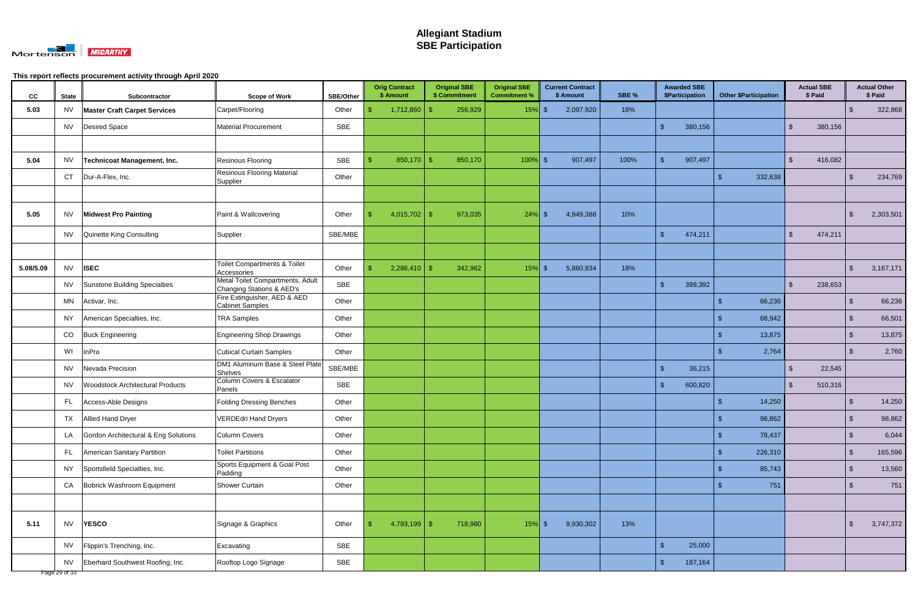# Allegiant Stadium
# SBE Participation

This report reflects procurement activity through April 2020

| CC | State | Subcontractor | Scope of Work | SBE/Other | Orig Contract $ Amount | Original SBE $ Commitment | Original SBE Commitment % | Current Contract $ Amount | SBE % | Awarded SBE $Participation | Other $Participation | Actual SBE $ Paid | Actual Other $ Paid |
|---|---|---|---|---|---|---|---|---|---|---|---|---|---|
| 5.03 | NV | **Master Craft Carpet Services** | Carpet/Flooring | Other | $ 1,712,860 | $ 256,929 | 15% | $ 2,097,920 | 18% | | | | $ 322,868 |
| | NV | Desired Space | Material Procurement | SBE | | | | | | $ 380,156 | | $ 380,156 | |
| | | | | | | | | | | | | | |
| 5.04 | NV | **Technicoat Management, Inc.** | Resinous Flooring | SBE | $ 850,170 | $ 850,170 | 100% | $ 907,497 | 100% | $ 907,497 | | $ 416,082 | |
| | CT | Dur-A-Flex, Inc. | Resinous Flooring Material Supplier | Other | | | | | | | $ 332,638 | | $ 234,769 |
| | | | | | | | | | | | | | |
| 5.05 | NV | **Midwest Pro Painting** | Paint & Wallcovering | Other | $ 4,015,702 | $ 973,035 | 24% | $ 4,949,388 | 10% | | | | $ 2,303,501 |
| | NV | Quinette King Consulting | Supplier | SBE/MBE | | | | | | $ 474,211 | | $ 474,211 | |
| | | | | | | | | | | | | | |
| 5.08/5.09 | NV | **ISEC** | Toilet Compartments & Toilet Accessories | Other | $ 2,286,410 | $ 342,962 | 15% | $ 5,860,934 | 18% | | | | $ 3,167,171 |
| | NV | Sunstone Building Specialties | Metal Toilet Compartments, Adult Changing Stations & AED's | SBE | | | | | | $ 399,392 | | $ 238,653 | |
| | MN | Activar, Inc. | Fire Extinguisher, AED & AED Cabinet Samples | Other | | | | | | | $ 66,236 | | $ 66,236 |
| | NY | American Specialties, Inc. | TRA Samples | Other | | | | | | | $ 68,942 | | $ 66,501 |
| | CO | Buck Engineering | Engineering Shop Drawings | Other | | | | | | | $ 13,875 | | $ 13,875 |
| | WI | InPro | Cubical Curtain Samples | Other | | | | | | | $ 2,764 | | $ 2,760 |
| | NV | Nevada Precision | DM1 Aluminum Base & Steel Plate Shelves | SBE/MBE | | | | | | $ 36,215 | | $ 22,545 | |
| | NV | Woodstock Architectural Products | Column Covers & Escalator Panels | SBE | | | | | | $ 600,820 | | $ 510,316 | |
| | FL | Access-Able Designs | Folding Dressing Benches | Other | | | | | | | $ 14,250 | | $ 14,250 |
| | TX | Allied Hand Dryer | VERDEdri Hand Dryers | Other | | | | | | | $ 98,862 | | $ 98,862 |
| | LA | Gordon Architectural & Eng Solutions | Column Covers | Other | | | | | | | $ 78,437 | | $ 6,044 |
| | FL | American Sanitary Partition | Toilet Partitions | Other | | | | | | | $ 226,310 | | $ 165,596 |
| | NY | Sportsfield Specialties, Inc. | Sports Equipment & Goal Post Padding | Other | | | | | | | $ 85,743 | | $ 13,560 |
| | CA | Bobrick Washroom Equipment | Shower Curtain | Other | | | | | | | $ 751 | | $ 751 |
| | | | | | | | | | | | | | |
| 5.11 | NV | **YESCO** | Signage & Graphics | Other | $ 4,793,199 | $ 718,980 | 15% | $ 9,930,302 | 13% | | | | $ 3,747,372 |
| | NV | Flippin's Trenching, Inc. | Excavating | SBE | | | | | | $ 25,000 | | | |
| | NV | Eberhard Southwest Roofing, Inc. | Rooftop Logo Signage | SBE | | | | | | $ 187,164 | | | |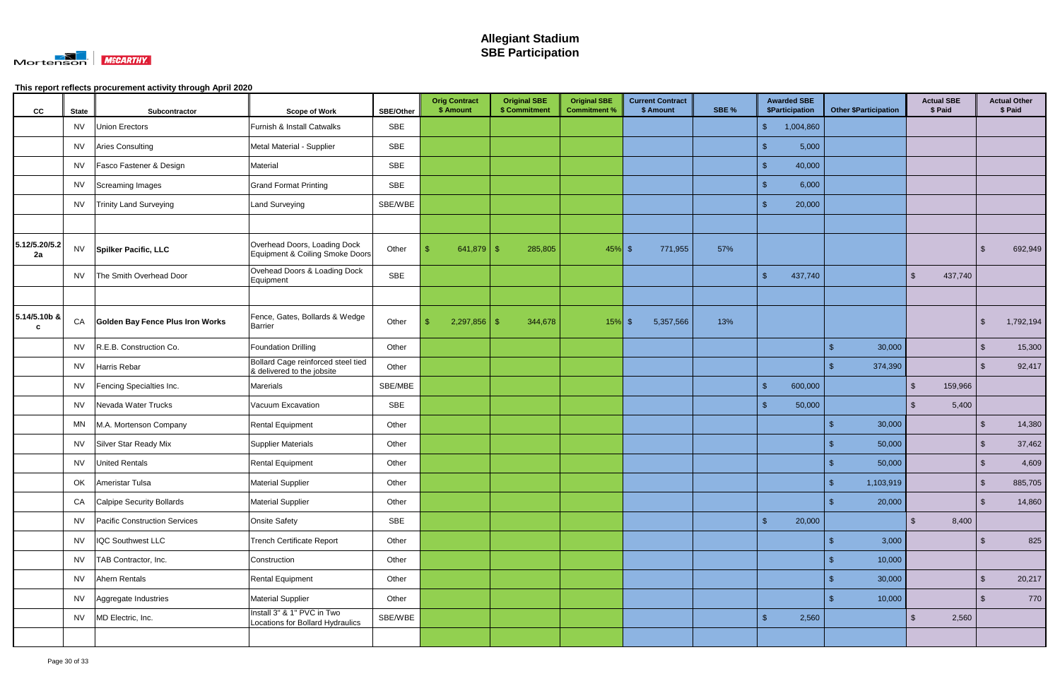# Allegiant Stadium
## SBE Participation

This report reflects procurement activity through April 2020

| CC | State | Subcontractor | Scope of Work | SBE/Other | Orig Contract $ Amount | Original SBE $ Commitment | Original SBE Commitment % | Current Contract $ Amount | SBE % | Awarded SBE $Participation | Other $Participation | Actual SBE $ Paid | Actual Other $ Paid |
|---|---|---|---|---|---|---|---|---|---|---|---|---|---|
| | NV | Union Erectors | Furnish & Install Catwalks | SBE | | | | | | $ 1,004,860 | | | |
| | NV | Aries Consulting | Metal Material - Supplier | SBE | | | | | | $ 5,000 | | | |
| | NV | Fasco Fastener & Design | Material | SBE | | | | | | $ 40,000 | | | |
| | NV | Screaming Images | Grand Format Printing | SBE | | | | | | $ 6,000 | | | |
| | NV | Trinity Land Surveying | Land Surveying | SBE/WBE | | | | | | $ 20,000 | | | |
| | | | | | | | | | | | | | |
| 5.12/5.20/5.22a | NV | **Spilker Pacific, LLC** | Overhead Doors, Loading Dock Equipment & Coiling Smoke Doors | Other | $ 641,879 | $ 285,805 | 45% | $ 771,955 | 57% | | | | $ 692,949 |
| | NV | The Smith Overhead Door | Ovehead Doors & Loading Dock Equipment | SBE | | | | | | $ 437,740 | | $ 437,740 | |
| | | | | | | | | | | | | | |
| 5.14/5.10b & c | CA | **Golden Bay Fence Plus Iron Works** | Fence, Gates, Bollards & Wedge Barrier | Other | $ 2,297,856 | $ 344,678 | 15% | $ 5,357,566 | 13% | | | | $ 1,792,194 |
| | NV | R.E.B. Construction Co. | Foundation Drilling | Other | | | | | | | $ 30,000 | | $ 15,300 |
| | NV | Harris Rebar | Bollard Cage reinforced steel tied & delivered to the jobsite | Other | | | | | | | $ 374,390 | | $ 92,417 |
| | NV | Fencing Specialties Inc. | Marerials | SBE/MBE | | | | | | $ 600,000 | | $ 159,966 | |
| | NV | Nevada Water Trucks | Vacuum Excavation | SBE | | | | | | $ 50,000 | | $ 5,400 | |
| | MN | M.A. Mortenson Company | Rental Equipment | Other | | | | | | | $ 30,000 | | $ 14,380 |
| | NV | Silver Star Ready Mix | Supplier Materials | Other | | | | | | | $ 50,000 | | $ 37,462 |
| | NV | United Rentals | Rental Equipment | Other | | | | | | | $ 50,000 | | $ 4,609 |
| | OK | Ameristar Tulsa | Material Supplier | Other | | | | | | | $ 1,103,919 | | $ 885,705 |
| | CA | Calpipe Security Bollards | Material Supplier | Other | | | | | | | $ 20,000 | | $ 14,860 |
| | NV | Pacific Construction Services | Onsite Safety | SBE | | | | | | $ 20,000 | | $ 8,400 | |
| | NV | IQC Southwest LLC | Trench Certificate Report | Other | | | | | | | $ 3,000 | | $ 825 |
| | NV | TAB Contractor, Inc. | Construction | Other | | | | | | | $ 10,000 | | |
| | NV | Ahern Rentals | Rental Equipment | Other | | | | | | | $ 30,000 | | $ 20,217 |
| | NV | Aggregate Industries | Material Supplier | Other | | | | | | | $ 10,000 | | $ 770 |
| | NV | MD Electric, Inc. | Install 3" & 1" PVC in Two Locations for Bollard Hydraulics | SBE/WBE | | | | | | $ 2,560 | | $ 2,560 | |
| | | | | | | | | | | | | | |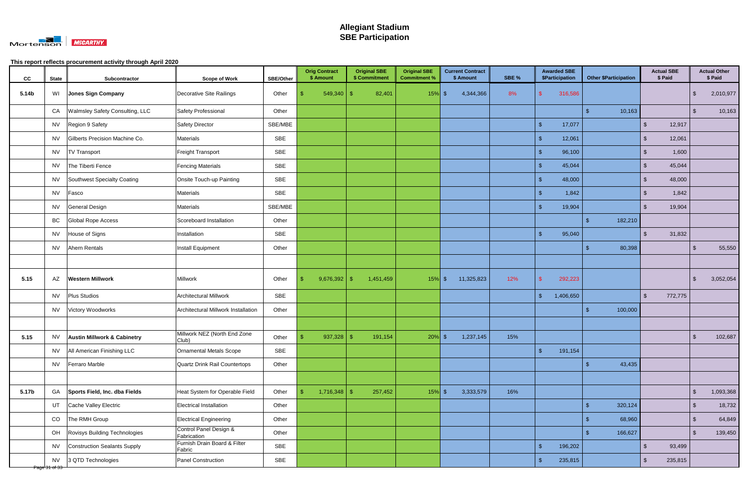# Allegiant Stadium
# SBE Participation

This report reflects procurement activity through April 2020

| CC | State | Subcontractor | Scope of Work | SBE/Other | Orig Contract $ Amount | Original SBE $ Commitment | Original SBE Commitment % | Current Contract $ Amount | SBE % | Awarded SBE $Participation | Other $Participation | Actual SBE $ Paid | Actual Other $ Paid |
|---|---|---|---|---|---|---|---|---|---|---|---|---|---|
| 5.14b | WI | **Jones Sign Company** | Decorative Site Railings | Other | $ 549,340 | $ 82,401 | 15% | $ 4,344,366 | 8% | $ 316,586 | | | $ 2,010,977 |
| | CA | Walmsley Safety Consulting, LLC | Safety Professional | Other | | | | | | | $ 10,163 | | $ 10,163 |
| | NV | Region 9 Safety | Safety Director | SBE/MBE | | | | | | $ 17,077 | | $ 12,917 | |
| | NV | Gilberts Precision Machine Co. | Materials | SBE | | | | | | $ 12,061 | | $ 12,061 | |
| | NV | TV Transport | Freight Transport | SBE | | | | | | $ 96,100 | | $ 1,600 | |
| | NV | The Tiberti Fence | Fencing Materials | SBE | | | | | | $ 45,044 | | $ 45,044 | |
| | NV | Southwest Specialty Coating | Onsite Touch-up Painting | SBE | | | | | | $ 48,000 | | $ 48,000 | |
| | NV | Fasco | Materials | SBE | | | | | | $ 1,842 | | $ 1,842 | |
| | NV | General Design | Materials | SBE/MBE | | | | | | $ 19,904 | | $ 19,904 | |
| | BC | Global Rope Access | Scoreboard Installation | Other | | | | | | | $ 182,210 | | |
| | NV | House of Signs | Installation | SBE | | | | | | $ 95,040 | | $ 31,832 | |
| | NV | Ahern Rentals | Install Equipment | Other | | | | | | | $ 80,398 | | $ 55,550 |
| | | | | | | | | | | | | | |
| 5.15 | AZ | **Western Millwork** | Millwork | Other | $ 9,676,392 | $ 1,451,459 | 15% | $ 11,325,823 | 12% | $ 292,223 | | | $ 3,052,054 |
| | NV | Plus Studios | Architectural Millwork | SBE | | | | | | $ 1,406,650 | | $ 772,775 | |
| | NV | Victory Woodworks | Architectural Millwork Installation | Other | | | | | | | $ 100,000 | | |
| | | | | | | | | | | | | | |
| 5.15 | NV | **Austin Millwork & Cabinetry** | Millwork NEZ (North End Zone Club) | Other | $ 937,328 | $ 191,154 | 20% | $ 1,237,145 | 15% | | | | $ 102,687 |
| | NV | All American Finishing LLC | Ornamental Metals Scope | SBE | | | | | | $ 191,154 | | | |
| | NV | Ferraro Marble | Quartz Drink Rail Countertops | Other | | | | | | | $ 43,435 | | |
| | | | | | | | | | | | | | |
| 5.17b | GA | **Sports Field, Inc. dba Fields** | Heat System for Operable Field | Other | $ 1,716,348 | $ 257,452 | 15% | $ 3,333,579 | 16% | | | | $ 1,093,368 |
| | UT | Cache Valley Electric | Electrical Installation | Other | | | | | | | $ 320,124 | | $ 18,732 |
| | CO | The RMH Group | Electrical Engineering | Other | | | | | | | $ 68,960 | | $ 64,849 |
| | OH | Rovisys Building Technologies | Control Panel Design & Fabrication | Other | | | | | | | $ 166,627 | | $ 139,450 |
| | NV | Construction Sealants Supply | Furnish Drain Board & Filter Fabric | SBE | | | | | | $ 196,202 | | $ 93,499 | |
| | NV | 3 QTD Technologies | Panel Construction | SBE | | | | | | $ 235,815 | | $ 235,815 | |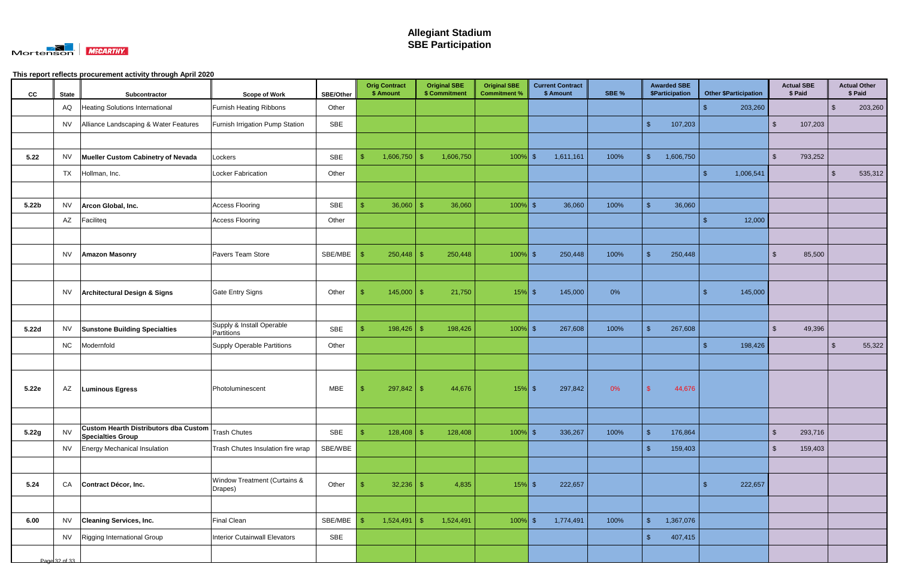# Allegiant Stadium
## SBE Participation

This report reflects procurement activity through April 2020

| CC | State | Subcontractor | Scope of Work | SBE/Other | Orig Contract $ Amount | Original SBE $ Commitment | Original SBE Commitment % | Current Contract $ Amount | SBE % | Awarded SBE $Participation | Other $Participation | Actual SBE $ Paid | Actual Other $ Paid |
|---|---|---|---|---|---|---|---|---|---|---|---|---|---|
| | AQ | Heating Solutions International | Furnish Heating Ribbons | Other | | | | | | | $ 203,260 | | $ 203,260 |
| | NV | Alliance Landscaping & Water Features | Furnish Irrigation Pump Station | SBE | | | | | | $ 107,203 | | $ 107,203 | |
| | | | | | | | | | | | | | |
| 5.22 | NV | **Mueller Custom Cabinetry of Nevada** | Lockers | SBE | $ 1,606,750 | $ 1,606,750 | 100% | $ 1,611,161 | 100% | $ 1,606,750 | | $ 793,252 | |
| | TX | Hollman, Inc. | Locker Fabrication | Other | | | | | | | $ 1,006,541 | | $ 535,312 |
| | | | | | | | | | | | | | |
| 5.22b | NV | **Arcon Global, Inc.** | Access Flooring | SBE | $ 36,060 | $ 36,060 | 100% | $ 36,060 | 100% | $ 36,060 | | | |
| | AZ | Faciliteq | Access Flooring | Other | | | | | | | $ 12,000 | | |
| | | | | | | | | | | | | | |
| | NV | **Amazon Masonry** | Pavers Team Store | SBE/MBE | $ 250,448 | $ 250,448 | 100% | $ 250,448 | 100% | $ 250,448 | | $ 85,500 | |
| | | | | | | | | | | | | | |
| | NV | **Architectural Design & Signs** | Gate Entry Signs | Other | $ 145,000 | $ 21,750 | 15% | $ 145,000 | 0% | | $ 145,000 | | |
| | | | | | | | | | | | | | |
| 5.22d | NV | **Sunstone Building Specialties** | Supply & Install Operable Partitions | SBE | $ 198,426 | $ 198,426 | 100% | $ 267,608 | 100% | $ 267,608 | | $ 49,396 | |
| | NC | Modernfold | Supply Operable Partitions | Other | | | | | | | $ 198,426 | | $ 55,322 |
| | | | | | | | | | | | | | |
| 5.22e | AZ | **Luminous Egress** | Photoluminescent | MBE | $ 297,842 | $ 44,676 | 15% | $ 297,842 | 0% | $ 44,676 | | | |
| | | | | | | | | | | | | | |
| 5.22g | NV | **Custom Hearth Distributors dba Custom Specialties Group** | Trash Chutes | SBE | $ 128,408 | $ 128,408 | 100% | $ 336,267 | 100% | $ 176,864 | | $ 293,716 | |
| | NV | Energy Mechanical Insulation | Trash Chutes Insulation fire wrap | SBE/WBE | | | | | | $ 159,403 | | $ 159,403 | |
| | | | | | | | | | | | | | |
| 5.24 | CA | **Contract Décor, Inc.** | Window Treatment (Curtains & Drapes) | Other | $ 32,236 | $ 4,835 | 15% | $ 222,657 | | | $ 222,657 | | |
| | | | | | | | | | | | | | |
| 6.00 | NV | **Cleaning Services, Inc.** | Final Clean | SBE/MBE | $ 1,524,491 | $ 1,524,491 | 100% | $ 1,774,491 | 100% | $ 1,367,076 | | | |
| | NV | Rigging International Group | Interior Cutainwall Elevators | SBE | | | | | | $ 407,415 | | | |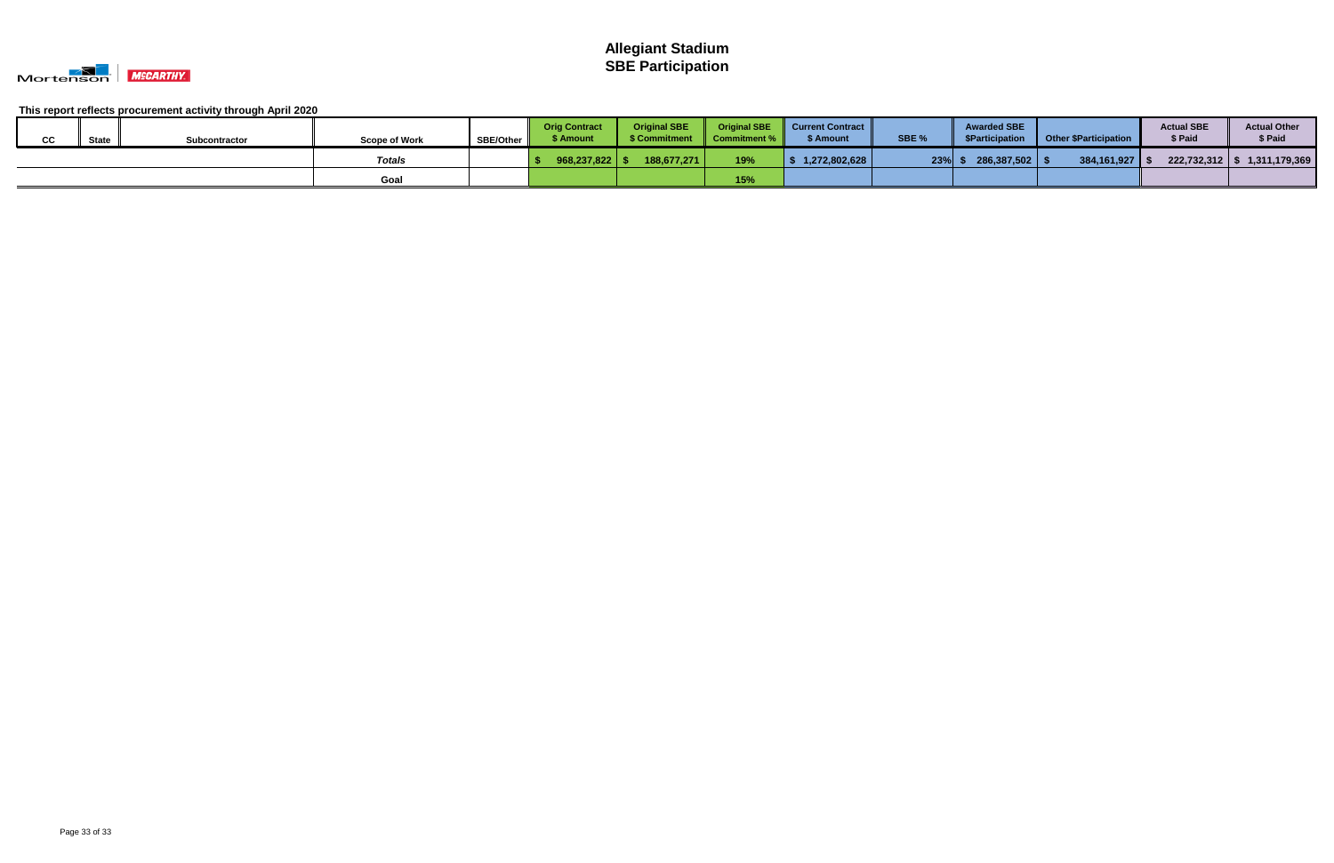# Allegiant Stadium
# SBE Participation

**This report reflects procurement activity through April 2020**

| CC | State | Subcontractor | Scope of Work | SBE/Other | Orig Contract $ Amount | Original SBE $ Commitment | Original SBE Commitment % | Current Contract $ Amount | SBE % | Awarded SBE $Participation | Other $Participation | Actual SBE $ Paid | Actual Other $ Paid |
|---|---|---|---|---|---|---|---|---|---|---|---|---|---|
| | | | ***Totals*** | | **$ 968,237,822** | **$ 188,677,271** | **19%** | **$ 1,272,802,628** | **23%** | **$ 286,387,502** | **$ 384,161,927** | **$ 222,732,312** | **$ 1,311,179,369** |
| | | | **Goal** | | | | **15%** | | | | | | |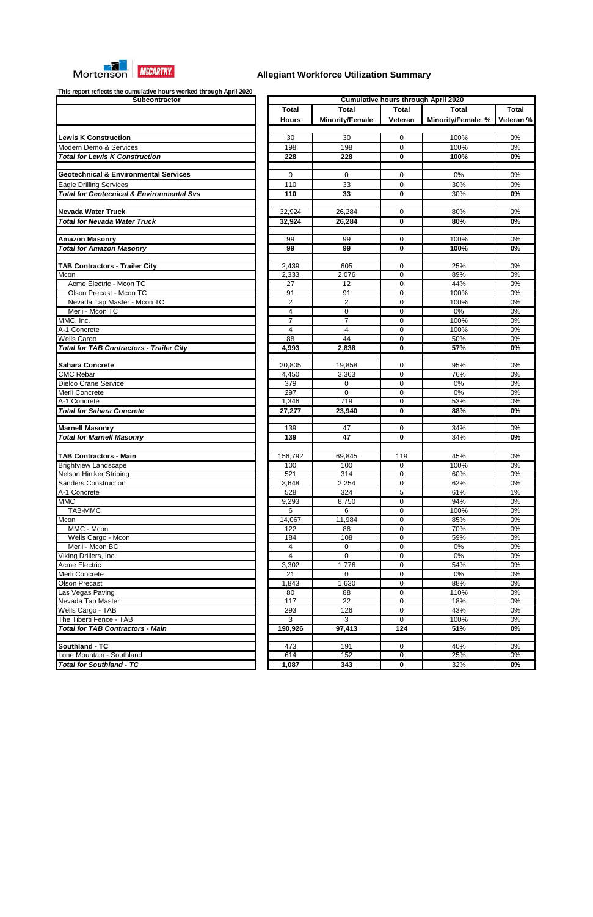Mortenson | McCARTHY

# Allegiant Workforce Utilization Summary

**This report reflects the cumulative hours worked through April 2020**

| Subcontractor | Total Hours | Total Minority/Female | Total Veteran | Total Minority/Female % | Total Veteran % |
|---|---|---|---|---|---|
| | **Cumulative hours through April 2020** | | | | |
| **Lewis K Construction** | 30 | 30 | 0 | 100% | 0% |
| Modern Demo & Services | 198 | 198 | 0 | 100% | 0% |
| ***Total for Lewis K Construction*** | **228** | **228** | **0** | **100%** | **0%** |
| **Geotechnical & Environmental Services** | 0 | 0 | 0 | 0% | 0% |
| Eagle Drilling Services | 110 | 33 | 0 | 30% | 0% |
| ***Total for Geotecnical & Environmental Svs*** | **110** | **33** | **0** | 30% | **0%** |
| **Nevada Water Truck** | 32,924 | 26,284 | 0 | 80% | 0% |
| ***Total for Nevada Water Truck*** | **32,924** | **26,284** | **0** | **80%** | **0%** |
| **Amazon Masonry** | 99 | 99 | 0 | 100% | 0% |
| ***Total for Amazon Masonry*** | **99** | **99** | **0** | **100%** | **0%** |
| **TAB Contractors - Trailer City** | 2,439 | 605 | 0 | 25% | 0% |
| Mcon | 2,333 | 2,076 | 0 | 89% | 0% |
| Acme Electric - Mcon TC | 27 | 12 | 0 | 44% | 0% |
| Olson Precast - Mcon TC | 91 | 91 | 0 | 100% | 0% |
| Nevada Tap Master - Mcon TC | 2 | 2 | 0 | 100% | 0% |
| Merli - Mcon TC | 4 | 0 | 0 | 0% | 0% |
| MMC, Inc. | 7 | 7 | 0 | 100% | 0% |
| A-1 Concrete | 4 | 4 | 0 | 100% | 0% |
| Wells Cargo | 88 | 44 | 0 | 50% | 0% |
| ***Total for TAB Contractors - Trailer City*** | **4,993** | **2,838** | **0** | **57%** | **0%** |
| **Sahara Concrete** | 20,805 | 19,858 | 0 | 95% | 0% |
| CMC Rebar | 4,450 | 3,363 | 0 | 76% | 0% |
| Dielco Crane Service | 379 | 0 | 0 | 0% | 0% |
| Merli Concrete | 297 | 0 | 0 | 0% | 0% |
| A-1 Concrete | 1,346 | 719 | 0 | 53% | 0% |
| ***Total for Sahara Concrete*** | **27,277** | **23,940** | **0** | **88%** | **0%** |
| **Marnell Masonry** | 139 | 47 | 0 | 34% | 0% |
| ***Total for Marnell Masonry*** | **139** | **47** | **0** | 34% | **0%** |
| **TAB Contractors - Main** | 156,792 | 69,845 | 119 | 45% | 0% |
| Brightview Landscape | 100 | 100 | 0 | 100% | 0% |
| Nelson Hiniker Striping | 521 | 314 | 0 | 60% | 0% |
| Sanders Construction | 3,648 | 2,254 | 0 | 62% | 0% |
| A-1 Concrete | 528 | 324 | 5 | 61% | 1% |
| MMC | 9,293 | 8,750 | 0 | 94% | 0% |
| TAB-MMC | 6 | 6 | 0 | 100% | 0% |
| Mcon | 14,067 | 11,984 | 0 | 85% | 0% |
| MMC - Mcon | 122 | 86 | 0 | 70% | 0% |
| Wells Cargo - Mcon | 184 | 108 | 0 | 59% | 0% |
| Merli - Mcon BC | 4 | 0 | 0 | 0% | 0% |
| Viking Drillers, Inc. | 4 | 0 | 0 | 0% | 0% |
| Acme Electric | 3,302 | 1,776 | 0 | 54% | 0% |
| Merli Concrete | 21 | 0 | 0 | 0% | 0% |
| Olson Precast | 1,843 | 1,630 | 0 | 88% | 0% |
| Las Vegas Paving | 80 | 88 | 0 | 110% | 0% |
| Nevada Tap Master | 117 | 22 | 0 | 18% | 0% |
| Wells Cargo - TAB | 293 | 126 | 0 | 43% | 0% |
| The Tiberti Fence - TAB | 3 | 3 | 0 | 100% | 0% |
| ***Total for TAB Contractors - Main*** | **190,926** | **97,413** | **124** | **51%** | **0%** |
| **Southland - TC** | 473 | 191 | 0 | 40% | 0% |
| Lone Mountain - Southland | 614 | 152 | 0 | 25% | 0% |
| ***Total for Southland - TC*** | **1,087** | **343** | **0** | 32% | **0%** |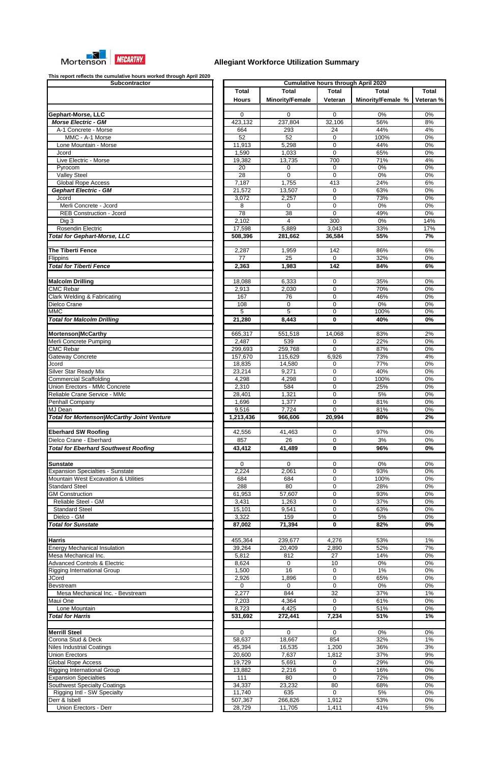Mortenson | McCARTHY

# Allegiant Workforce Utilization Summary

This report reflects the cumulative hours worked through April 2020

| Subcontractor | Total Hours | Total Minority/Female | Total Veteran | Total Minority/Female % | Total Veteran % |
|---|---|---|---|---|---|
| | Cumulative hours through April 2020 | | | | |
| **Gephart-Morse, LLC** | 0 | 0 | 0 | 0% | 0% |
| ***Morse Electric - GM*** | 423,132 | 237,804 | 32,106 | 56% | 8% |
| A-1 Concrete - Morse | 664 | 293 | 24 | 44% | 4% |
| MMC - A-1 Morse | 52 | 52 | 0 | 100% | 0% |
| Lone Mountain - Morse | 11,913 | 5,298 | 0 | 44% | 0% |
| Jcord | 1,590 | 1,033 | 0 | 65% | 0% |
| Live Electric - Morse | 19,382 | 13,735 | 700 | 71% | 4% |
| Pyrocom | 20 | 0 | 0 | 0% | 0% |
| Valley Steel | 28 | 0 | 0 | 0% | 0% |
| Global Rope Access | 7,187 | 1,755 | 413 | 24% | 6% |
| ***Gephart Electric - GM*** | 21,572 | 13,507 | 0 | 63% | 0% |
| Jcord | 3,072 | 2,257 | 0 | 73% | 0% |
| Merli Concrete - Jcord | 8 | 0 | 0 | 0% | 0% |
| REB Construction - Jcord | 78 | 38 | 0 | 49% | 0% |
| Dig 3 | 2,102 | 4 | 300 | 0% | 14% |
| Rosendin Electric | 17,598 | 5,889 | 3,043 | 33% | 17% |
| ***Total for Gephart-Morse, LLC*** | **508,396** | **281,662** | **36,584** | **55%** | **7%** |
| | | | | | |
| **The Tiberti Fence** | 2,287 | 1,959 | 142 | 86% | 6% |
| Flippins | 77 | 25 | 0 | 32% | 0% |
| ***Total for Tiberti Fence*** | **2,363** | **1,983** | **142** | **84%** | **6%** |
| | | | | | |
| **Malcolm Drilling** | 18,088 | 6,333 | 0 | 35% | 0% |
| CMC Rebar | 2,913 | 2,030 | 0 | 70% | 0% |
| Clark Welding & Fabricating | 167 | 76 | 0 | 46% | 0% |
| Dielco Crane | 108 | 0 | 0 | 0% | 0% |
| MMC | 5 | 5 | 0 | 100% | 0% |
| ***Total for Malcolm Drilling*** | **21,280** | **8,443** | **0** | **40%** | **0%** |
| | | | | | |
| **Mortenson\|McCarthy** | 665,317 | 551,518 | 14,068 | 83% | 2% |
| Merli Concrete Pumping | 2,487 | 539 | 0 | 22% | 0% |
| CMC Rebar | 299,693 | 259,768 | 0 | 87% | 0% |
| Gateway Concrete | 157,670 | 115,629 | 6,926 | 73% | 4% |
| Jcord | 18,835 | 14,580 | 0 | 77% | 0% |
| Silver Star Ready Mix | 23,214 | 9,271 | 0 | 40% | 0% |
| Commercial Scaffolding | 4,298 | 4,298 | 0 | 100% | 0% |
| Union Erectors - MMc Concrete | 2,310 | 584 | 0 | 25% | 0% |
| Reliable Crane Service - MMc | 28,401 | 1,321 | 0 | 5% | 0% |
| Penhall Company | 1,696 | 1,377 | 0 | 81% | 0% |
| MJ Dean | 9,516 | 7,724 | 0 | 81% | 0% |
| ***Total for Mortenson\|McCarthy Joint Venture*** | **1,213,436** | **966,606** | **20,994** | **80%** | **2%** |
| | | | | | |
| **Eberhard SW Roofing** | 42,556 | 41,463 | 0 | 97% | 0% |
| Dielco Crane - Eberhard | 857 | 26 | 0 | 3% | 0% |
| ***Total for Eberhard Southwest Roofing*** | **43,412** | **41,489** | **0** | **96%** | **0%** |
| | | | | | |
| **Sunstate** | 0 | 0 | 0 | 0% | 0% |
| Expansion Specialties - Sunstate | 2,224 | 2,061 | 0 | 93% | 0% |
| Mountain West Excavation & Utilities | 684 | 684 | 0 | 100% | 0% |
| Standard Steel | 288 | 80 | 0 | 28% | 0% |
| GM Construction | 61,953 | 57,607 | 0 | 93% | 0% |
| Reliable Steel - GM | 3,431 | 1,263 | 0 | 37% | 0% |
| Standard Steel | 15,101 | 9,541 | 0 | 63% | 0% |
| Dielco - GM | 3,322 | 159 | 0 | 5% | 0% |
| ***Total for Sunstate*** | **87,002** | **71,394** | **0** | **82%** | **0%** |
| | | | | | |
| **Harris** | 455,364 | 239,677 | 4,276 | 53% | 1% |
| Energy Mechanical Insulation | 39,264 | 20,409 | 2,890 | 52% | 7% |
| Mesa Mechanical Inc. | 5,812 | 812 | 27 | 14% | 0% |
| Advanced Controls & Electric | 8,624 | 0 | 10 | 0% | 0% |
| Rigging International Group | 1,500 | 16 | 0 | 1% | 0% |
| JCord | 2,926 | 1,896 | 0 | 65% | 0% |
| Bevstream | 0 | 0 | 0 | 0% | 0% |
| Mesa Mechanical Inc. - Bevstream | 2,277 | 844 | 32 | 37% | 1% |
| Maui One | 7,203 | 4,364 | 0 | 61% | 0% |
| Lone Mountain | 8,723 | 4,425 | 0 | 51% | 0% |
| ***Total for Harris*** | **531,692** | **272,441** | **7,234** | **51%** | **1%** |
| | | | | | |
| **Merrill Steel** | 0 | 0 | 0 | 0% | 0% |
| Corona Stud & Deck | 58,637 | 18,667 | 854 | 32% | 1% |
| Niles Industrial Coatings | 45,394 | 16,535 | 1,200 | 36% | 3% |
| Union Erectors | 20,600 | 7,637 | 1,812 | 37% | 9% |
| Global Rope Access | 19,729 | 5,691 | 0 | 29% | 0% |
| Rigging International Group | 13,882 | 2,216 | 0 | 16% | 0% |
| Expansion Specialties | 111 | 80 | 0 | 72% | 0% |
| Southwest Specialty Coatings | 34,337 | 23,232 | 80 | 68% | 0% |
| Rigging Intl - SW Specialty | 11,740 | 635 | 0 | 5% | 0% |
| Derr & Isbell | 507,367 | 266,826 | 1,912 | 53% | 0% |
| Union Erectors - Derr | 28,729 | 11,705 | 1,411 | 41% | 5% |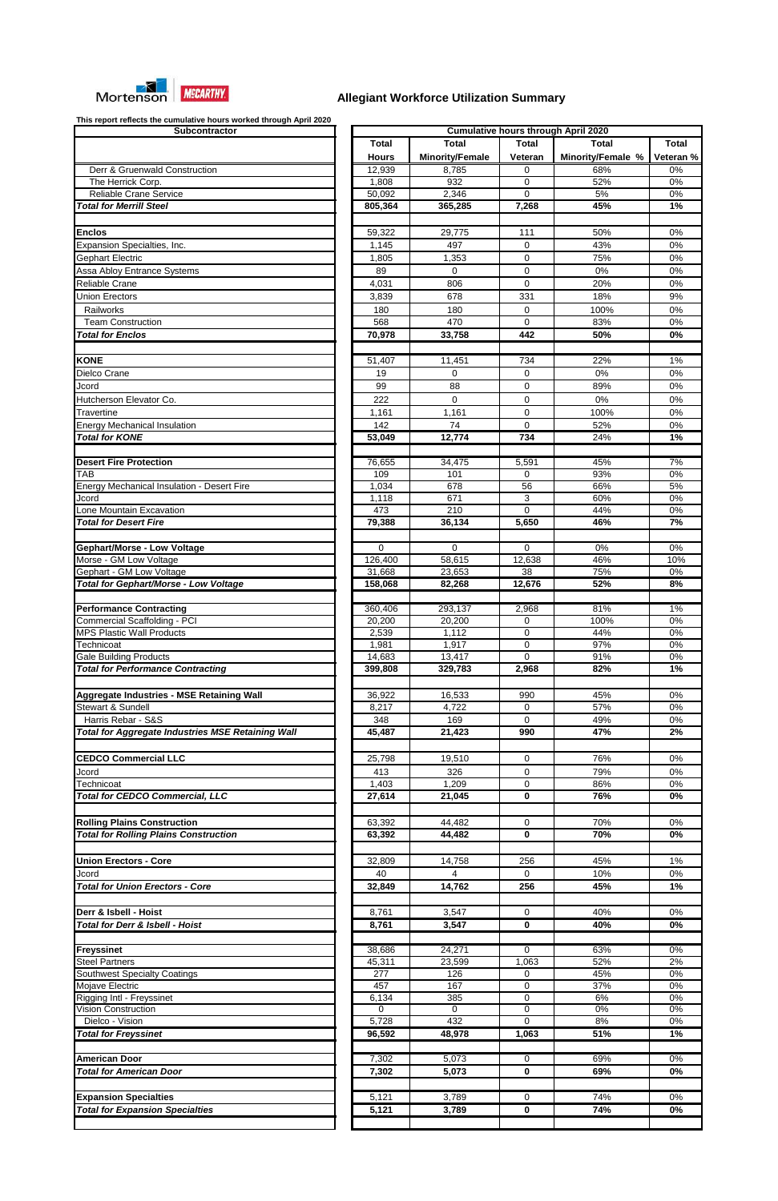Mortenson | McCARTHY

## Allegiant Workforce Utilization Summary

This report reflects the cumulative hours worked through April 2020

| Subcontractor | Total Hours | Total Minority/Female | Total Veteran | Total Minority/Female % | Total Veteran % |
|---|---|---|---|---|---|
| | Cumulative hours through April 2020 | | | | |
| Derr & Gruenwald Construction | 12,939 | 8,785 | 0 | 68% | 0% |
| The Herrick Corp. | 1,808 | 932 | 0 | 52% | 0% |
| Reliable Crane Service | 50,092 | 2,346 | 0 | 5% | 0% |
| ***Total for Merrill Steel*** | **805,364** | **365,285** | **7,268** | **45%** | **1%** |
| | | | | | |
| **Enclos** | 59,322 | 29,775 | 111 | 50% | 0% |
| Expansion Specialties, Inc. | 1,145 | 497 | 0 | 43% | 0% |
| Gephart Electric | 1,805 | 1,353 | 0 | 75% | 0% |
| Assa Abloy Entrance Systems | 89 | 0 | 0 | 0% | 0% |
| Reliable Crane | 4,031 | 806 | 0 | 20% | 0% |
| Union Erectors | 3,839 | 678 | 331 | 18% | 9% |
| Railworks | 180 | 180 | 0 | 100% | 0% |
| Team Construction | 568 | 470 | 0 | 83% | 0% |
| ***Total for Enclos*** | **70,978** | **33,758** | **442** | **50%** | **0%** |
| | | | | | |
| **KONE** | 51,407 | 11,451 | 734 | 22% | 1% |
| Dielco Crane | 19 | 0 | 0 | 0% | 0% |
| Jcord | 99 | 88 | 0 | 89% | 0% |
| Hutcherson Elevator Co. | 222 | 0 | 0 | 0% | 0% |
| Travertine | 1,161 | 1,161 | 0 | 100% | 0% |
| Energy Mechanical Insulation | 142 | 74 | 0 | 52% | 0% |
| ***Total for KONE*** | **53,049** | **12,774** | **734** | **24%** | **1%** |
| | | | | | |
| **Desert Fire Protection** | 76,655 | 34,475 | 5,591 | 45% | 7% |
| TAB | 109 | 101 | 0 | 93% | 0% |
| Energy Mechanical Insulation - Desert Fire | 1,034 | 678 | 56 | 66% | 5% |
| Jcord | 1,118 | 671 | 3 | 60% | 0% |
| Lone Mountain Excavation | 473 | 210 | 0 | 44% | 0% |
| ***Total for Desert Fire*** | **79,388** | **36,134** | **5,650** | **46%** | **7%** |
| | | | | | |
| **Gephart/Morse - Low Voltage** | 0 | 0 | 0 | 0% | 0% |
| Morse - GM Low Voltage | 126,400 | 58,615 | 12,638 | 46% | 10% |
| Gephart - GM Low Voltage | 31,668 | 23,653 | 38 | 75% | 0% |
| ***Total for Gephart/Morse - Low Voltage*** | **158,068** | **82,268** | **12,676** | **52%** | **8%** |
| | | | | | |
| **Performance Contracting** | 360,406 | 293,137 | 2,968 | 81% | 1% |
| Commercial Scaffolding - PCI | 20,200 | 20,200 | 0 | 100% | 0% |
| MPS Plastic Wall Products | 2,539 | 1,112 | 0 | 44% | 0% |
| Technicoat | 1,981 | 1,917 | 0 | 97% | 0% |
| Gale Building Products | 14,683 | 13,417 | 0 | 91% | 0% |
| ***Total for Performance Contracting*** | **399,808** | **329,783** | **2,968** | **82%** | **1%** |
| | | | | | |
| **Aggregate Industries - MSE Retaining Wall** | 36,922 | 16,533 | 990 | 45% | 0% |
| Stewart & Sundell | 8,217 | 4,722 | 0 | 57% | 0% |
| Harris Rebar - S&S | 348 | 169 | 0 | 49% | 0% |
| ***Total for Aggregate Industries MSE Retaining Wall*** | **45,487** | **21,423** | **990** | **47%** | **2%** |
| | | | | | |
| **CEDCO Commercial LLC** | 25,798 | 19,510 | 0 | 76% | 0% |
| Jcord | 413 | 326 | 0 | 79% | 0% |
| Technicoat | 1,403 | 1,209 | 0 | 86% | 0% |
| ***Total for CEDCO Commercial, LLC*** | **27,614** | **21,045** | **0** | **76%** | **0%** |
| | | | | | |
| **Rolling Plains Construction** | 63,392 | 44,482 | 0 | 70% | 0% |
| ***Total for Rolling Plains Construction*** | **63,392** | **44,482** | **0** | **70%** | **0%** |
| | | | | | |
| **Union Erectors - Core** | 32,809 | 14,758 | 256 | 45% | 1% |
| Jcord | 40 | 4 | 0 | 10% | 0% |
| ***Total for Union Erectors - Core*** | **32,849** | **14,762** | **256** | **45%** | **1%** |
| | | | | | |
| **Derr & Isbell - Hoist** | 8,761 | 3,547 | 0 | 40% | 0% |
| ***Total for Derr & Isbell - Hoist*** | **8,761** | **3,547** | **0** | **40%** | **0%** |
| | | | | | |
| **Freyssinet** | 38,686 | 24,271 | 0 | 63% | 0% |
| Steel Partners | 45,311 | 23,599 | 1,063 | 52% | 2% |
| Southwest Specialty Coatings | 277 | 126 | 0 | 45% | 0% |
| Mojave Electric | 457 | 167 | 0 | 37% | 0% |
| Rigging Intl - Freyssinet | 6,134 | 385 | 0 | 6% | 0% |
| Vision Construction | 0 | 0 | 0 | 0% | 0% |
| Dielco - Vision | 5,728 | 432 | 0 | 8% | 0% |
| ***Total for Freyssinet*** | **96,592** | **48,978** | **1,063** | **51%** | **1%** |
| | | | | | |
| **American Door** | 7,302 | 5,073 | 0 | 69% | 0% |
| ***Total for American Door*** | **7,302** | **5,073** | **0** | **69%** | **0%** |
| | | | | | |
| **Expansion Specialties** | 5,121 | 3,789 | 0 | 74% | 0% |
| ***Total for Expansion Specialties*** | **5,121** | **3,789** | **0** | **74%** | **0%** |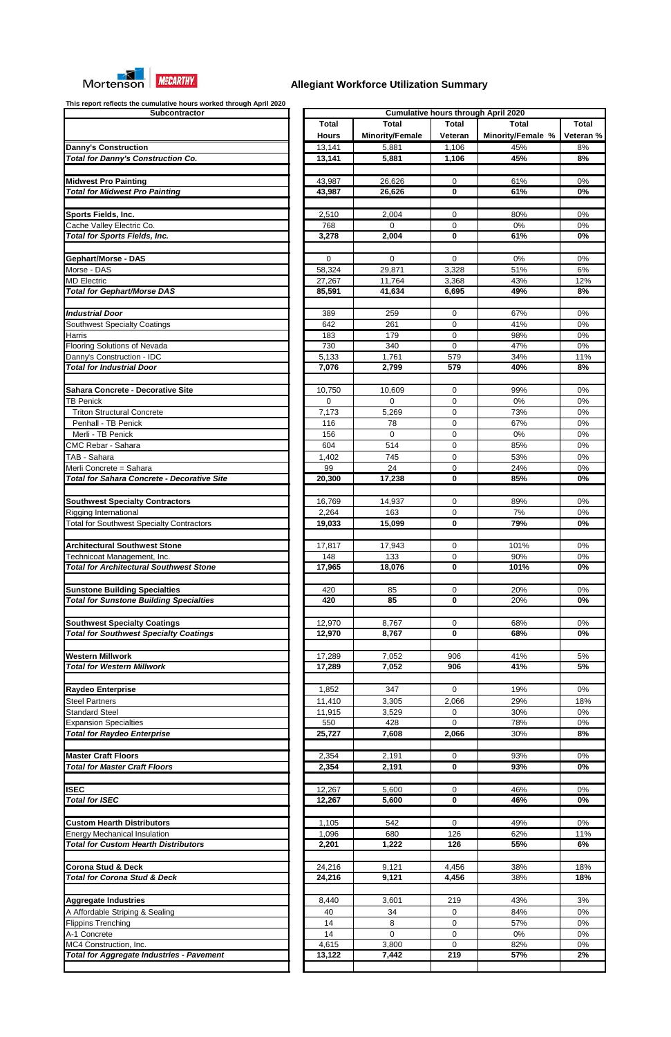Mortenson | McCARTHY

## Allegiant Workforce Utilization Summary

This report reflects the cumulative hours worked through April 2020

| Subcontractor | Total Hours | Total Minority/Female | Total Veteran | Total Minority/Female % | Total Veteran % |
|---|---|---|---|---|---|
| | Cumulative hours through April 2020 | | | | |
| **Danny's Construction** | 13,141 | 5,881 | 1,106 | 45% | 8% |
| ***Total for Danny's Construction Co.*** | **13,141** | **5,881** | **1,106** | **45%** | **8%** |
| | | | | | |
| **Midwest Pro Painting** | 43,987 | 26,626 | 0 | 61% | 0% |
| ***Total for Midwest Pro Painting*** | **43,987** | **26,626** | **0** | **61%** | **0%** |
| | | | | | |
| **Sports Fields, Inc.** | 2,510 | 2,004 | 0 | 80% | 0% |
| Cache Valley Electric Co. | 768 | 0 | 0 | 0% | 0% |
| ***Total for Sports Fields, Inc.*** | **3,278** | **2,004** | **0** | **61%** | **0%** |
| | | | | | |
| **Gephart/Morse - DAS** | 0 | 0 | 0 | 0% | 0% |
| Morse - DAS | 58,324 | 29,871 | 3,328 | 51% | 6% |
| MD Electric | 27,267 | 11,764 | 3,368 | 43% | 12% |
| ***Total for Gephart/Morse DAS*** | **85,591** | **41,634** | **6,695** | **49%** | **8%** |
| | | | | | |
| ***Industrial Door*** | 389 | 259 | 0 | 67% | 0% |
| Southwest Specialty Coatings | 642 | 261 | 0 | 41% | 0% |
| Harris | 183 | 179 | 0 | 98% | 0% |
| Flooring Solutions of Nevada | 730 | 340 | 0 | 47% | 0% |
| Danny's Construction - IDC | 5,133 | 1,761 | 579 | 34% | 11% |
| ***Total for Industrial Door*** | **7,076** | **2,799** | **579** | **40%** | **8%** |
| | | | | | |
| **Sahara Concrete - Decorative Site** | 10,750 | 10,609 | 0 | 99% | 0% |
| TB Penick | 0 | 0 | 0 | 0% | 0% |
| Triton Structural Concrete | 7,173 | 5,269 | 0 | 73% | 0% |
| Penhall - TB Penick | 116 | 78 | 0 | 67% | 0% |
| Merli - TB Penick | 156 | 0 | 0 | 0% | 0% |
| CMC Rebar - Sahara | 604 | 514 | 0 | 85% | 0% |
| TAB - Sahara | 1,402 | 745 | 0 | 53% | 0% |
| Merli Concrete = Sahara | 99 | 24 | 0 | 24% | 0% |
| ***Total for Sahara Concrete - Decorative Site*** | **20,300** | **17,238** | **0** | **85%** | **0%** |
| | | | | | |
| **Southwest Specialty Contractors** | 16,769 | 14,937 | 0 | 89% | 0% |
| Rigging International | 2,264 | 163 | 0 | 7% | 0% |
| Total for Southwest Specialty Contractors | **19,033** | **15,099** | **0** | **79%** | **0%** |
| | | | | | |
| **Architectural Southwest Stone** | 17,817 | 17,943 | 0 | 101% | 0% |
| Technicoat Management, Inc. | 148 | 133 | 0 | 90% | 0% |
| ***Total for Architectural Southwest Stone*** | **17,965** | **18,076** | **0** | **101%** | **0%** |
| | | | | | |
| **Sunstone Building Specialties** | 420 | 85 | 0 | 20% | 0% |
| ***Total for Sunstone Building Specialties*** | **420** | **85** | **0** | **20%** | **0%** |
| | | | | | |
| **Southwest Specialty Coatings** | 12,970 | 8,767 | 0 | 68% | 0% |
| ***Total for Southwest Specialty Coatings*** | **12,970** | **8,767** | **0** | **68%** | **0%** |
| | | | | | |
| **Western Millwork** | 17,289 | 7,052 | 906 | 41% | 5% |
| ***Total for Western Millwork*** | **17,289** | **7,052** | **906** | **41%** | **5%** |
| | | | | | |
| **Raydeo Enterprise** | 1,852 | 347 | 0 | 19% | 0% |
| Steel Partners | 11,410 | 3,305 | 2,066 | 29% | 18% |
| Standard Steel | 11,915 | 3,529 | 0 | 30% | 0% |
| Expansion Specialties | 550 | 428 | 0 | 78% | 0% |
| ***Total for Raydeo Enterprise*** | **25,727** | **7,608** | **2,066** | 30% | **8%** |
| | | | | | |
| **Master Craft Floors** | 2,354 | 2,191 | 0 | 93% | 0% |
| ***Total for Master Craft Floors*** | **2,354** | **2,191** | **0** | **93%** | **0%** |
| | | | | | |
| **ISEC** | 12,267 | 5,600 | 0 | 46% | 0% |
| ***Total for ISEC*** | **12,267** | **5,600** | **0** | **46%** | **0%** |
| | | | | | |
| **Custom Hearth Distributors** | 1,105 | 542 | 0 | 49% | 0% |
| Energy Mechanical Insulation | 1,096 | 680 | 126 | 62% | 11% |
| ***Total for Custom Hearth Distributors*** | **2,201** | **1,222** | **126** | **55%** | **6%** |
| | | | | | |
| **Corona Stud & Deck** | 24,216 | 9,121 | 4,456 | 38% | 18% |
| ***Total for Corona Stud & Deck*** | **24,216** | **9,121** | **4,456** | 38% | **18%** |
| | | | | | |
| **Aggregate Industries** | 8,440 | 3,601 | 219 | 43% | 3% |
| A Affordable Striping & Sealing | 40 | 34 | 0 | 84% | 0% |
| Flippins Trenching | 14 | 8 | 0 | 57% | 0% |
| A-1 Concrete | 14 | 0 | 0 | 0% | 0% |
| MC4 Construction, Inc. | 4,615 | 3,800 | 0 | 82% | 0% |
| ***Total for Aggregate Industries - Pavement*** | **13,122** | **7,442** | **219** | **57%** | **2%** |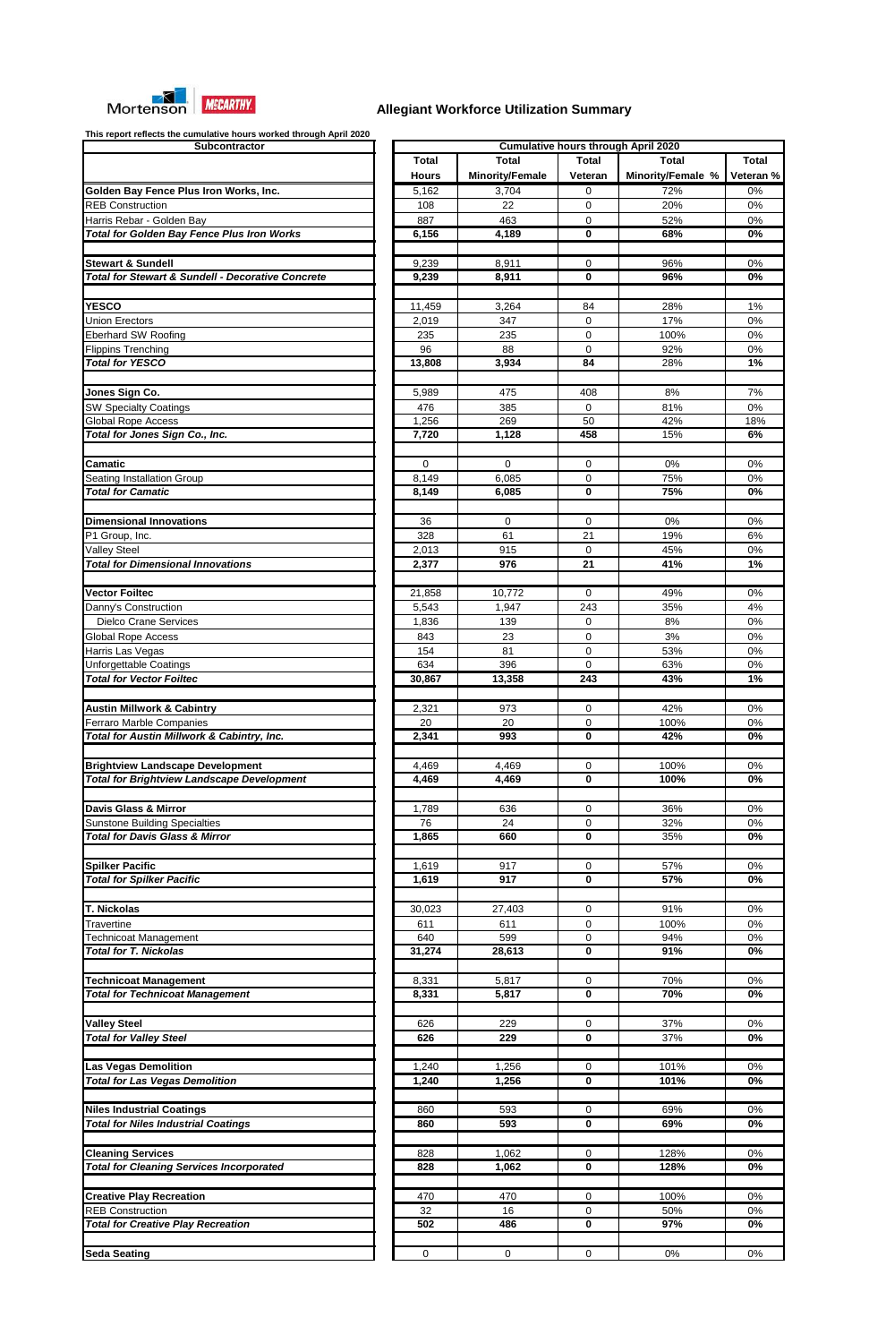Mortenson | McCARTHY

## Allegiant Workforce Utilization Summary

This report reflects the cumulative hours worked through April 2020

| Subcontractor | Cumulative hours through April 2020 | | | | |
|---|---|---|---|---|---|
| | Total Hours | Total Minority/Female | Total Veteran | Total Minority/Female % | Total Veteran % |
| **Golden Bay Fence Plus Iron Works, Inc.** | 5,162 | 3,704 | 0 | 72% | 0% |
| REB Construction | 108 | 22 | 0 | 20% | 0% |
| Harris Rebar - Golden Bay | 887 | 463 | 0 | 52% | 0% |
| ***Total for Golden Bay Fence Plus Iron Works*** | **6,156** | **4,189** | **0** | **68%** | **0%** |
| | | | | | |
| **Stewart & Sundell** | 9,239 | 8,911 | 0 | 96% | 0% |
| ***Total for Stewart & Sundell - Decorative Concrete*** | **9,239** | **8,911** | **0** | **96%** | **0%** |
| | | | | | |
| **YESCO** | 11,459 | 3,264 | 84 | 28% | 1% |
| Union Erectors | 2,019 | 347 | 0 | 17% | 0% |
| Eberhard SW Roofing | 235 | 235 | 0 | 100% | 0% |
| Flippins Trenching | 96 | 88 | 0 | 92% | 0% |
| ***Total for YESCO*** | **13,808** | **3,934** | **84** | 28% | **1%** |
| | | | | | |
| **Jones Sign Co.** | 5,989 | 475 | 408 | 8% | 7% |
| SW Specialty Coatings | 476 | 385 | 0 | 81% | 0% |
| Global Rope Access | 1,256 | 269 | 50 | 42% | 18% |
| ***Total for Jones Sign Co., Inc.*** | **7,720** | **1,128** | **458** | 15% | **6%** |
| | | | | | |
| **Camatic** | 0 | 0 | 0 | 0% | 0% |
| Seating Installation Group | 8,149 | 6,085 | 0 | 75% | 0% |
| ***Total for Camatic*** | **8,149** | **6,085** | **0** | **75%** | **0%** |
| | | | | | |
| **Dimensional Innovations** | 36 | 0 | 0 | 0% | 0% |
| P1 Group, Inc. | 328 | 61 | 21 | 19% | 6% |
| Valley Steel | 2,013 | 915 | 0 | 45% | 0% |
| ***Total for Dimensional Innovations*** | **2,377** | **976** | **21** | **41%** | **1%** |
| | | | | | |
| **Vector Foiltec** | 21,858 | 10,772 | 0 | 49% | 0% |
| Danny's Construction | 5,543 | 1,947 | 243 | 35% | 4% |
| Dielco Crane Services | 1,836 | 139 | 0 | 8% | 0% |
| Global Rope Access | 843 | 23 | 0 | 3% | 0% |
| Harris Las Vegas | 154 | 81 | 0 | 53% | 0% |
| Unforgettable Coatings | 634 | 396 | 0 | 63% | 0% |
| ***Total for Vector Foiltec*** | **30,867** | **13,358** | **243** | **43%** | **1%** |
| | | | | | |
| **Austin Millwork & Cabintry** | 2,321 | 973 | 0 | 42% | 0% |
| Ferraro Marble Companies | 20 | 20 | 0 | 100% | 0% |
| ***Total for Austin Millwork & Cabintry, Inc.*** | **2,341** | **993** | **0** | **42%** | **0%** |
| | | | | | |
| **Brightview Landscape Development** | 4,469 | 4,469 | 0 | 100% | 0% |
| ***Total for Brightview Landscape Development*** | **4,469** | **4,469** | **0** | **100%** | **0%** |
| | | | | | |
| **Davis Glass & Mirror** | 1,789 | 636 | 0 | 36% | 0% |
| Sunstone Building Specialties | 76 | 24 | 0 | 32% | 0% |
| ***Total for Davis Glass & Mirror*** | **1,865** | **660** | **0** | 35% | **0%** |
| | | | | | |
| **Spilker Pacific** | 1,619 | 917 | 0 | 57% | 0% |
| ***Total for Spilker Pacific*** | **1,619** | **917** | **0** | **57%** | **0%** |
| | | | | | |
| **T. Nickolas** | 30,023 | 27,403 | 0 | 91% | 0% |
| Travertine | 611 | 611 | 0 | 100% | 0% |
| Technicoat Management | 640 | 599 | 0 | 94% | 0% |
| ***Total for T. Nickolas*** | **31,274** | **28,613** | **0** | **91%** | **0%** |
| | | | | | |
| **Technicoat Management** | 8,331 | 5,817 | 0 | 70% | 0% |
| ***Total for Technicoat Management*** | **8,331** | **5,817** | **0** | **70%** | **0%** |
| | | | | | |
| **Valley Steel** | 626 | 229 | 0 | 37% | 0% |
| ***Total for Valley Steel*** | **626** | **229** | **0** | 37% | **0%** |
| | | | | | |
| **Las Vegas Demolition** | 1,240 | 1,256 | 0 | 101% | 0% |
| ***Total for Las Vegas Demolition*** | **1,240** | **1,256** | **0** | **101%** | **0%** |
| | | | | | |
| **Niles Industrial Coatings** | 860 | 593 | 0 | 69% | 0% |
| ***Total for Niles Industrial Coatings*** | **860** | **593** | **0** | **69%** | **0%** |
| | | | | | |
| **Cleaning Services** | 828 | 1,062 | 0 | 128% | 0% |
| ***Total for Cleaning Services Incorporated*** | **828** | **1,062** | **0** | **128%** | **0%** |
| | | | | | |
| **Creative Play Recreation** | 470 | 470 | 0 | 100% | 0% |
| REB Construction | 32 | 16 | 0 | 50% | 0% |
| ***Total for Creative Play Recreation*** | **502** | **486** | **0** | **97%** | **0%** |
| | | | | | |
| **Seda Seating** | 0 | 0 | 0 | 0% | 0% |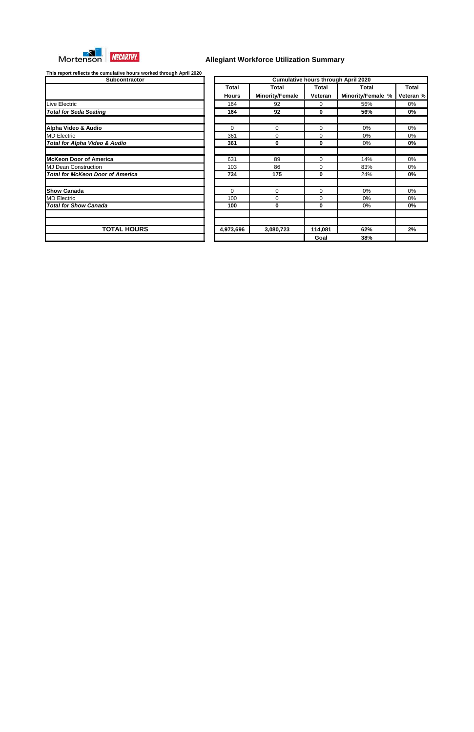Mortenson McCARTHY

## Allegiant Workforce Utilization Summary

**This report reflects the cumulative hours worked through April 2020**

| Subcontractor | Cumulative hours through April 2020 | | | | |
|---|---|---|---|---|---|
| | **Total Hours** | **Total Minority/Female** | **Total Veteran** | **Total Minority/Female %** | **Total Veteran %** |
| Live Electric | 164 | 92 | 0 | 56% | 0% |
| ***Total for Seda Seating*** | **164** | **92** | **0** | **56%** | **0%** |
| | | | | | |
| **Alpha Video & Audio** | 0 | 0 | 0 | 0% | 0% |
| MD Electric | 361 | 0 | 0 | 0% | 0% |
| ***Total for Alpha Video & Audio*** | **361** | **0** | **0** | 0% | **0%** |
| | | | | | |
| **McKeon Door of America** | 631 | 89 | 0 | 14% | 0% |
| MJ Dean Construction | 103 | 86 | 0 | 83% | 0% |
| ***Total for McKeon Door of America*** | **734** | **175** | **0** | 24% | **0%** |
| | | | | | |
| **Show Canada** | 0 | 0 | 0 | 0% | 0% |
| MD Electric | 100 | 0 | 0 | 0% | 0% |
| ***Total for Show Canada*** | **100** | **0** | **0** | 0% | **0%** |
| | | | | | |
| | | | | | |
| **TOTAL HOURS** | **4,973,696** | **3,080,723** | **114,081** | **62%** | **2%** |
| | | | **Goal** | **38%** | |